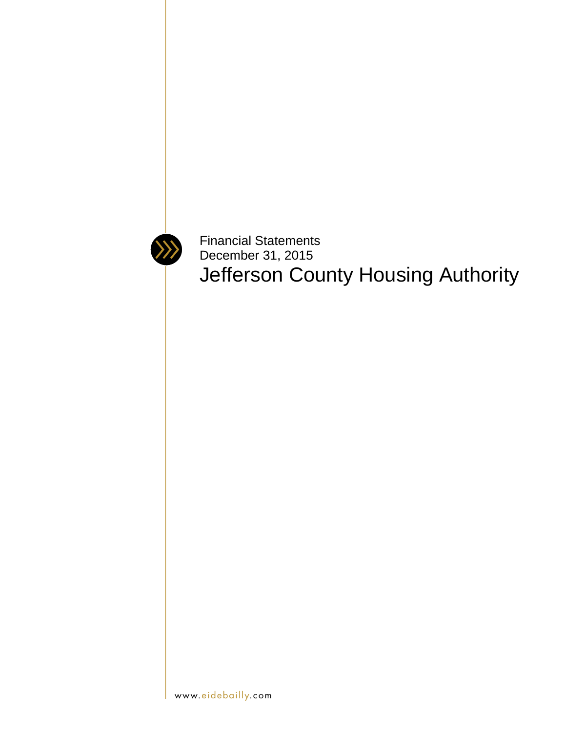Financial Statements
December 31, 2015

# Jefferson County Housing Authority

www.eidebailly.com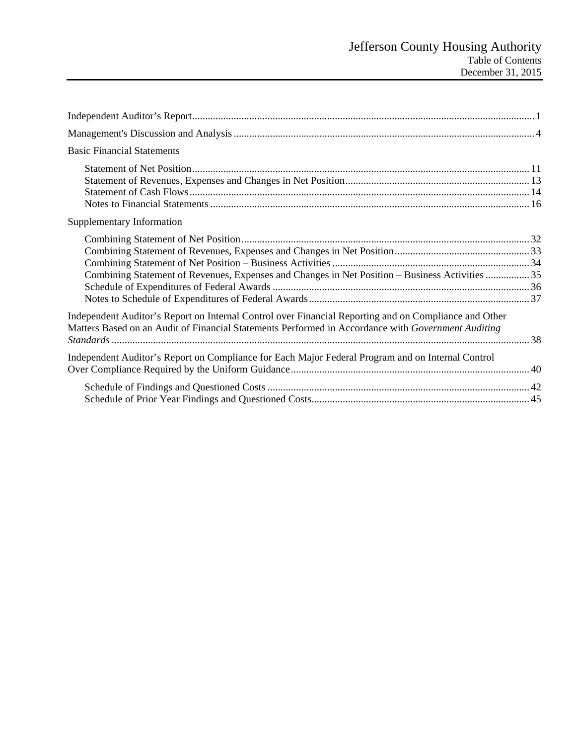# Jefferson County Housing Authority

Table of Contents

December 31, 2015

| | |
|---|---|
| Independent Auditor's Report | 1 |
| Management's Discussion and Analysis | 4 |
| **Basic Financial Statements** | |
| Statement of Net Position | 11 |
| Statement of Revenues, Expenses and Changes in Net Position | 13 |
| Statement of Cash Flows | 14 |
| Notes to Financial Statements | 16 |
| **Supplementary Information** | |
| Combining Statement of Net Position | 32 |
| Combining Statement of Revenues, Expenses and Changes in Net Position | 33 |
| Combining Statement of Net Position – Business Activities | 34 |
| Combining Statement of Revenues, Expenses and Changes in Net Position – Business Activities | 35 |
| Schedule of Expenditures of Federal Awards | 36 |
| Notes to Schedule of Expenditures of Federal Awards | 37 |
| Independent Auditor's Report on Internal Control over Financial Reporting and on Compliance and Other Matters Based on an Audit of Financial Statements Performed in Accordance with *Government Auditing Standards* | 38 |
| Independent Auditor's Report on Compliance for Each Major Federal Program and on Internal Control Over Compliance Required by the Uniform Guidance | 40 |
| Schedule of Findings and Questioned Costs | 42 |
| Schedule of Prior Year Findings and Questioned Costs | 45 |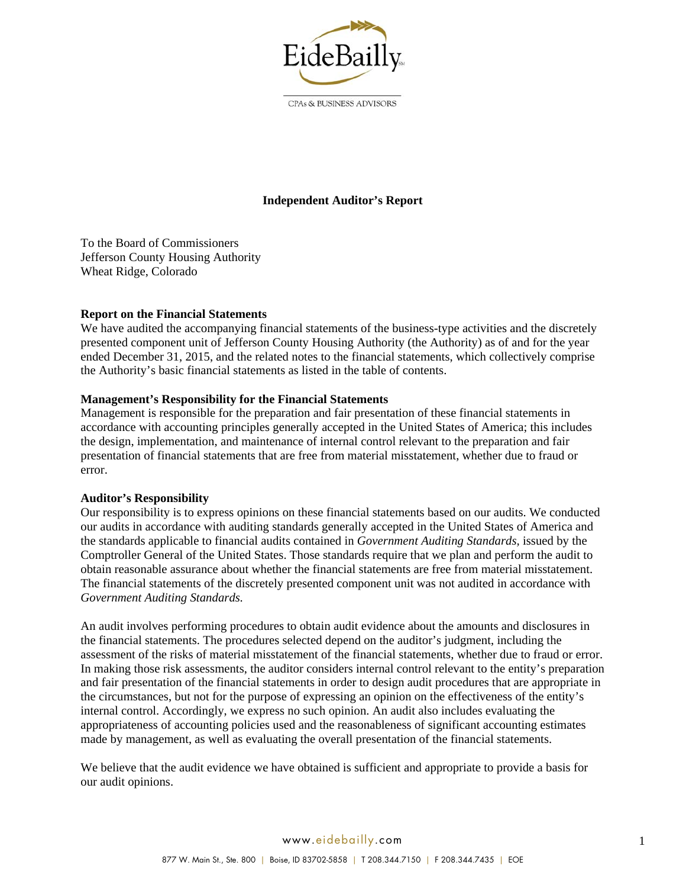# Independent Auditor's Report

To the Board of Commissioners
Jefferson County Housing Authority
Wheat Ridge, Colorado

**Report on the Financial Statements**
We have audited the accompanying financial statements of the business-type activities and the discretely presented component unit of Jefferson County Housing Authority (the Authority) as of and for the year ended December 31, 2015, and the related notes to the financial statements, which collectively comprise the Authority's basic financial statements as listed in the table of contents.

**Management's Responsibility for the Financial Statements**
Management is responsible for the preparation and fair presentation of these financial statements in accordance with accounting principles generally accepted in the United States of America; this includes the design, implementation, and maintenance of internal control relevant to the preparation and fair presentation of financial statements that are free from material misstatement, whether due to fraud or error.

**Auditor's Responsibility**
Our responsibility is to express opinions on these financial statements based on our audits. We conducted our audits in accordance with auditing standards generally accepted in the United States of America and the standards applicable to financial audits contained in *Government Auditing Standards,* issued by the Comptroller General of the United States. Those standards require that we plan and perform the audit to obtain reasonable assurance about whether the financial statements are free from material misstatement. The financial statements of the discretely presented component unit was not audited in accordance with *Government Auditing Standards.*

An audit involves performing procedures to obtain audit evidence about the amounts and disclosures in the financial statements. The procedures selected depend on the auditor's judgment, including the assessment of the risks of material misstatement of the financial statements, whether due to fraud or error. In making those risk assessments, the auditor considers internal control relevant to the entity's preparation and fair presentation of the financial statements in order to design audit procedures that are appropriate in the circumstances, but not for the purpose of expressing an opinion on the effectiveness of the entity's internal control. Accordingly, we express no such opinion. An audit also includes evaluating the appropriateness of accounting policies used and the reasonableness of significant accounting estimates made by management, as well as evaluating the overall presentation of the financial statements.

We believe that the audit evidence we have obtained is sufficient and appropriate to provide a basis for our audit opinions.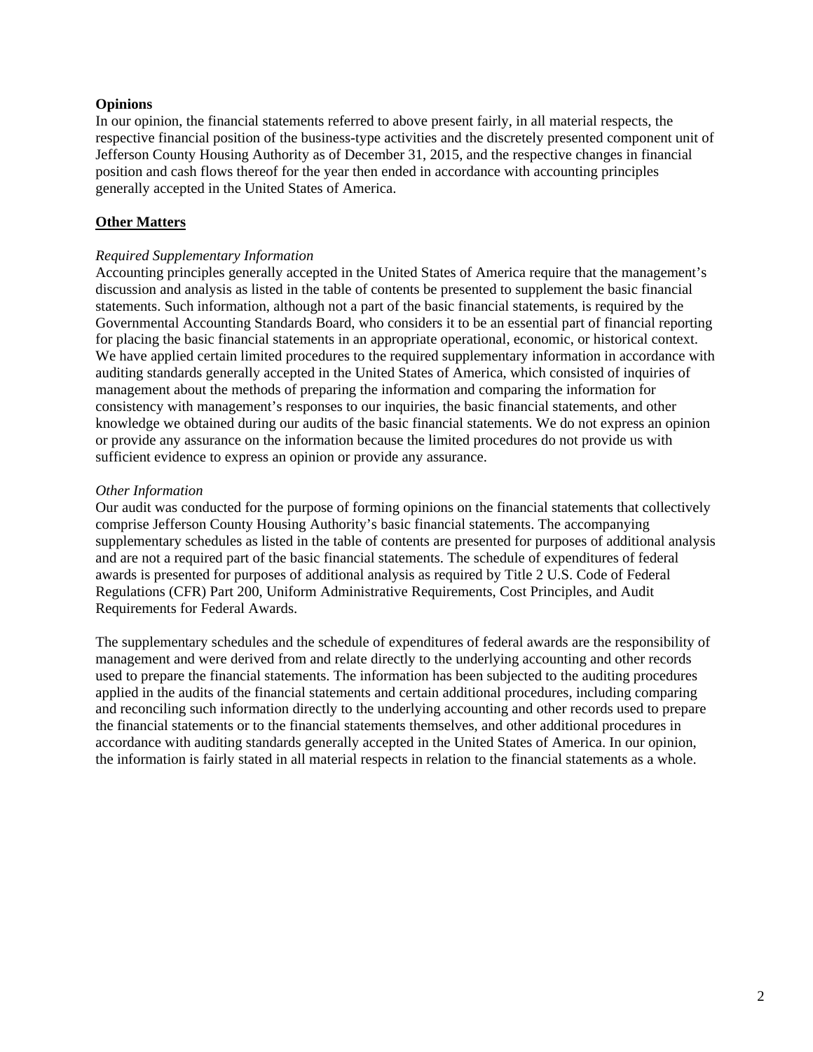**Opinions**

In our opinion, the financial statements referred to above present fairly, in all material respects, the respective financial position of the business-type activities and the discretely presented component unit of Jefferson County Housing Authority as of December 31, 2015, and the respective changes in financial position and cash flows thereof for the year then ended in accordance with accounting principles generally accepted in the United States of America.

**Other Matters**

*Required Supplementary Information*

Accounting principles generally accepted in the United States of America require that the management's discussion and analysis as listed in the table of contents be presented to supplement the basic financial statements. Such information, although not a part of the basic financial statements, is required by the Governmental Accounting Standards Board, who considers it to be an essential part of financial reporting for placing the basic financial statements in an appropriate operational, economic, or historical context. We have applied certain limited procedures to the required supplementary information in accordance with auditing standards generally accepted in the United States of America, which consisted of inquiries of management about the methods of preparing the information and comparing the information for consistency with management's responses to our inquiries, the basic financial statements, and other knowledge we obtained during our audits of the basic financial statements. We do not express an opinion or provide any assurance on the information because the limited procedures do not provide us with sufficient evidence to express an opinion or provide any assurance.

*Other Information*

Our audit was conducted for the purpose of forming opinions on the financial statements that collectively comprise Jefferson County Housing Authority's basic financial statements. The accompanying supplementary schedules as listed in the table of contents are presented for purposes of additional analysis and are not a required part of the basic financial statements. The schedule of expenditures of federal awards is presented for purposes of additional analysis as required by Title 2 U.S. Code of Federal Regulations (CFR) Part 200, Uniform Administrative Requirements, Cost Principles, and Audit Requirements for Federal Awards.

The supplementary schedules and the schedule of expenditures of federal awards are the responsibility of management and were derived from and relate directly to the underlying accounting and other records used to prepare the financial statements. The information has been subjected to the auditing procedures applied in the audits of the financial statements and certain additional procedures, including comparing and reconciling such information directly to the underlying accounting and other records used to prepare the financial statements or to the financial statements themselves, and other additional procedures in accordance with auditing standards generally accepted in the United States of America. In our opinion, the information is fairly stated in all material respects in relation to the financial statements as a whole.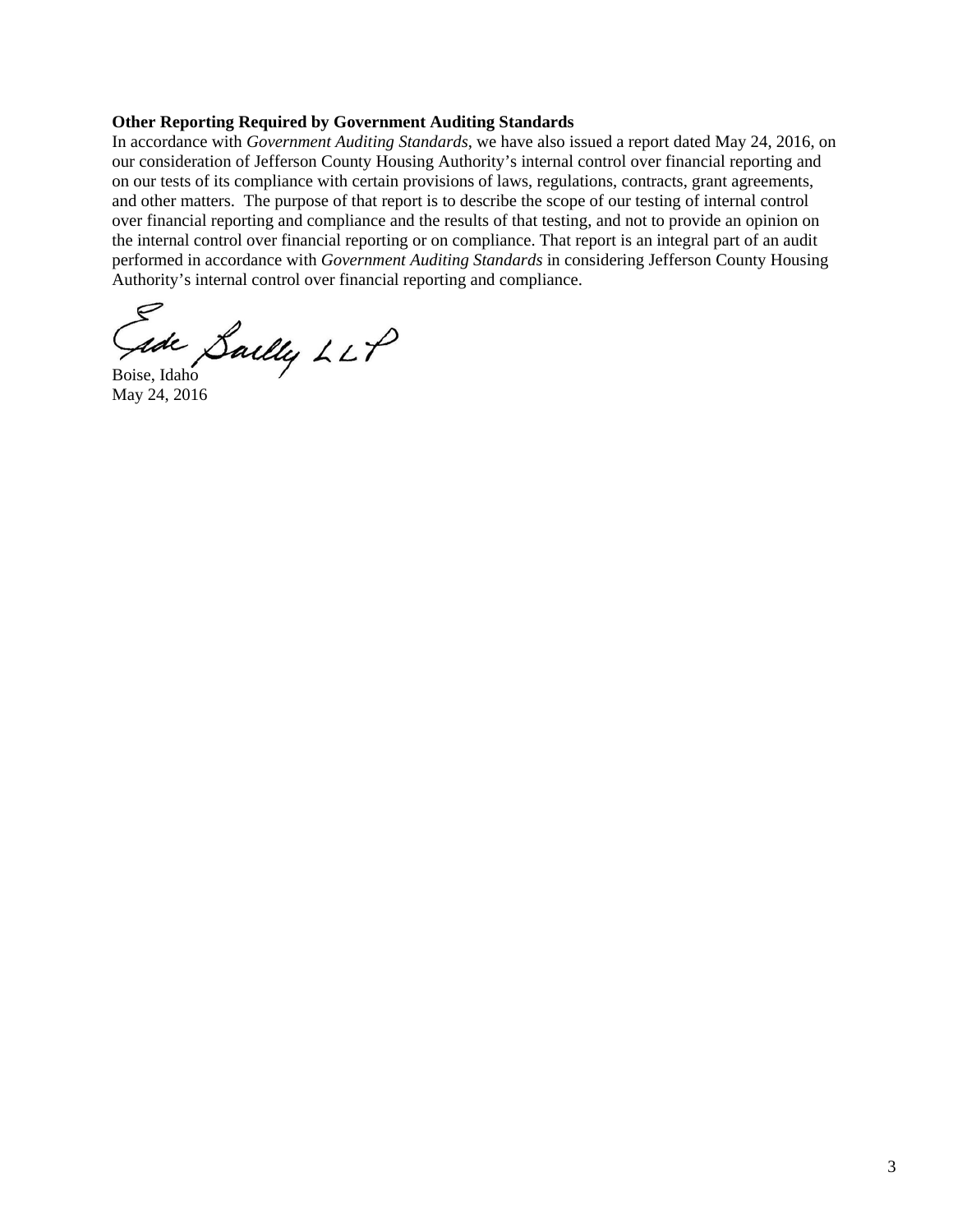**Other Reporting Required by Government Auditing Standards**

In accordance with *Government Auditing Standards*, we have also issued a report dated May 24, 2016, on our consideration of Jefferson County Housing Authority's internal control over financial reporting and on our tests of its compliance with certain provisions of laws, regulations, contracts, grant agreements, and other matters. The purpose of that report is to describe the scope of our testing of internal control over financial reporting and compliance and the results of that testing, and not to provide an opinion on the internal control over financial reporting or on compliance. That report is an integral part of an audit performed in accordance with *Government Auditing Standards* in considering Jefferson County Housing Authority's internal control over financial reporting and compliance.

Eide Bailly LLP

Boise, Idaho
May 24, 2016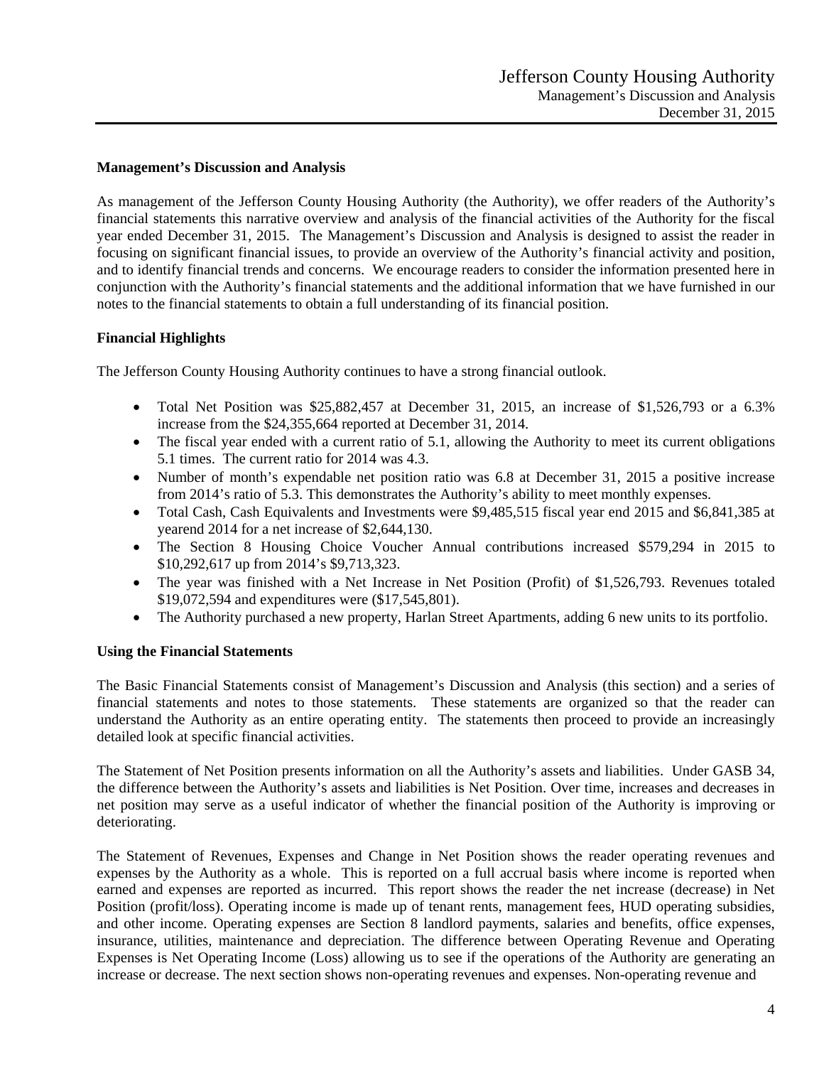## Management's Discussion and Analysis

As management of the Jefferson County Housing Authority (the Authority), we offer readers of the Authority's financial statements this narrative overview and analysis of the financial activities of the Authority for the fiscal year ended December 31, 2015. The Management's Discussion and Analysis is designed to assist the reader in focusing on significant financial issues, to provide an overview of the Authority's financial activity and position, and to identify financial trends and concerns. We encourage readers to consider the information presented here in conjunction with the Authority's financial statements and the additional information that we have furnished in our notes to the financial statements to obtain a full understanding of its financial position.

## Financial Highlights

The Jefferson County Housing Authority continues to have a strong financial outlook.

- Total Net Position was $25,882,457 at December 31, 2015, an increase of $1,526,793 or a 6.3% increase from the $24,355,664 reported at December 31, 2014.
- The fiscal year ended with a current ratio of 5.1, allowing the Authority to meet its current obligations 5.1 times. The current ratio for 2014 was 4.3.
- Number of month's expendable net position ratio was 6.8 at December 31, 2015 a positive increase from 2014's ratio of 5.3. This demonstrates the Authority's ability to meet monthly expenses.
- Total Cash, Cash Equivalents and Investments were $9,485,515 fiscal year end 2015 and $6,841,385 at yearend 2014 for a net increase of $2,644,130.
- The Section 8 Housing Choice Voucher Annual contributions increased $579,294 in 2015 to $10,292,617 up from 2014's $9,713,323.
- The year was finished with a Net Increase in Net Position (Profit) of $1,526,793. Revenues totaled $19,072,594 and expenditures were ($17,545,801).
- The Authority purchased a new property, Harlan Street Apartments, adding 6 new units to its portfolio.

## Using the Financial Statements

The Basic Financial Statements consist of Management's Discussion and Analysis (this section) and a series of financial statements and notes to those statements. These statements are organized so that the reader can understand the Authority as an entire operating entity. The statements then proceed to provide an increasingly detailed look at specific financial activities.

The Statement of Net Position presents information on all the Authority's assets and liabilities. Under GASB 34, the difference between the Authority's assets and liabilities is Net Position. Over time, increases and decreases in net position may serve as a useful indicator of whether the financial position of the Authority is improving or deteriorating.

The Statement of Revenues, Expenses and Change in Net Position shows the reader operating revenues and expenses by the Authority as a whole. This is reported on a full accrual basis where income is reported when earned and expenses are reported as incurred. This report shows the reader the net increase (decrease) in Net Position (profit/loss). Operating income is made up of tenant rents, management fees, HUD operating subsidies, and other income. Operating expenses are Section 8 landlord payments, salaries and benefits, office expenses, insurance, utilities, maintenance and depreciation. The difference between Operating Revenue and Operating Expenses is Net Operating Income (Loss) allowing us to see if the operations of the Authority are generating an increase or decrease. The next section shows non-operating revenues and expenses. Non-operating revenue and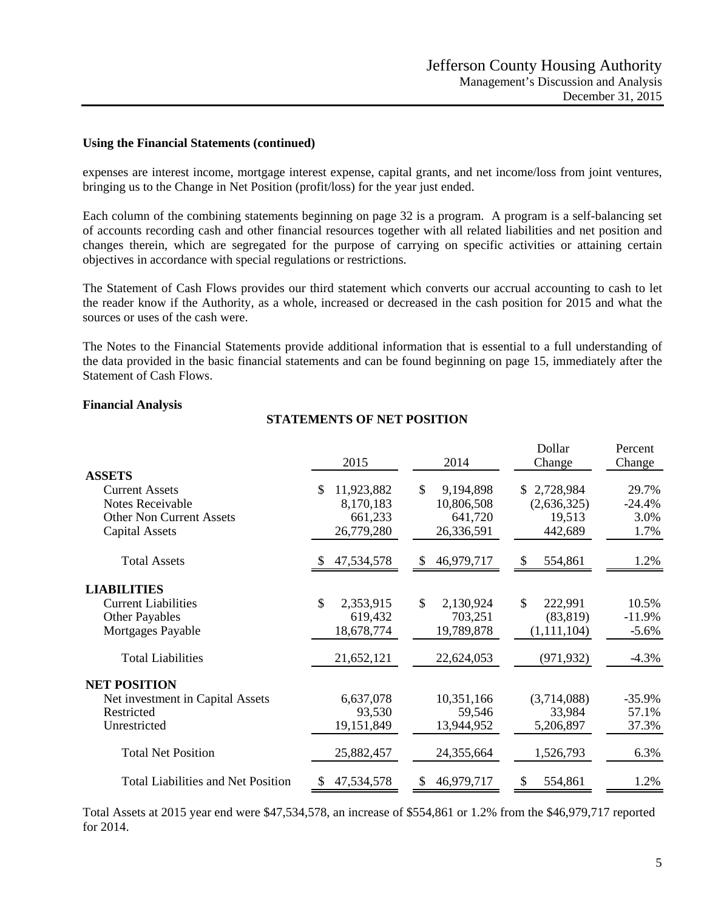**Using the Financial Statements (continued)**

expenses are interest income, mortgage interest expense, capital grants, and net income/loss from joint ventures, bringing us to the Change in Net Position (profit/loss) for the year just ended.

Each column of the combining statements beginning on page 32 is a program. A program is a self-balancing set of accounts recording cash and other financial resources together with all related liabilities and net position and changes therein, which are segregated for the purpose of carrying on specific activities or attaining certain objectives in accordance with special regulations or restrictions.

The Statement of Cash Flows provides our third statement which converts our accrual accounting to cash to let the reader know if the Authority, as a whole, increased or decreased in the cash position for 2015 and what the sources or uses of the cash were.

The Notes to the Financial Statements provide additional information that is essential to a full understanding of the data provided in the basic financial statements and can be found beginning on page 15, immediately after the Statement of Cash Flows.

**Financial Analysis**

**STATEMENTS OF NET POSITION**

| | 2015 | 2014 | Dollar Change | Percent Change |
|---|---|---|---|---|
| **ASSETS** | | | | |
| Current Assets | $ 11,923,882 | $ 9,194,898 | $ 2,728,984 | 29.7% |
| Notes Receivable | 8,170,183 | 10,806,508 | (2,636,325) | -24.4% |
| Other Non Current Assets | 661,233 | 641,720 | 19,513 | 3.0% |
| Capital Assets | 26,779,280 | 26,336,591 | 442,689 | 1.7% |
| Total Assets | $ 47,534,578 | $ 46,979,717 | $ 554,861 | 1.2% |
| **LIABILITIES** | | | | |
| Current Liabilities | $ 2,353,915 | $ 2,130,924 | $ 222,991 | 10.5% |
| Other Payables | 619,432 | 703,251 | (83,819) | -11.9% |
| Mortgages Payable | 18,678,774 | 19,789,878 | (1,111,104) | -5.6% |
| Total Liabilities | 21,652,121 | 22,624,053 | (971,932) | -4.3% |
| **NET POSITION** | | | | |
| Net investment in Capital Assets | 6,637,078 | 10,351,166 | (3,714,088) | -35.9% |
| Restricted | 93,530 | 59,546 | 33,984 | 57.1% |
| Unrestricted | 19,151,849 | 13,944,952 | 5,206,897 | 37.3% |
| Total Net Position | 25,882,457 | 24,355,664 | 1,526,793 | 6.3% |
| Total Liabilities and Net Position | $ 47,534,578 | $ 46,979,717 | $ 554,861 | 1.2% |

Total Assets at 2015 year end were $47,534,578, an increase of $554,861 or 1.2% from the $46,979,717 reported for 2014.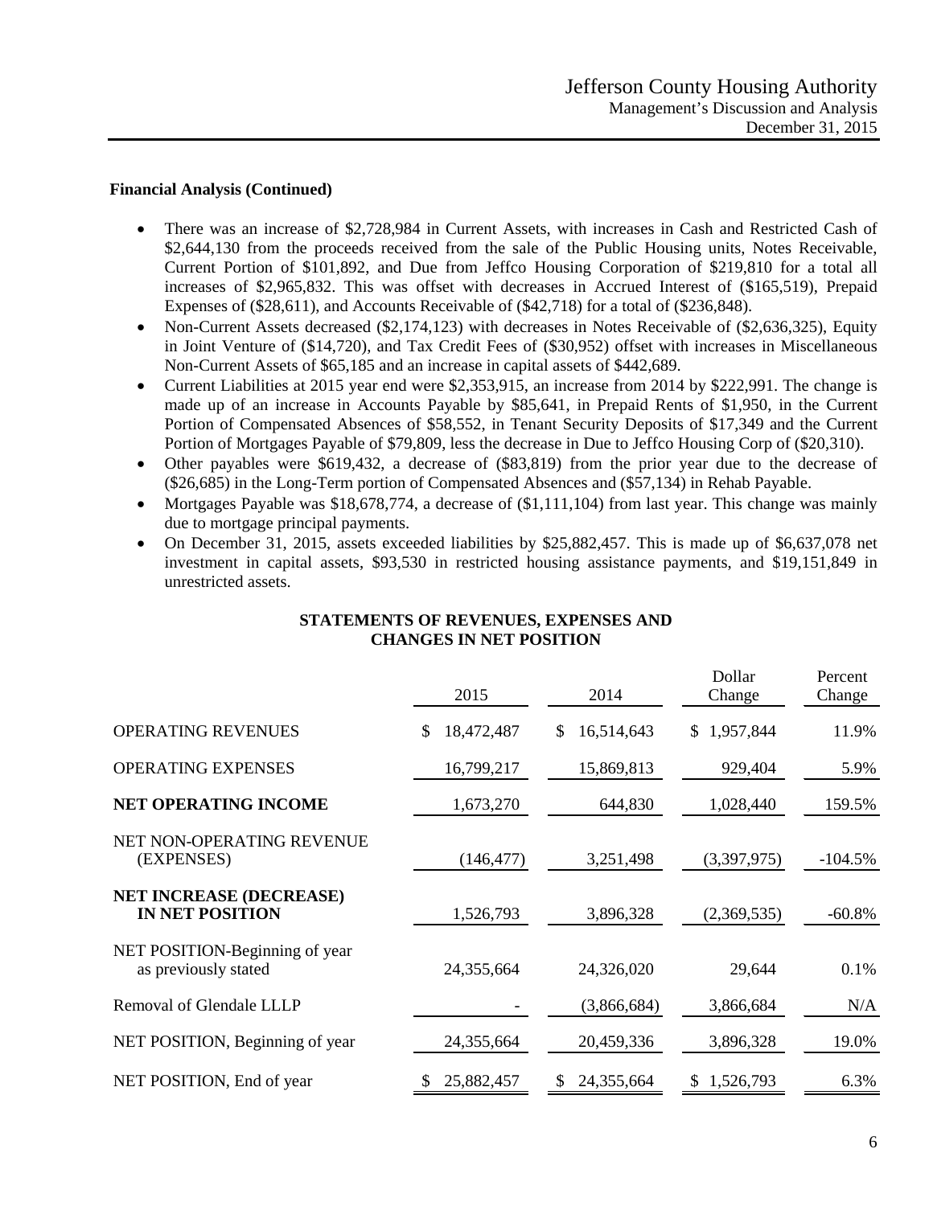**Financial Analysis (Continued)**

- There was an increase of $2,728,984 in Current Assets, with increases in Cash and Restricted Cash of $2,644,130 from the proceeds received from the sale of the Public Housing units, Notes Receivable, Current Portion of $101,892, and Due from Jeffco Housing Corporation of $219,810 for a total all increases of $2,965,832. This was offset with decreases in Accrued Interest of ($165,519), Prepaid Expenses of ($28,611), and Accounts Receivable of ($42,718) for a total of ($236,848).
- Non-Current Assets decreased ($2,174,123) with decreases in Notes Receivable of ($2,636,325), Equity in Joint Venture of ($14,720), and Tax Credit Fees of ($30,952) offset with increases in Miscellaneous Non-Current Assets of $65,185 and an increase in capital assets of $442,689.
- Current Liabilities at 2015 year end were $2,353,915, an increase from 2014 by $222,991. The change is made up of an increase in Accounts Payable by $85,641, in Prepaid Rents of $1,950, in the Current Portion of Compensated Absences of $58,552, in Tenant Security Deposits of $17,349 and the Current Portion of Mortgages Payable of $79,809, less the decrease in Due to Jeffco Housing Corp of ($20,310).
- Other payables were $619,432, a decrease of ($83,819) from the prior year due to the decrease of ($26,685) in the Long-Term portion of Compensated Absences and ($57,134) in Rehab Payable.
- Mortgages Payable was $18,678,774, a decrease of ($1,111,104) from last year. This change was mainly due to mortgage principal payments.
- On December 31, 2015, assets exceeded liabilities by $25,882,457. This is made up of $6,637,078 net investment in capital assets, $93,530 in restricted housing assistance payments, and $19,151,849 in unrestricted assets.

**STATEMENTS OF REVENUES, EXPENSES AND CHANGES IN NET POSITION**

| | 2015 | 2014 | Dollar Change | Percent Change |
|---|---|---|---|---|
| OPERATING REVENUES | $ 18,472,487 | $ 16,514,643 | $ 1,957,844 | 11.9% |
| OPERATING EXPENSES | 16,799,217 | 15,869,813 | 929,404 | 5.9% |
| **NET OPERATING INCOME** | 1,673,270 | 644,830 | 1,028,440 | 159.5% |
| NET NON-OPERATING REVENUE (EXPENSES) | (146,477) | 3,251,498 | (3,397,975) | -104.5% |
| **NET INCREASE (DECREASE) IN NET POSITION** | 1,526,793 | 3,896,328 | (2,369,535) | -60.8% |
| NET POSITION-Beginning of year as previously stated | 24,355,664 | 24,326,020 | 29,644 | 0.1% |
| Removal of Glendale LLLP | - | (3,866,684) | 3,866,684 | N/A |
| NET POSITION, Beginning of year | 24,355,664 | 20,459,336 | 3,896,328 | 19.0% |
| NET POSITION, End of year | $ 25,882,457 | $ 24,355,664 | $ 1,526,793 | 6.3% |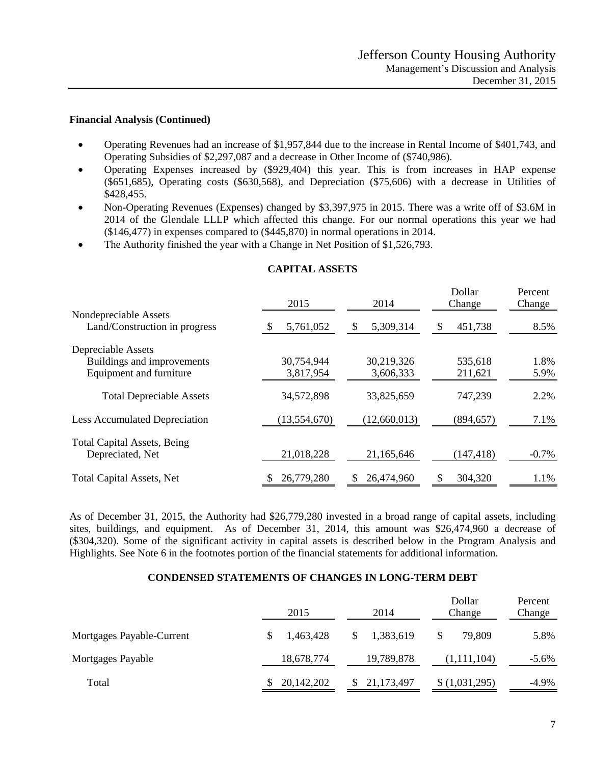**Financial Analysis (Continued)**

- Operating Revenues had an increase of $1,957,844 due to the increase in Rental Income of $401,743, and Operating Subsidies of $2,297,087 and a decrease in Other Income of ($740,986).
- Operating Expenses increased by ($929,404) this year. This is from increases in HAP expense ($651,685), Operating costs ($630,568), and Depreciation ($75,606) with a decrease in Utilities of $428,455.
- Non-Operating Revenues (Expenses) changed by $3,397,975 in 2015. There was a write off of $3.6M in 2014 of the Glendale LLLP which affected this change. For our normal operations this year we had ($146,477) in expenses compared to ($445,870) in normal operations in 2014.
- The Authority finished the year with a Change in Net Position of $1,526,793.

**CAPITAL ASSETS**

| | 2015 | 2014 | Dollar Change | Percent Change |
|---|---|---|---|---|
| Nondepreciable Assets | | | | |
| Land/Construction in progress | $ 5,761,052 | $ 5,309,314 | $ 451,738 | 8.5% |
| Depreciable Assets | | | | |
| Buildings and improvements | 30,754,944 | 30,219,326 | 535,618 | 1.8% |
| Equipment and furniture | 3,817,954 | 3,606,333 | 211,621 | 5.9% |
| Total Depreciable Assets | 34,572,898 | 33,825,659 | 747,239 | 2.2% |
| Less Accumulated Depreciation | (13,554,670) | (12,660,013) | (894,657) | 7.1% |
| Total Capital Assets, Being Depreciated, Net | 21,018,228 | 21,165,646 | (147,418) | -0.7% |
| Total Capital Assets, Net | $ 26,779,280 | $ 26,474,960 | $ 304,320 | 1.1% |

As of December 31, 2015, the Authority had $26,779,280 invested in a broad range of capital assets, including sites, buildings, and equipment. As of December 31, 2014, this amount was $26,474,960 a decrease of ($304,320). Some of the significant activity in capital assets is described below in the Program Analysis and Highlights. See Note 6 in the footnotes portion of the financial statements for additional information.

**CONDENSED STATEMENTS OF CHANGES IN LONG-TERM DEBT**

| | 2015 | 2014 | Dollar Change | Percent Change |
|---|---|---|---|---|
| Mortgages Payable-Current | $ 1,463,428 | $ 1,383,619 | $ 79,809 | 5.8% |
| Mortgages Payable | 18,678,774 | 19,789,878 | (1,111,104) | -5.6% |
| Total | $ 20,142,202 | $ 21,173,497 | $ (1,031,295) | -4.9% |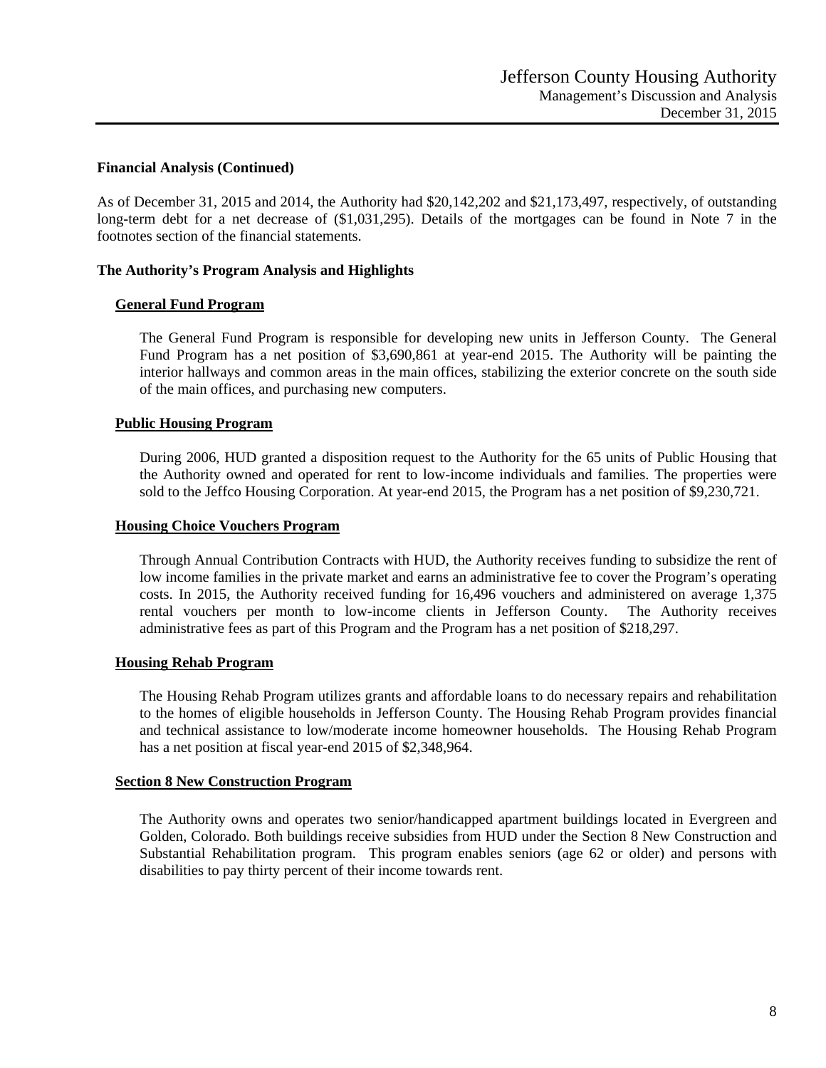**Financial Analysis (Continued)**

As of December 31, 2015 and 2014, the Authority had $20,142,202 and $21,173,497, respectively, of outstanding long-term debt for a net decrease of ($1,031,295). Details of the mortgages can be found in Note 7 in the footnotes section of the financial statements.

**The Authority's Program Analysis and Highlights**

**General Fund Program**

The General Fund Program is responsible for developing new units in Jefferson County. The General Fund Program has a net position of $3,690,861 at year-end 2015. The Authority will be painting the interior hallways and common areas in the main offices, stabilizing the exterior concrete on the south side of the main offices, and purchasing new computers.

**Public Housing Program**

During 2006, HUD granted a disposition request to the Authority for the 65 units of Public Housing that the Authority owned and operated for rent to low-income individuals and families. The properties were sold to the Jeffco Housing Corporation. At year-end 2015, the Program has a net position of $9,230,721.

**Housing Choice Vouchers Program**

Through Annual Contribution Contracts with HUD, the Authority receives funding to subsidize the rent of low income families in the private market and earns an administrative fee to cover the Program's operating costs. In 2015, the Authority received funding for 16,496 vouchers and administered on average 1,375 rental vouchers per month to low-income clients in Jefferson County. The Authority receives administrative fees as part of this Program and the Program has a net position of $218,297.

**Housing Rehab Program**

The Housing Rehab Program utilizes grants and affordable loans to do necessary repairs and rehabilitation to the homes of eligible households in Jefferson County. The Housing Rehab Program provides financial and technical assistance to low/moderate income homeowner households. The Housing Rehab Program has a net position at fiscal year-end 2015 of $2,348,964.

**Section 8 New Construction Program**

The Authority owns and operates two senior/handicapped apartment buildings located in Evergreen and Golden, Colorado. Both buildings receive subsidies from HUD under the Section 8 New Construction and Substantial Rehabilitation program. This program enables seniors (age 62 or older) and persons with disabilities to pay thirty percent of their income towards rent.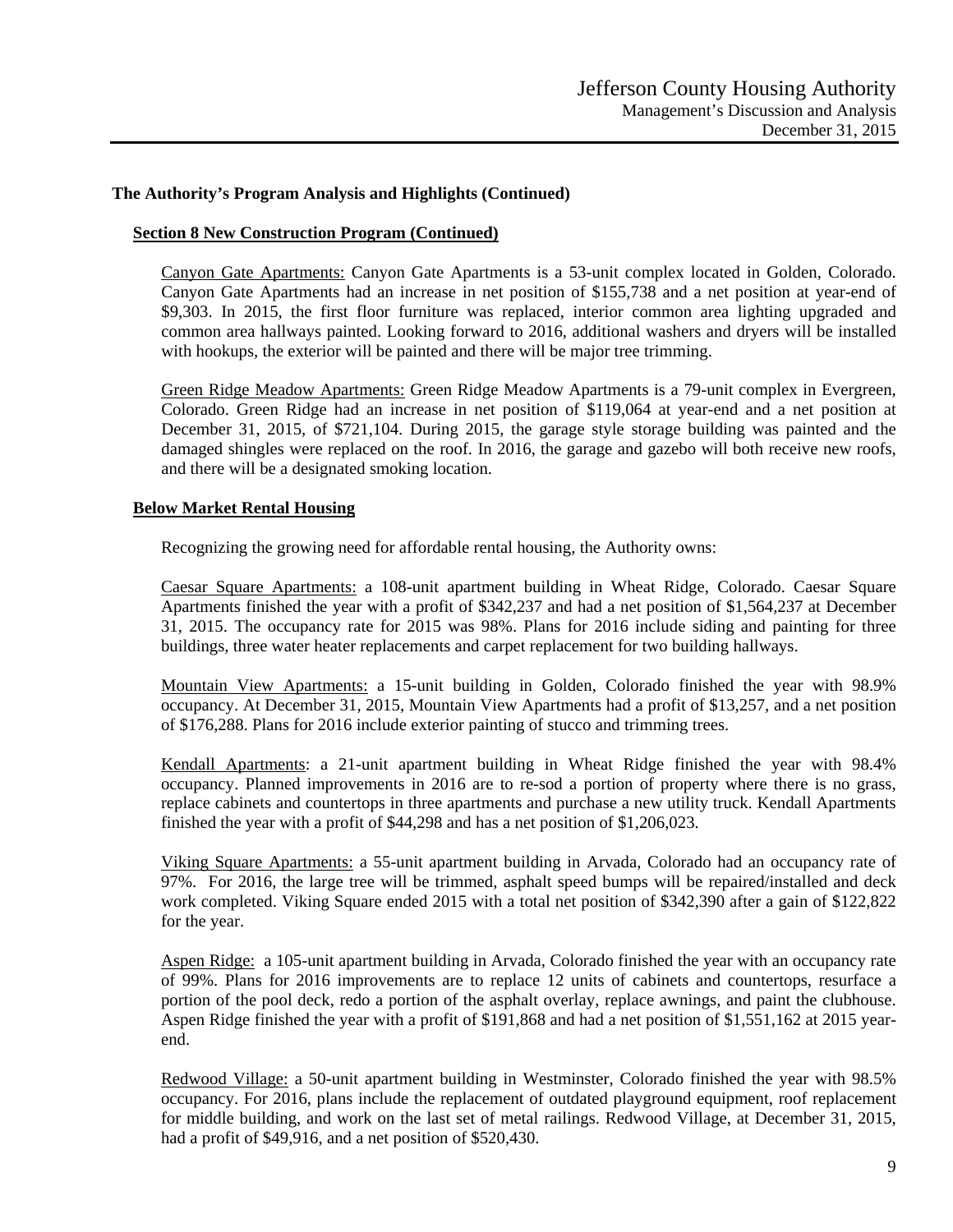## The Authority's Program Analysis and Highlights (Continued)

### Section 8 New Construction Program (Continued)

Canyon Gate Apartments: Canyon Gate Apartments is a 53-unit complex located in Golden, Colorado. Canyon Gate Apartments had an increase in net position of $155,738 and a net position at year-end of $9,303. In 2015, the first floor furniture was replaced, interior common area lighting upgraded and common area hallways painted. Looking forward to 2016, additional washers and dryers will be installed with hookups, the exterior will be painted and there will be major tree trimming.

Green Ridge Meadow Apartments: Green Ridge Meadow Apartments is a 79-unit complex in Evergreen, Colorado. Green Ridge had an increase in net position of $119,064 at year-end and a net position at December 31, 2015, of $721,104. During 2015, the garage style storage building was painted and the damaged shingles were replaced on the roof. In 2016, the garage and gazebo will both receive new roofs, and there will be a designated smoking location.

### Below Market Rental Housing

Recognizing the growing need for affordable rental housing, the Authority owns:

Caesar Square Apartments: a 108-unit apartment building in Wheat Ridge, Colorado. Caesar Square Apartments finished the year with a profit of $342,237 and had a net position of $1,564,237 at December 31, 2015. The occupancy rate for 2015 was 98%. Plans for 2016 include siding and painting for three buildings, three water heater replacements and carpet replacement for two building hallways.

Mountain View Apartments: a 15-unit building in Golden, Colorado finished the year with 98.9% occupancy. At December 31, 2015, Mountain View Apartments had a profit of $13,257, and a net position of $176,288. Plans for 2016 include exterior painting of stucco and trimming trees.

Kendall Apartments: a 21-unit apartment building in Wheat Ridge finished the year with 98.4% occupancy. Planned improvements in 2016 are to re-sod a portion of property where there is no grass, replace cabinets and countertops in three apartments and purchase a new utility truck. Kendall Apartments finished the year with a profit of $44,298 and has a net position of $1,206,023.

Viking Square Apartments: a 55-unit apartment building in Arvada, Colorado had an occupancy rate of 97%. For 2016, the large tree will be trimmed, asphalt speed bumps will be repaired/installed and deck work completed. Viking Square ended 2015 with a total net position of $342,390 after a gain of $122,822 for the year.

Aspen Ridge: a 105-unit apartment building in Arvada, Colorado finished the year with an occupancy rate of 99%. Plans for 2016 improvements are to replace 12 units of cabinets and countertops, resurface a portion of the pool deck, redo a portion of the asphalt overlay, replace awnings, and paint the clubhouse. Aspen Ridge finished the year with a profit of $191,868 and had a net position of $1,551,162 at 2015 year-end.

Redwood Village: a 50-unit apartment building in Westminster, Colorado finished the year with 98.5% occupancy. For 2016, plans include the replacement of outdated playground equipment, roof replacement for middle building, and work on the last set of metal railings. Redwood Village, at December 31, 2015, had a profit of $49,916, and a net position of $520,430.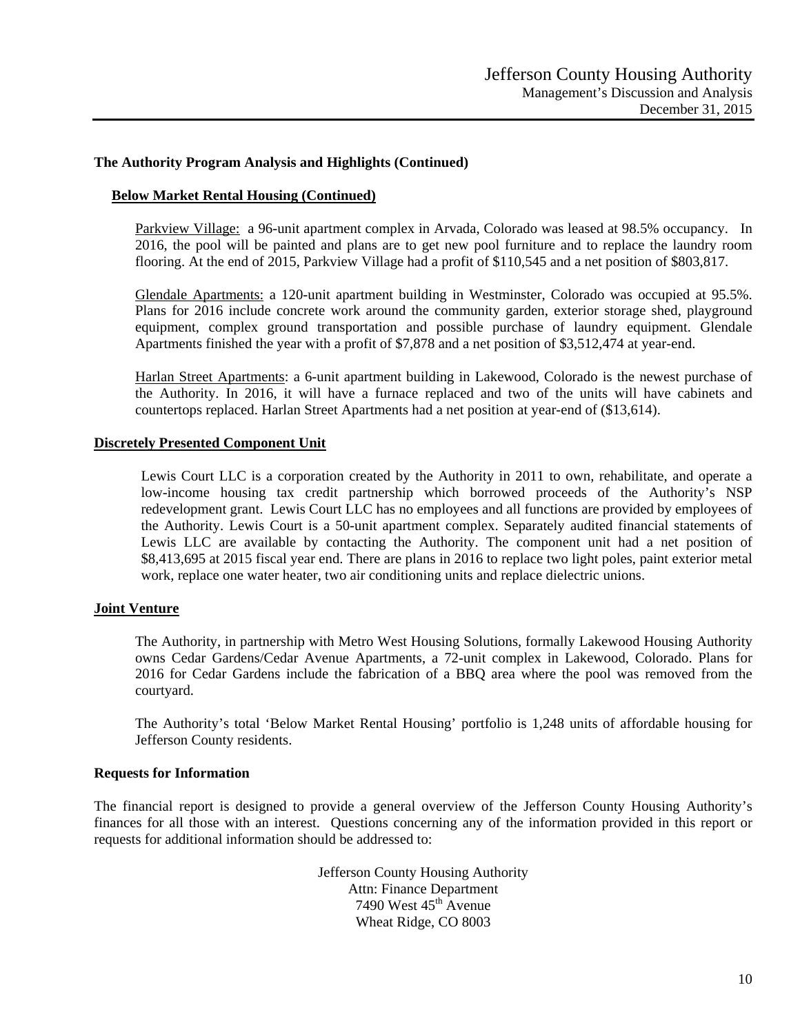**The Authority Program Analysis and Highlights (Continued)**

**Below Market Rental Housing (Continued)**

Parkview Village: a 96-unit apartment complex in Arvada, Colorado was leased at 98.5% occupancy. In 2016, the pool will be painted and plans are to get new pool furniture and to replace the laundry room flooring. At the end of 2015, Parkview Village had a profit of $110,545 and a net position of $803,817.

Glendale Apartments: a 120-unit apartment building in Westminster, Colorado was occupied at 95.5%. Plans for 2016 include concrete work around the community garden, exterior storage shed, playground equipment, complex ground transportation and possible purchase of laundry equipment. Glendale Apartments finished the year with a profit of $7,878 and a net position of $3,512,474 at year-end.

Harlan Street Apartments: a 6-unit apartment building in Lakewood, Colorado is the newest purchase of the Authority. In 2016, it will have a furnace replaced and two of the units will have cabinets and countertops replaced. Harlan Street Apartments had a net position at year-end of ($13,614).

**Discretely Presented Component Unit**

Lewis Court LLC is a corporation created by the Authority in 2011 to own, rehabilitate, and operate a low-income housing tax credit partnership which borrowed proceeds of the Authority's NSP redevelopment grant. Lewis Court LLC has no employees and all functions are provided by employees of the Authority. Lewis Court is a 50-unit apartment complex. Separately audited financial statements of Lewis LLC are available by contacting the Authority. The component unit had a net position of $8,413,695 at 2015 fiscal year end. There are plans in 2016 to replace two light poles, paint exterior metal work, replace one water heater, two air conditioning units and replace dielectric unions.

**Joint Venture**

The Authority, in partnership with Metro West Housing Solutions, formally Lakewood Housing Authority owns Cedar Gardens/Cedar Avenue Apartments, a 72-unit complex in Lakewood, Colorado. Plans for 2016 for Cedar Gardens include the fabrication of a BBQ area where the pool was removed from the courtyard.

The Authority's total 'Below Market Rental Housing' portfolio is 1,248 units of affordable housing for Jefferson County residents.

**Requests for Information**

The financial report is designed to provide a general overview of the Jefferson County Housing Authority's finances for all those with an interest. Questions concerning any of the information provided in this report or requests for additional information should be addressed to:

Jefferson County Housing Authority
Attn: Finance Department
7490 West 45th Avenue
Wheat Ridge, CO 8003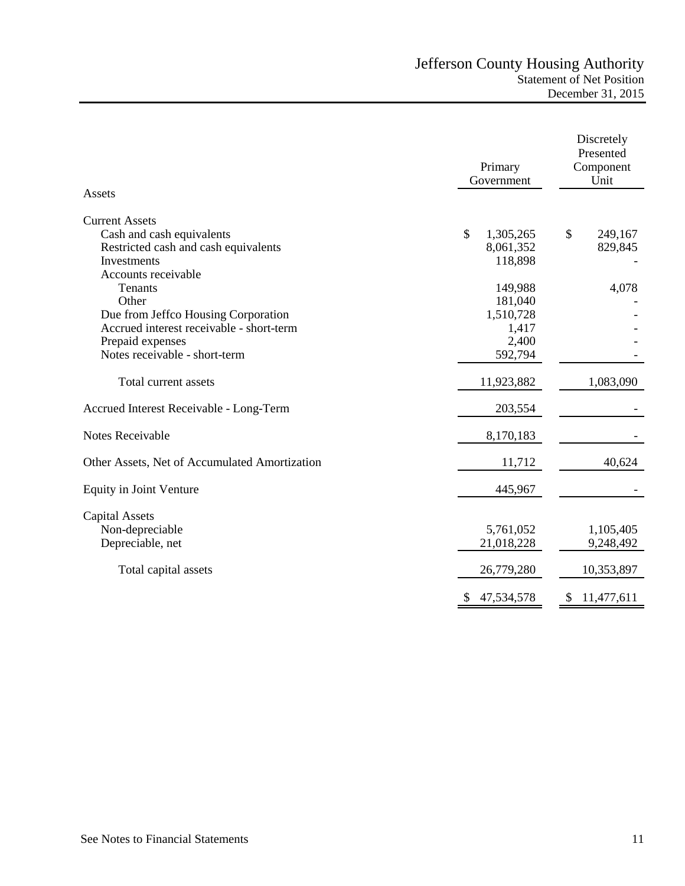# Jefferson County Housing Authority

## Statement of Net Position

## December 31, 2015

| Assets | Primary Government | Discretely Presented Component Unit |
|---|---|---|
| **Current Assets** | | |
| Cash and cash equivalents | $ 1,305,265 | $ 249,167 |
| Restricted cash and cash equivalents | 8,061,352 | 829,845 |
| Investments | 118,898 | - |
| Accounts receivable | | |
| Tenants | 149,988 | 4,078 |
| Other | 181,040 | - |
| Due from Jeffco Housing Corporation | 1,510,728 | - |
| Accrued interest receivable - short-term | 1,417 | - |
| Prepaid expenses | 2,400 | - |
| Notes receivable - short-term | 592,794 | - |
| Total current assets | 11,923,882 | 1,083,090 |
| Accrued Interest Receivable - Long-Term | 203,554 | - |
| Notes Receivable | 8,170,183 | - |
| Other Assets, Net of Accumulated Amortization | 11,712 | 40,624 |
| Equity in Joint Venture | 445,967 | - |
| **Capital Assets** | | |
| Non-depreciable | 5,761,052 | 1,105,405 |
| Depreciable, net | 21,018,228 | 9,248,492 |
| Total capital assets | 26,779,280 | 10,353,897 |
| | $ 47,534,578 | $ 11,477,611 |

See Notes to Financial Statements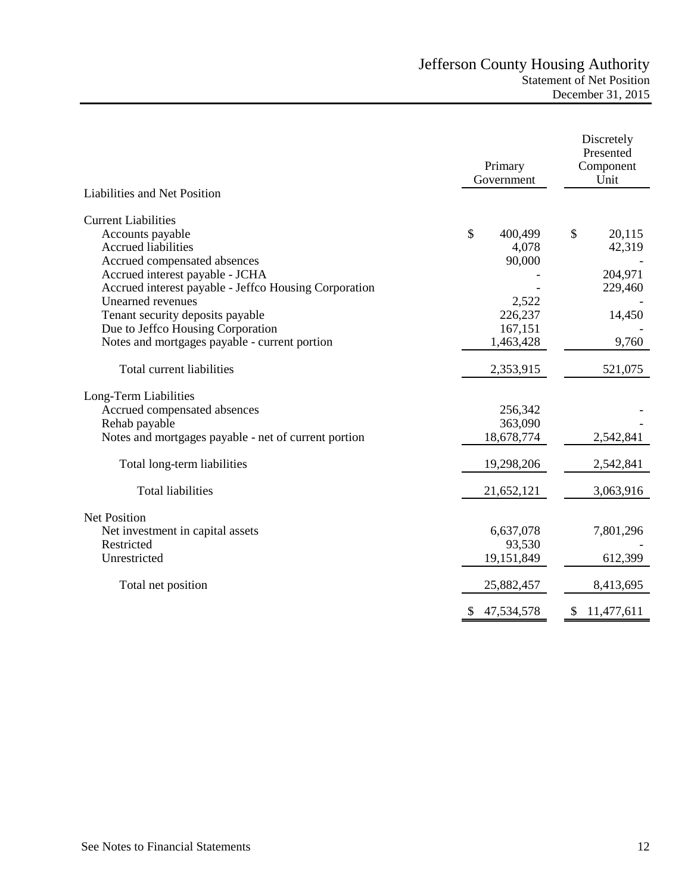# Jefferson County Housing Authority

## Statement of Net Position

### December 31, 2015

| Liabilities and Net Position | Primary Government | Discretely Presented Component Unit |
|---|---|---|
| **Current Liabilities** | | |
| Accounts payable | $ 400,499 | $ 20,115 |
| Accrued liabilities | 4,078 | 42,319 |
| Accrued compensated absences | 90,000 | - |
| Accrued interest payable - JCHA | - | 204,971 |
| Accrued interest payable - Jeffco Housing Corporation | - | 229,460 |
| Unearned revenues | 2,522 | - |
| Tenant security deposits payable | 226,237 | 14,450 |
| Due to Jeffco Housing Corporation | 167,151 | - |
| Notes and mortgages payable - current portion | 1,463,428 | 9,760 |
| Total current liabilities | 2,353,915 | 521,075 |
| **Long-Term Liabilities** | | |
| Accrued compensated absences | 256,342 | - |
| Rehab payable | 363,090 | - |
| Notes and mortgages payable - net of current portion | 18,678,774 | 2,542,841 |
| Total long-term liabilities | 19,298,206 | 2,542,841 |
| Total liabilities | 21,652,121 | 3,063,916 |
| **Net Position** | | |
| Net investment in capital assets | 6,637,078 | 7,801,296 |
| Restricted | 93,530 | - |
| Unrestricted | 19,151,849 | 612,399 |
| Total net position | 25,882,457 | 8,413,695 |
| | $ 47,534,578 | $ 11,477,611 |

See Notes to Financial Statements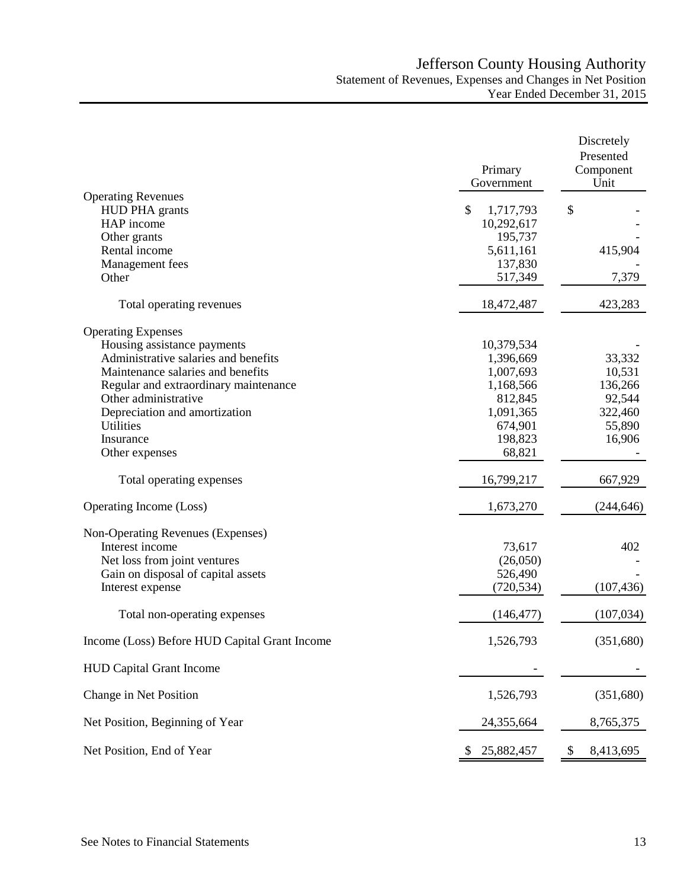# Jefferson County Housing Authority

## Statement of Revenues, Expenses and Changes in Net Position

### Year Ended December 31, 2015

| | Primary Government | Discretely Presented Component Unit |
|---|---|---|
| **Operating Revenues** | | |
| HUD PHA grants | $ 1,717,793 | $ - |
| HAP income | 10,292,617 | - |
| Other grants | 195,737 | - |
| Rental income | 5,611,161 | 415,904 |
| Management fees | 137,830 | - |
| Other | 517,349 | 7,379 |
| Total operating revenues | 18,472,487 | 423,283 |
| **Operating Expenses** | | |
| Housing assistance payments | 10,379,534 | - |
| Administrative salaries and benefits | 1,396,669 | 33,332 |
| Maintenance salaries and benefits | 1,007,693 | 10,531 |
| Regular and extraordinary maintenance | 1,168,566 | 136,266 |
| Other administrative | 812,845 | 92,544 |
| Depreciation and amortization | 1,091,365 | 322,460 |
| Utilities | 674,901 | 55,890 |
| Insurance | 198,823 | 16,906 |
| Other expenses | 68,821 | - |
| Total operating expenses | 16,799,217 | 667,929 |
| Operating Income (Loss) | 1,673,270 | (244,646) |
| **Non-Operating Revenues (Expenses)** | | |
| Interest income | 73,617 | 402 |
| Net loss from joint ventures | (26,050) | - |
| Gain on disposal of capital assets | 526,490 | - |
| Interest expense | (720,534) | (107,436) |
| Total non-operating expenses | (146,477) | (107,034) |
| Income (Loss) Before HUD Capital Grant Income | 1,526,793 | (351,680) |
| HUD Capital Grant Income | - | - |
| Change in Net Position | 1,526,793 | (351,680) |
| Net Position, Beginning of Year | 24,355,664 | 8,765,375 |
| Net Position, End of Year | $ 25,882,457 | $ 8,413,695 |

See Notes to Financial Statements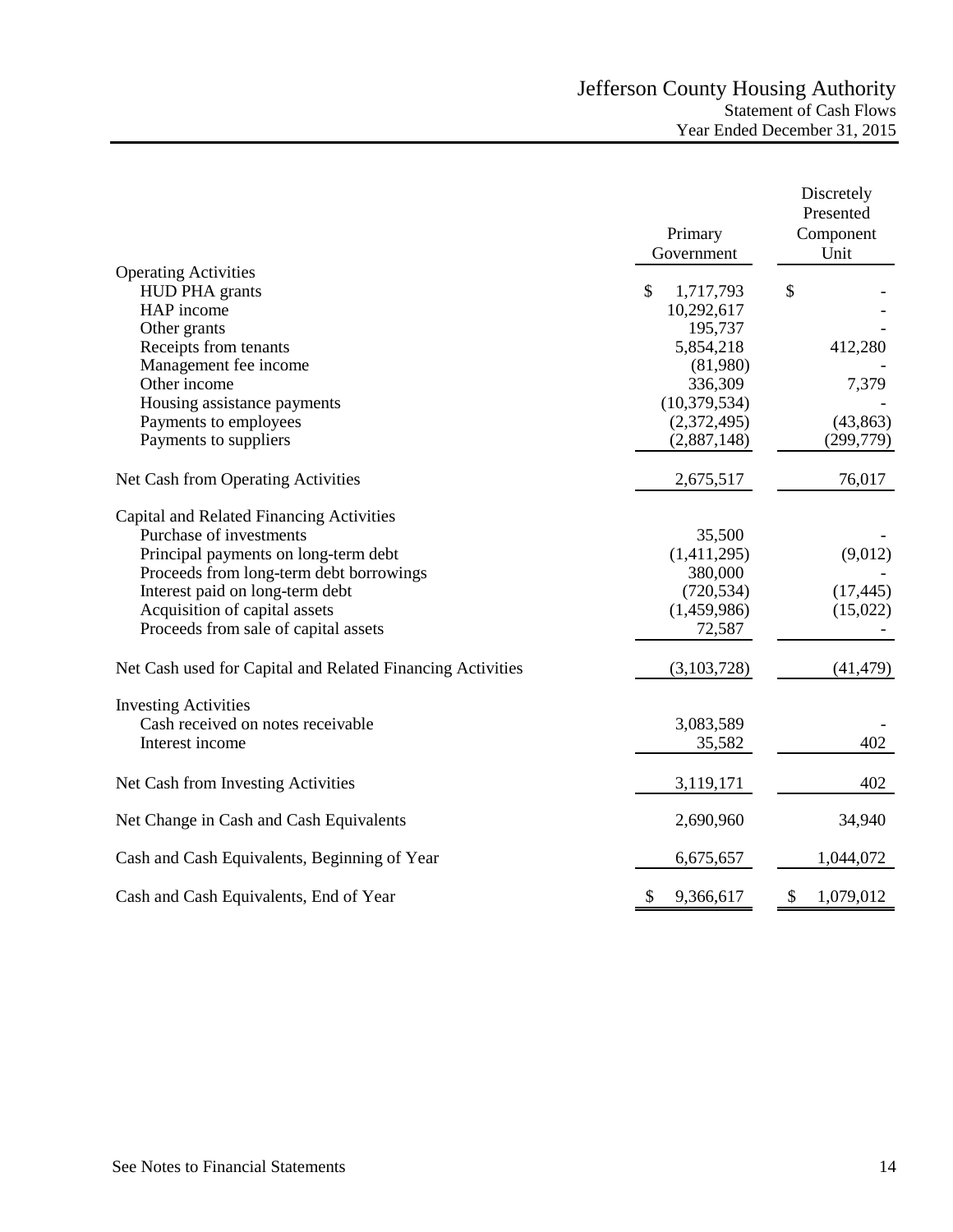# Jefferson County Housing Authority
## Statement of Cash Flows
## Year Ended December 31, 2015

| | Primary Government | Discretely Presented Component Unit |
|---|---|---|
| **Operating Activities** | | |
| HUD PHA grants | $ 1,717,793 | $ - |
| HAP income | 10,292,617 | - |
| Other grants | 195,737 | - |
| Receipts from tenants | 5,854,218 | 412,280 |
| Management fee income | (81,980) | - |
| Other income | 336,309 | 7,379 |
| Housing assistance payments | (10,379,534) | - |
| Payments to employees | (2,372,495) | (43,863) |
| Payments to suppliers | (2,887,148) | (299,779) |
| Net Cash from Operating Activities | 2,675,517 | 76,017 |
| **Capital and Related Financing Activities** | | |
| Purchase of investments | 35,500 | - |
| Principal payments on long-term debt | (1,411,295) | (9,012) |
| Proceeds from long-term debt borrowings | 380,000 | - |
| Interest paid on long-term debt | (720,534) | (17,445) |
| Acquisition of capital assets | (1,459,986) | (15,022) |
| Proceeds from sale of capital assets | 72,587 | - |
| Net Cash used for Capital and Related Financing Activities | (3,103,728) | (41,479) |
| **Investing Activities** | | |
| Cash received on notes receivable | 3,083,589 | - |
| Interest income | 35,582 | 402 |
| Net Cash from Investing Activities | 3,119,171 | 402 |
| Net Change in Cash and Cash Equivalents | 2,690,960 | 34,940 |
| Cash and Cash Equivalents, Beginning of Year | 6,675,657 | 1,044,072 |
| Cash and Cash Equivalents, End of Year | $ 9,366,617 | $ 1,079,012 |

See Notes to Financial Statements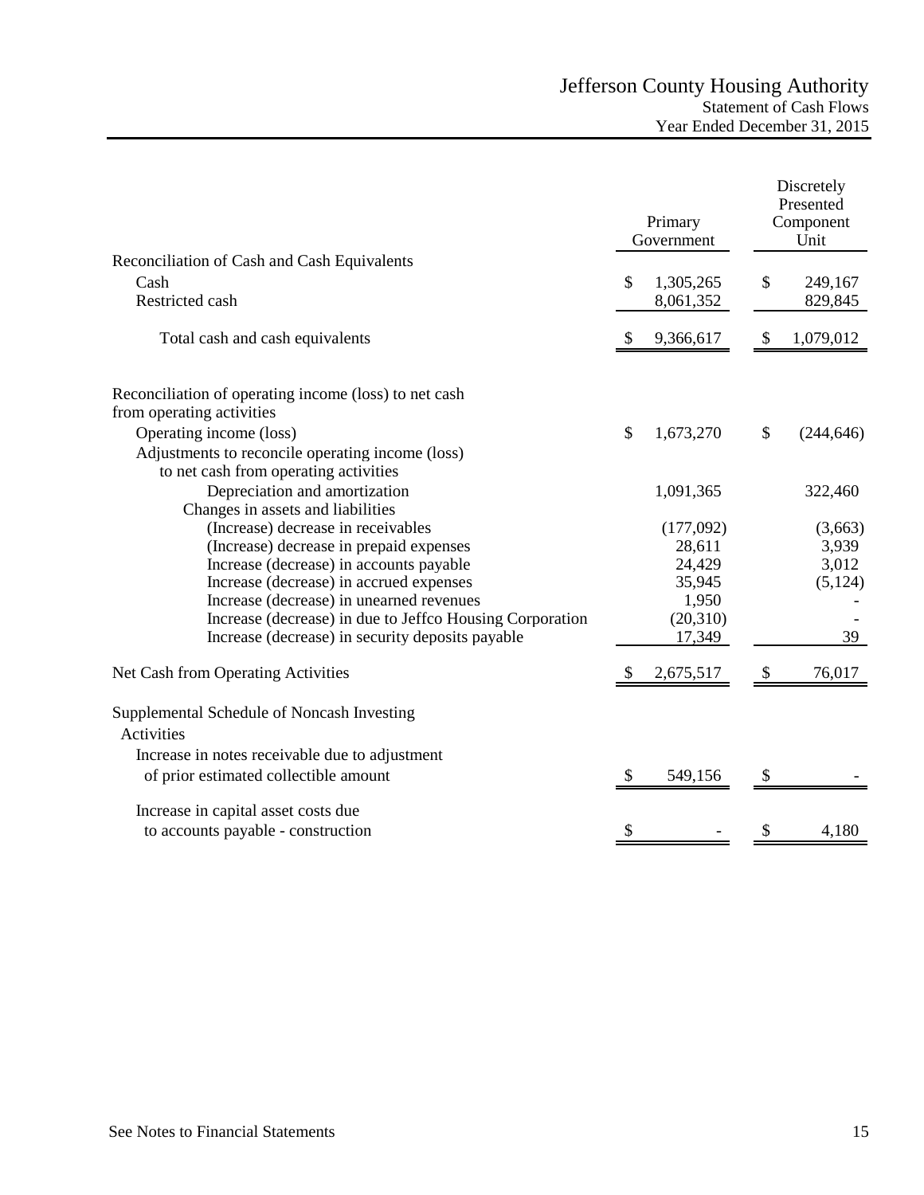# Jefferson County Housing Authority

Statement of Cash Flows

Year Ended December 31, 2015

| | Primary Government | Discretely Presented Component Unit |
|---|---|---|
| **Reconciliation of Cash and Cash Equivalents** | | |
| Cash | $ 1,305,265 | $ 249,167 |
| Restricted cash | 8,061,352 | 829,845 |
| Total cash and cash equivalents | $ 9,366,617 | $ 1,079,012 |
| **Reconciliation of operating income (loss) to net cash from operating activities** | | |
| Operating income (loss) | $ 1,673,270 | $ (244,646) |
| Adjustments to reconcile operating income (loss) to net cash from operating activities | | |
| Depreciation and amortization | 1,091,365 | 322,460 |
| Changes in assets and liabilities | | |
| (Increase) decrease in receivables | (177,092) | (3,663) |
| (Increase) decrease in prepaid expenses | 28,611 | 3,939 |
| Increase (decrease) in accounts payable | 24,429 | 3,012 |
| Increase (decrease) in accrued expenses | 35,945 | (5,124) |
| Increase (decrease) in unearned revenues | 1,950 | - |
| Increase (decrease) in due to Jeffco Housing Corporation | (20,310) | - |
| Increase (decrease) in security deposits payable | 17,349 | 39 |
| Net Cash from Operating Activities | $ 2,675,517 | $ 76,017 |
| **Supplemental Schedule of Noncash Investing Activities** | | |
| Increase in notes receivable due to adjustment of prior estimated collectible amount | $ 549,156 | $ - |
| Increase in capital asset costs due to accounts payable - construction | $ - | $ 4,180 |

See Notes to Financial Statements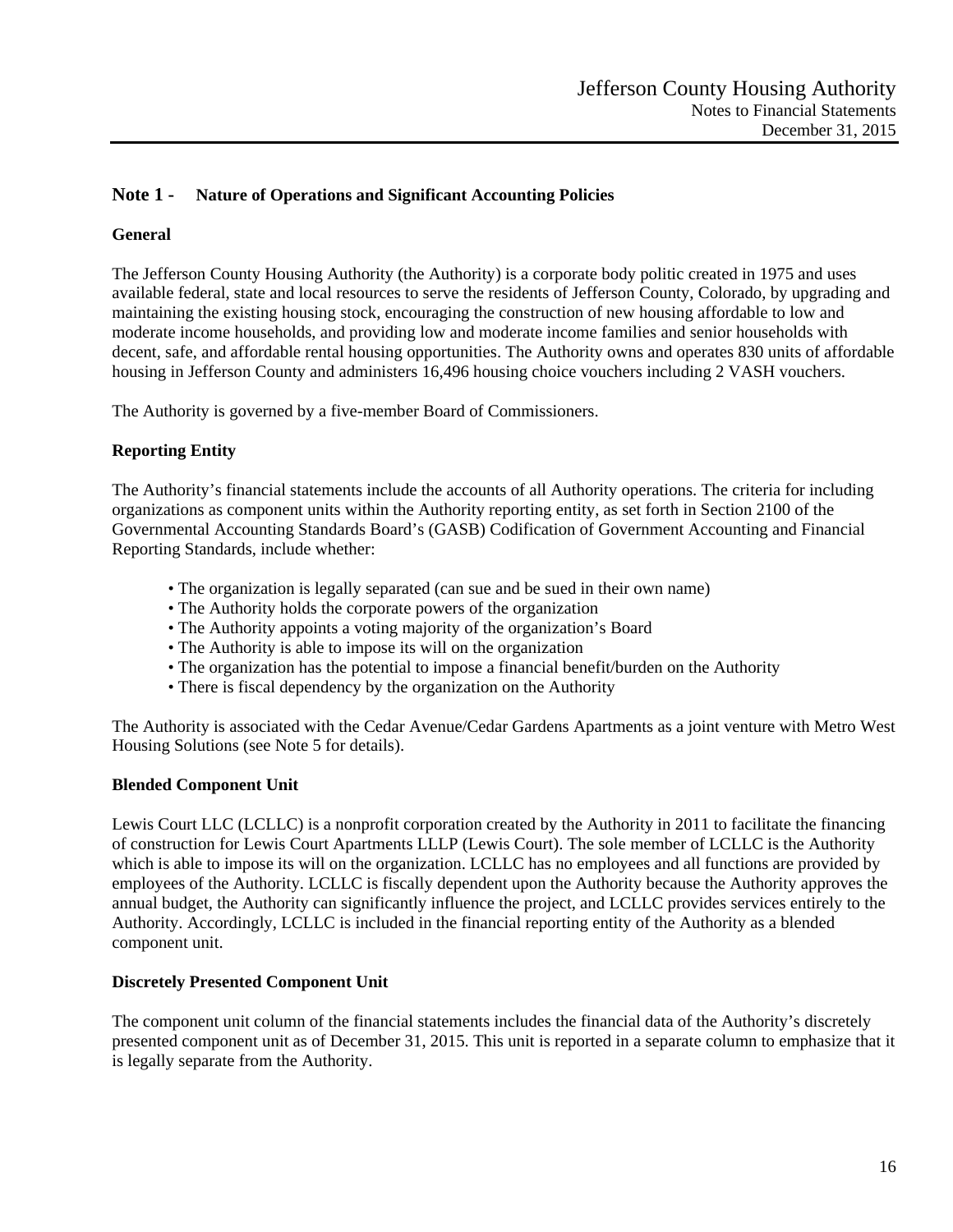## Note 1 - Nature of Operations and Significant Accounting Policies

### General

The Jefferson County Housing Authority (the Authority) is a corporate body politic created in 1975 and uses available federal, state and local resources to serve the residents of Jefferson County, Colorado, by upgrading and maintaining the existing housing stock, encouraging the construction of new housing affordable to low and moderate income households, and providing low and moderate income families and senior households with decent, safe, and affordable rental housing opportunities. The Authority owns and operates 830 units of affordable housing in Jefferson County and administers 16,496 housing choice vouchers including 2 VASH vouchers.

The Authority is governed by a five-member Board of Commissioners.

### Reporting Entity

The Authority's financial statements include the accounts of all Authority operations. The criteria for including organizations as component units within the Authority reporting entity, as set forth in Section 2100 of the Governmental Accounting Standards Board's (GASB) Codification of Government Accounting and Financial Reporting Standards, include whether:

- The organization is legally separated (can sue and be sued in their own name)
- The Authority holds the corporate powers of the organization
- The Authority appoints a voting majority of the organization's Board
- The Authority is able to impose its will on the organization
- The organization has the potential to impose a financial benefit/burden on the Authority
- There is fiscal dependency by the organization on the Authority

The Authority is associated with the Cedar Avenue/Cedar Gardens Apartments as a joint venture with Metro West Housing Solutions (see Note 5 for details).

### Blended Component Unit

Lewis Court LLC (LCLLC) is a nonprofit corporation created by the Authority in 2011 to facilitate the financing of construction for Lewis Court Apartments LLLP (Lewis Court). The sole member of LCLLC is the Authority which is able to impose its will on the organization. LCLLC has no employees and all functions are provided by employees of the Authority. LCLLC is fiscally dependent upon the Authority because the Authority approves the annual budget, the Authority can significantly influence the project, and LCLLC provides services entirely to the Authority. Accordingly, LCLLC is included in the financial reporting entity of the Authority as a blended component unit.

### Discretely Presented Component Unit

The component unit column of the financial statements includes the financial data of the Authority's discretely presented component unit as of December 31, 2015. This unit is reported in a separate column to emphasize that it is legally separate from the Authority.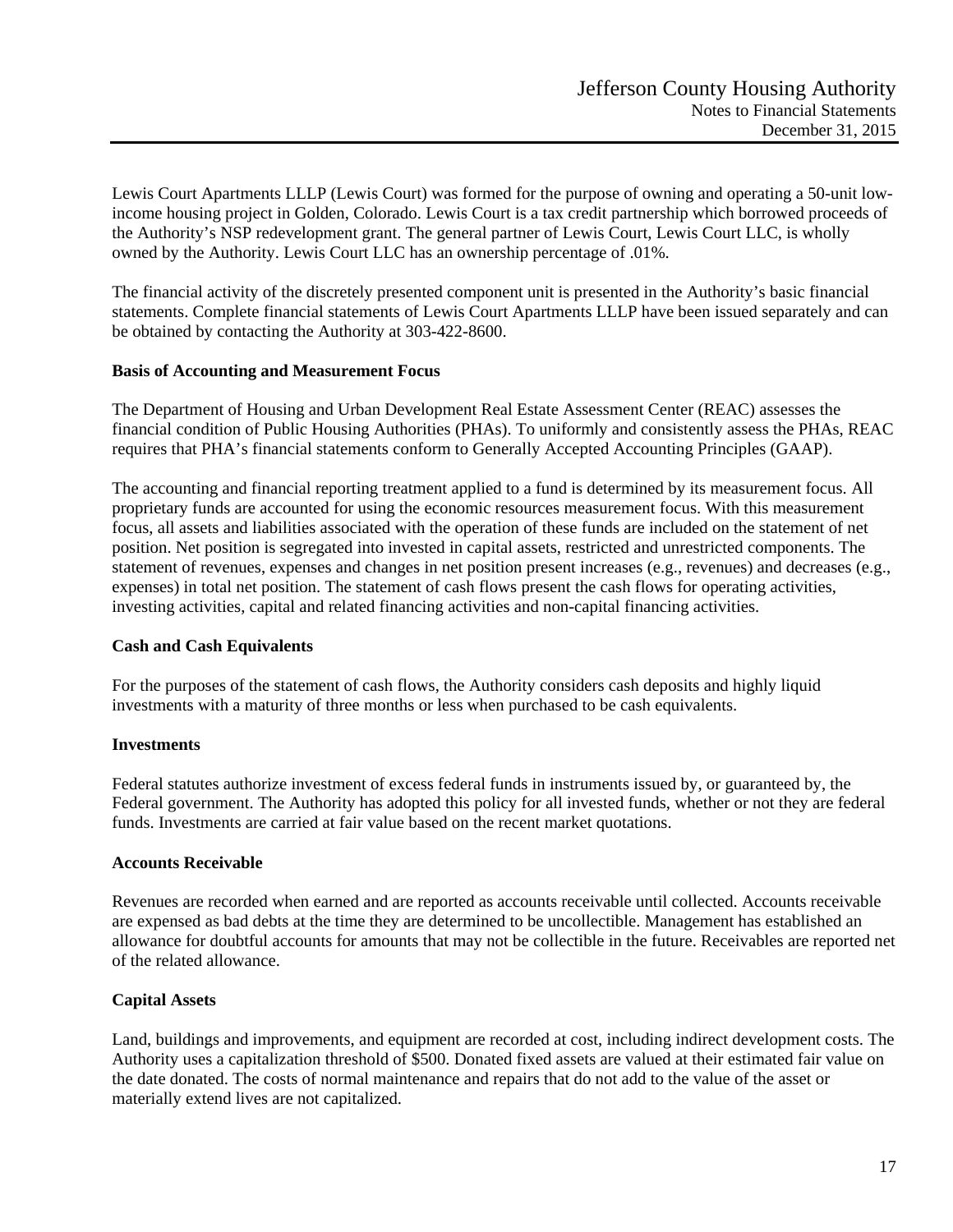Lewis Court Apartments LLLP (Lewis Court) was formed for the purpose of owning and operating a 50-unit low-income housing project in Golden, Colorado. Lewis Court is a tax credit partnership which borrowed proceeds of the Authority's NSP redevelopment grant. The general partner of Lewis Court, Lewis Court LLC, is wholly owned by the Authority. Lewis Court LLC has an ownership percentage of .01%.

The financial activity of the discretely presented component unit is presented in the Authority's basic financial statements. Complete financial statements of Lewis Court Apartments LLLP have been issued separately and can be obtained by contacting the Authority at 303-422-8600.

**Basis of Accounting and Measurement Focus**

The Department of Housing and Urban Development Real Estate Assessment Center (REAC) assesses the financial condition of Public Housing Authorities (PHAs). To uniformly and consistently assess the PHAs, REAC requires that PHA's financial statements conform to Generally Accepted Accounting Principles (GAAP).

The accounting and financial reporting treatment applied to a fund is determined by its measurement focus. All proprietary funds are accounted for using the economic resources measurement focus. With this measurement focus, all assets and liabilities associated with the operation of these funds are included on the statement of net position. Net position is segregated into invested in capital assets, restricted and unrestricted components. The statement of revenues, expenses and changes in net position present increases (e.g., revenues) and decreases (e.g., expenses) in total net position. The statement of cash flows present the cash flows for operating activities, investing activities, capital and related financing activities and non-capital financing activities.

**Cash and Cash Equivalents**

For the purposes of the statement of cash flows, the Authority considers cash deposits and highly liquid investments with a maturity of three months or less when purchased to be cash equivalents.

**Investments**

Federal statutes authorize investment of excess federal funds in instruments issued by, or guaranteed by, the Federal government. The Authority has adopted this policy for all invested funds, whether or not they are federal funds. Investments are carried at fair value based on the recent market quotations.

**Accounts Receivable**

Revenues are recorded when earned and are reported as accounts receivable until collected. Accounts receivable are expensed as bad debts at the time they are determined to be uncollectible. Management has established an allowance for doubtful accounts for amounts that may not be collectible in the future. Receivables are reported net of the related allowance.

**Capital Assets**

Land, buildings and improvements, and equipment are recorded at cost, including indirect development costs. The Authority uses a capitalization threshold of $500. Donated fixed assets are valued at their estimated fair value on the date donated. The costs of normal maintenance and repairs that do not add to the value of the asset or materially extend lives are not capitalized.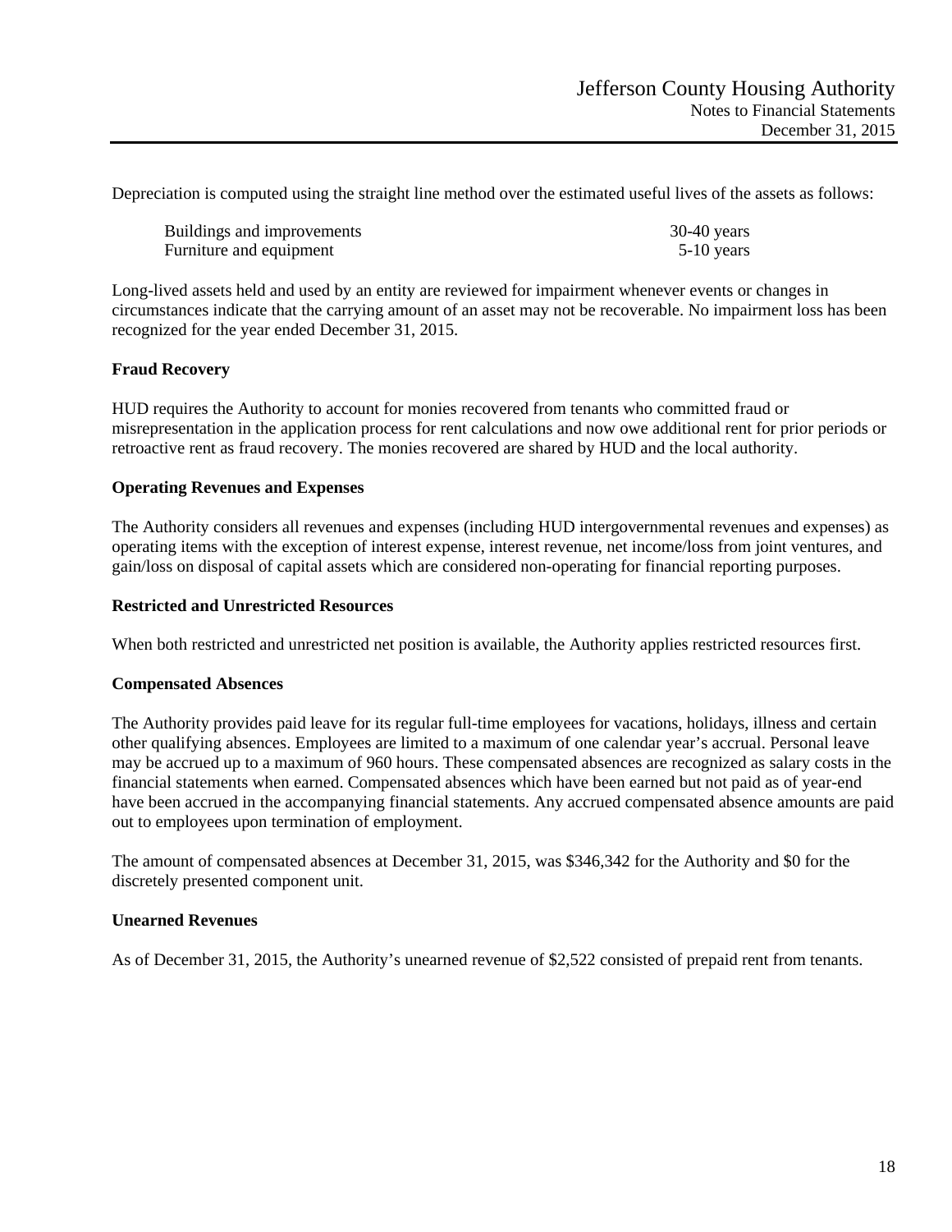Depreciation is computed using the straight line method over the estimated useful lives of the assets as follows:

| | |
|---|---|
| Buildings and improvements | 30-40 years |
| Furniture and equipment | 5-10 years |

Long-lived assets held and used by an entity are reviewed for impairment whenever events or changes in circumstances indicate that the carrying amount of an asset may not be recoverable. No impairment loss has been recognized for the year ended December 31, 2015.

**Fraud Recovery**

HUD requires the Authority to account for monies recovered from tenants who committed fraud or misrepresentation in the application process for rent calculations and now owe additional rent for prior periods or retroactive rent as fraud recovery. The monies recovered are shared by HUD and the local authority.

**Operating Revenues and Expenses**

The Authority considers all revenues and expenses (including HUD intergovernmental revenues and expenses) as operating items with the exception of interest expense, interest revenue, net income/loss from joint ventures, and gain/loss on disposal of capital assets which are considered non-operating for financial reporting purposes.

**Restricted and Unrestricted Resources**

When both restricted and unrestricted net position is available, the Authority applies restricted resources first.

**Compensated Absences**

The Authority provides paid leave for its regular full-time employees for vacations, holidays, illness and certain other qualifying absences. Employees are limited to a maximum of one calendar year's accrual. Personal leave may be accrued up to a maximum of 960 hours. These compensated absences are recognized as salary costs in the financial statements when earned. Compensated absences which have been earned but not paid as of year-end have been accrued in the accompanying financial statements. Any accrued compensated absence amounts are paid out to employees upon termination of employment.

The amount of compensated absences at December 31, 2015, was $346,342 for the Authority and $0 for the discretely presented component unit.

**Unearned Revenues**

As of December 31, 2015, the Authority's unearned revenue of $2,522 consisted of prepaid rent from tenants.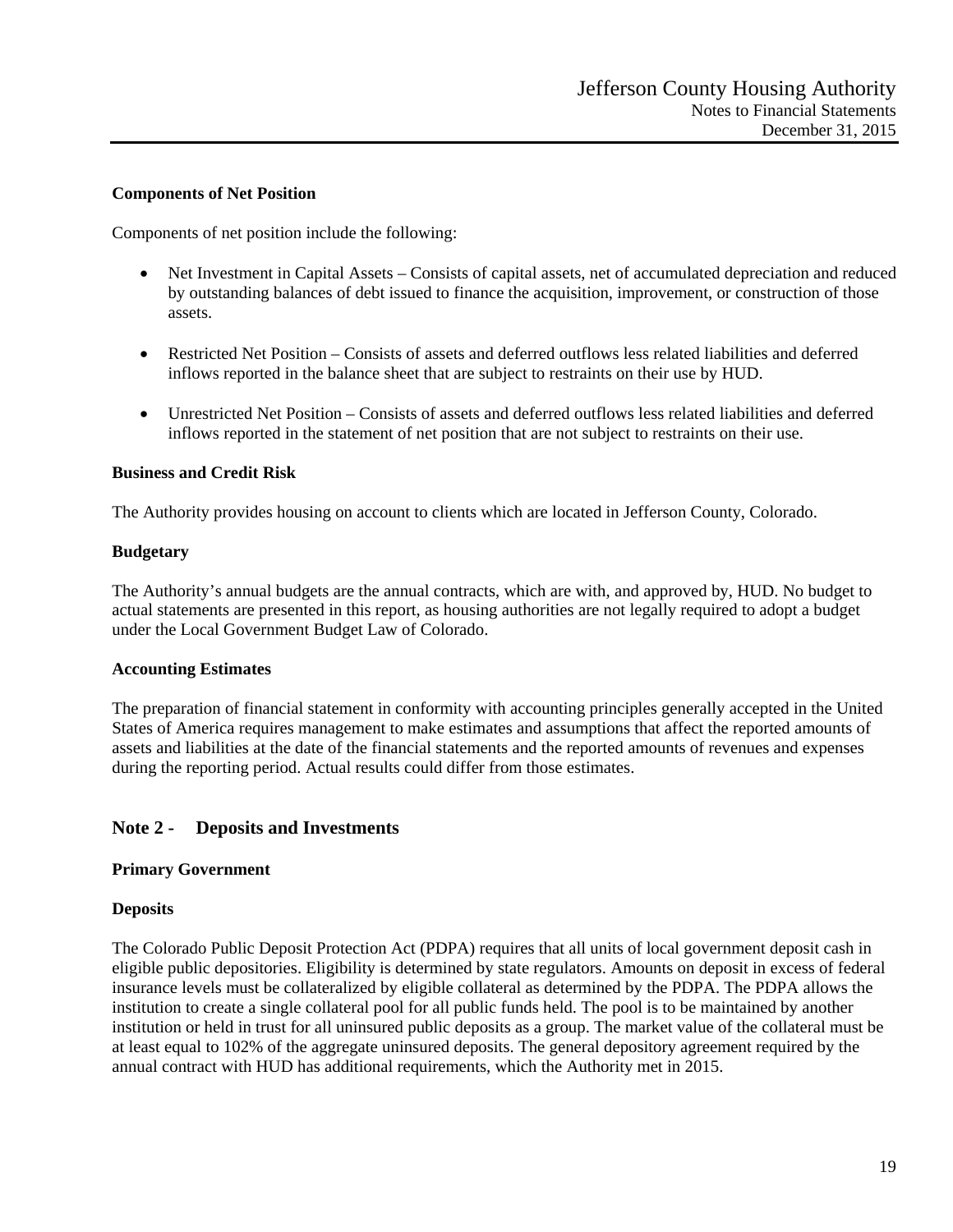**Components of Net Position**

Components of net position include the following:

- Net Investment in Capital Assets – Consists of capital assets, net of accumulated depreciation and reduced by outstanding balances of debt issued to finance the acquisition, improvement, or construction of those assets.

- Restricted Net Position – Consists of assets and deferred outflows less related liabilities and deferred inflows reported in the balance sheet that are subject to restraints on their use by HUD.

- Unrestricted Net Position – Consists of assets and deferred outflows less related liabilities and deferred inflows reported in the statement of net position that are not subject to restraints on their use.

**Business and Credit Risk**

The Authority provides housing on account to clients which are located in Jefferson County, Colorado.

**Budgetary**

The Authority's annual budgets are the annual contracts, which are with, and approved by, HUD. No budget to actual statements are presented in this report, as housing authorities are not legally required to adopt a budget under the Local Government Budget Law of Colorado.

**Accounting Estimates**

The preparation of financial statement in conformity with accounting principles generally accepted in the United States of America requires management to make estimates and assumptions that affect the reported amounts of assets and liabilities at the date of the financial statements and the reported amounts of revenues and expenses during the reporting period. Actual results could differ from those estimates.

## Note 2 - Deposits and Investments

**Primary Government**

**Deposits**

The Colorado Public Deposit Protection Act (PDPA) requires that all units of local government deposit cash in eligible public depositories. Eligibility is determined by state regulators. Amounts on deposit in excess of federal insurance levels must be collateralized by eligible collateral as determined by the PDPA. The PDPA allows the institution to create a single collateral pool for all public funds held. The pool is to be maintained by another institution or held in trust for all uninsured public deposits as a group. The market value of the collateral must be at least equal to 102% of the aggregate uninsured deposits. The general depository agreement required by the annual contract with HUD has additional requirements, which the Authority met in 2015.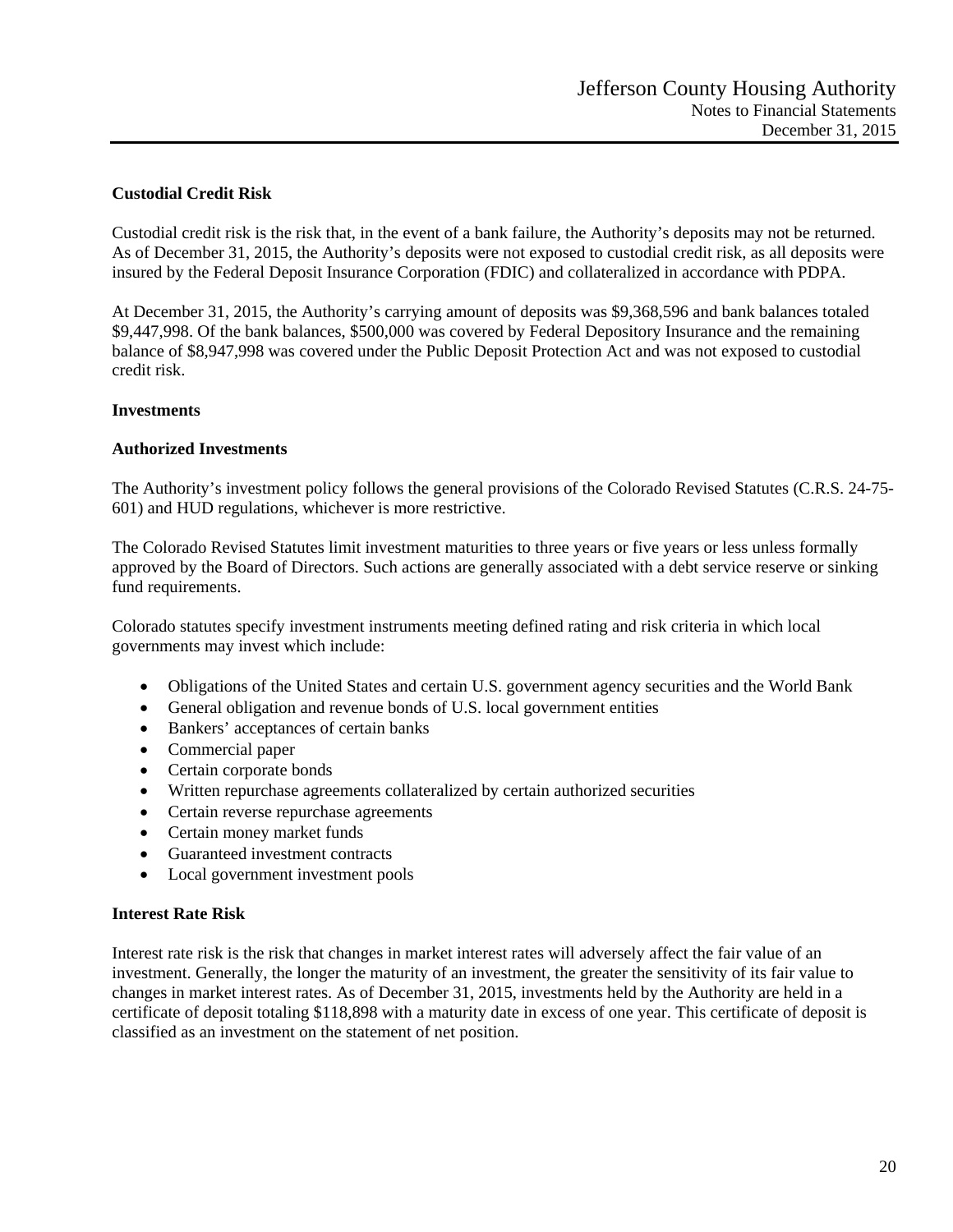**Custodial Credit Risk**

Custodial credit risk is the risk that, in the event of a bank failure, the Authority's deposits may not be returned. As of December 31, 2015, the Authority's deposits were not exposed to custodial credit risk, as all deposits were insured by the Federal Deposit Insurance Corporation (FDIC) and collateralized in accordance with PDPA.

At December 31, 2015, the Authority's carrying amount of deposits was $9,368,596 and bank balances totaled $9,447,998. Of the bank balances, $500,000 was covered by Federal Depository Insurance and the remaining balance of $8,947,998 was covered under the Public Deposit Protection Act and was not exposed to custodial credit risk.

**Investments**

**Authorized Investments**

The Authority's investment policy follows the general provisions of the Colorado Revised Statutes (C.R.S. 24-75-601) and HUD regulations, whichever is more restrictive.

The Colorado Revised Statutes limit investment maturities to three years or five years or less unless formally approved by the Board of Directors. Such actions are generally associated with a debt service reserve or sinking fund requirements.

Colorado statutes specify investment instruments meeting defined rating and risk criteria in which local governments may invest which include:

- Obligations of the United States and certain U.S. government agency securities and the World Bank
- General obligation and revenue bonds of U.S. local government entities
- Bankers' acceptances of certain banks
- Commercial paper
- Certain corporate bonds
- Written repurchase agreements collateralized by certain authorized securities
- Certain reverse repurchase agreements
- Certain money market funds
- Guaranteed investment contracts
- Local government investment pools

**Interest Rate Risk**

Interest rate risk is the risk that changes in market interest rates will adversely affect the fair value of an investment. Generally, the longer the maturity of an investment, the greater the sensitivity of its fair value to changes in market interest rates. As of December 31, 2015, investments held by the Authority are held in a certificate of deposit totaling $118,898 with a maturity date in excess of one year. This certificate of deposit is classified as an investment on the statement of net position.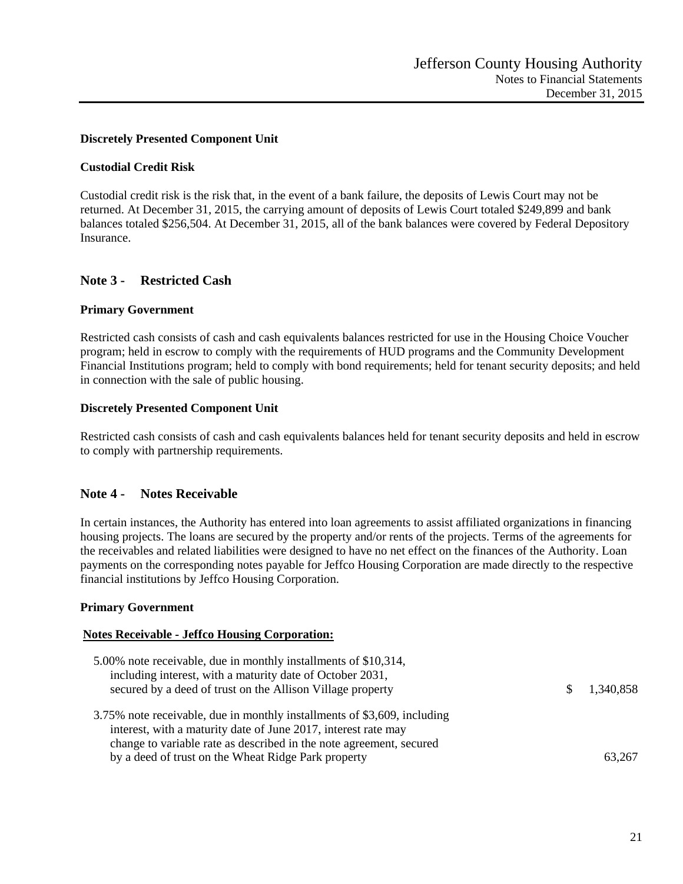### Discretely Presented Component Unit

#### Custodial Credit Risk

Custodial credit risk is the risk that, in the event of a bank failure, the deposits of Lewis Court may not be returned. At December 31, 2015, the carrying amount of deposits of Lewis Court totaled $249,899 and bank balances totaled $256,504. At December 31, 2015, all of the bank balances were covered by Federal Depository Insurance.

## Note 3 - Restricted Cash

### Primary Government

Restricted cash consists of cash and cash equivalents balances restricted for use in the Housing Choice Voucher program; held in escrow to comply with the requirements of HUD programs and the Community Development Financial Institutions program; held to comply with bond requirements; held for tenant security deposits; and held in connection with the sale of public housing.

### Discretely Presented Component Unit

Restricted cash consists of cash and cash equivalents balances held for tenant security deposits and held in escrow to comply with partnership requirements.

## Note 4 - Notes Receivable

In certain instances, the Authority has entered into loan agreements to assist affiliated organizations in financing housing projects. The loans are secured by the property and/or rents of the projects. Terms of the agreements for the receivables and related liabilities were designed to have no net effect on the finances of the Authority. Loan payments on the corresponding notes payable for Jeffco Housing Corporation are made directly to the respective financial institutions by Jeffco Housing Corporation.

### Primary Government

**Notes Receivable - Jeffco Housing Corporation:**

| | |
|---|---|
| 5.00% note receivable, due in monthly installments of $10,314, including interest, with a maturity date of October 2031, secured by a deed of trust on the Allison Village property | $ 1,340,858 |
| 3.75% note receivable, due in monthly installments of $3,609, including interest, with a maturity date of June 2017, interest rate may change to variable rate as described in the note agreement, secured by a deed of trust on the Wheat Ridge Park property | 63,267 |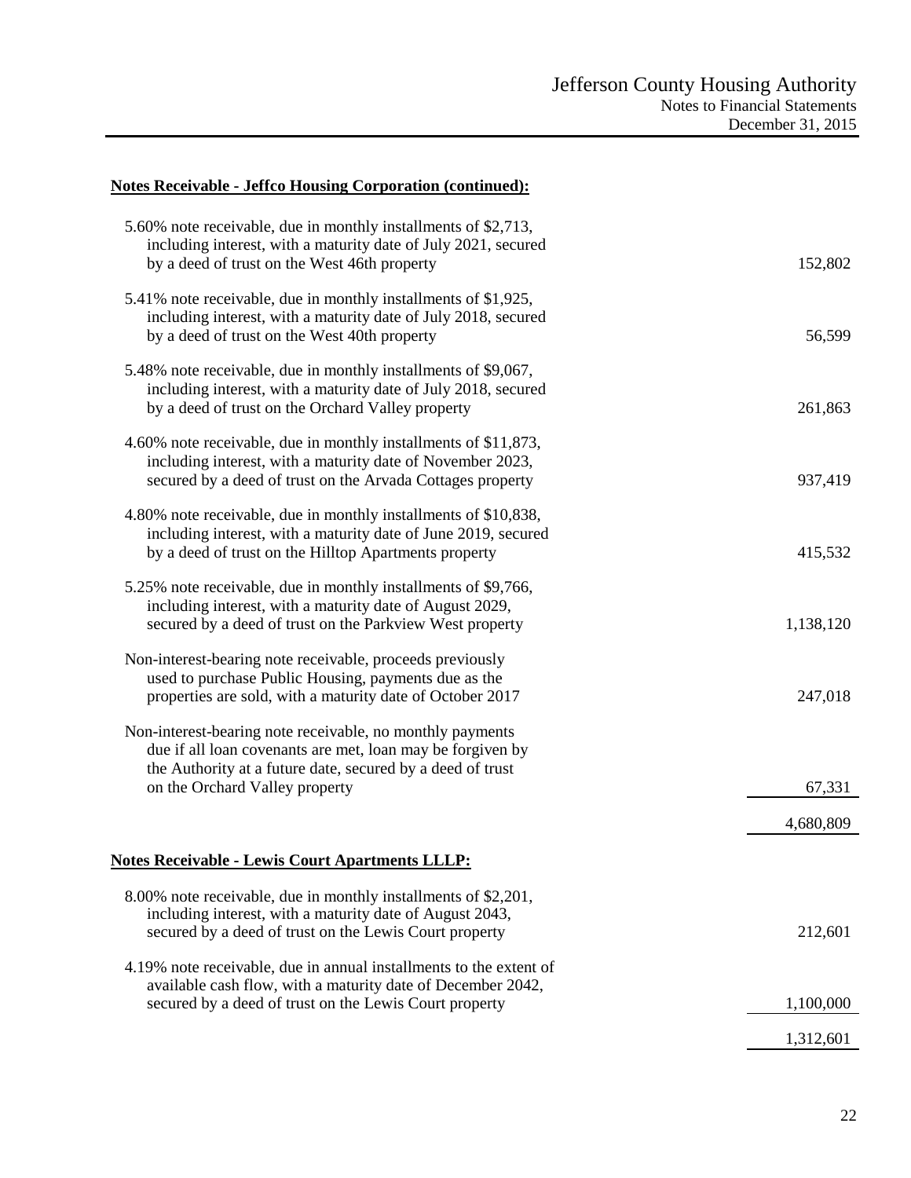**Notes Receivable - Jeffco Housing Corporation (continued):**

| | |
|---|---:|
| 5.60% note receivable, due in monthly installments of $2,713, including interest, with a maturity date of July 2021, secured by a deed of trust on the West 46th property | 152,802 |
| 5.41% note receivable, due in monthly installments of $1,925, including interest, with a maturity date of July 2018, secured by a deed of trust on the West 40th property | 56,599 |
| 5.48% note receivable, due in monthly installments of $9,067, including interest, with a maturity date of July 2018, secured by a deed of trust on the Orchard Valley property | 261,863 |
| 4.60% note receivable, due in monthly installments of $11,873, including interest, with a maturity date of November 2023, secured by a deed of trust on the Arvada Cottages property | 937,419 |
| 4.80% note receivable, due in monthly installments of $10,838, including interest, with a maturity date of June 2019, secured by a deed of trust on the Hilltop Apartments property | 415,532 |
| 5.25% note receivable, due in monthly installments of $9,766, including interest, with a maturity date of August 2029, secured by a deed of trust on the Parkview West property | 1,138,120 |
| Non-interest-bearing note receivable, proceeds previously used to purchase Public Housing, payments due as the properties are sold, with a maturity date of October 2017 | 247,018 |
| Non-interest-bearing note receivable, no monthly payments due if all loan covenants are met, loan may be forgiven by the Authority at a future date, secured by a deed of trust on the Orchard Valley property | 67,331 |
| | 4,680,809 |

**Notes Receivable - Lewis Court Apartments LLLP:**

| | |
|---|---:|
| 8.00% note receivable, due in monthly installments of $2,201, including interest, with a maturity date of August 2043, secured by a deed of trust on the Lewis Court property | 212,601 |
| 4.19% note receivable, due in annual installments to the extent of available cash flow, with a maturity date of December 2042, secured by a deed of trust on the Lewis Court property | 1,100,000 |
| | 1,312,601 |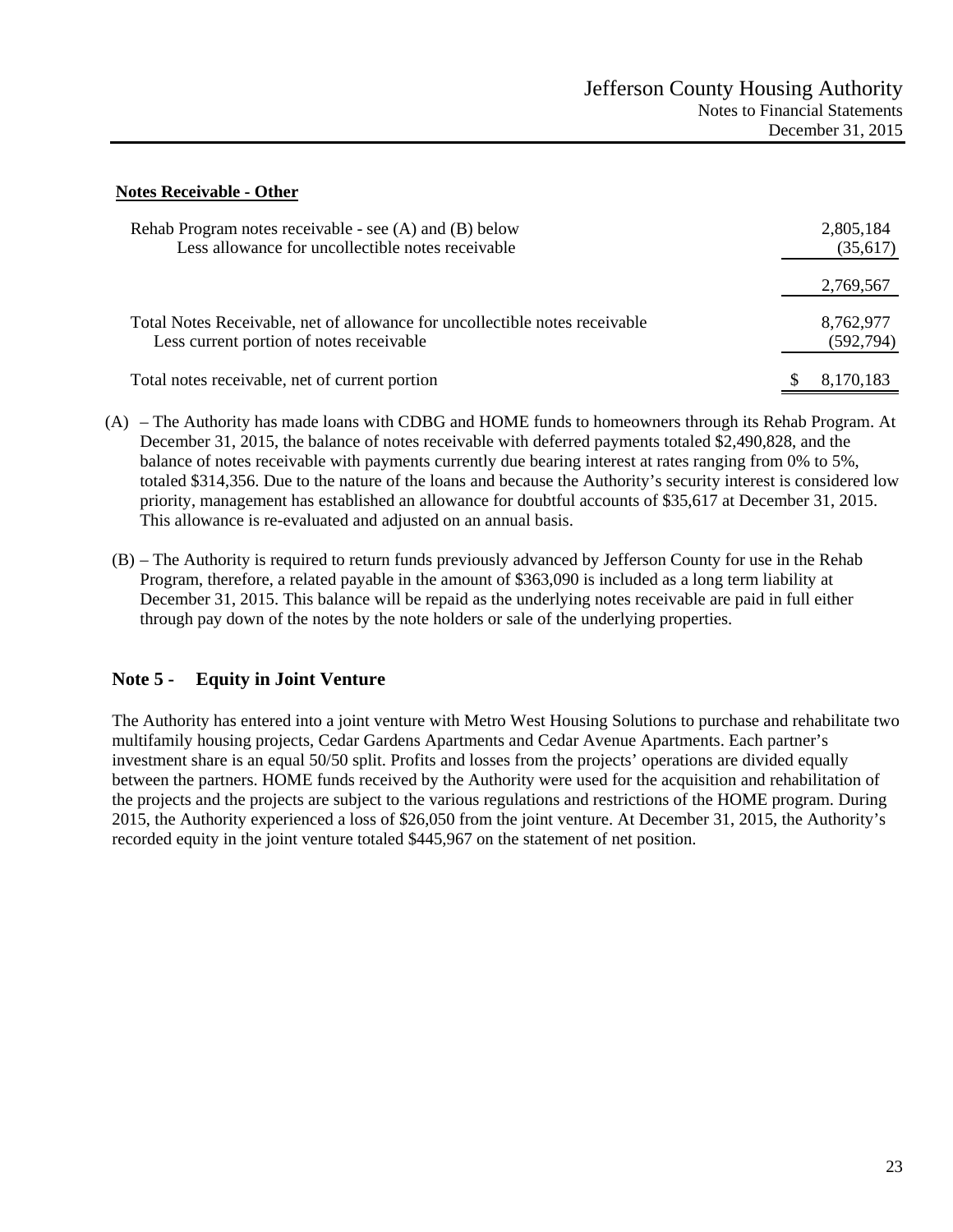**Notes Receivable - Other**

| | |
|---|---|
| Rehab Program notes receivable - see (A) and (B) below | 2,805,184 |
| Less allowance for uncollectible notes receivable | (35,617) |
| | 2,769,567 |
| Total Notes Receivable, net of allowance for uncollectible notes receivable | 8,762,977 |
| Less current portion of notes receivable | (592,794) |
| Total notes receivable, net of current portion | $ 8,170,183 |

(A) – The Authority has made loans with CDBG and HOME funds to homeowners through its Rehab Program. At December 31, 2015, the balance of notes receivable with deferred payments totaled $2,490,828, and the balance of notes receivable with payments currently due bearing interest at rates ranging from 0% to 5%, totaled $314,356. Due to the nature of the loans and because the Authority's security interest is considered low priority, management has established an allowance for doubtful accounts of $35,617 at December 31, 2015. This allowance is re-evaluated and adjusted on an annual basis.

(B) – The Authority is required to return funds previously advanced by Jefferson County for use in the Rehab Program, therefore, a related payable in the amount of $363,090 is included as a long term liability at December 31, 2015. This balance will be repaid as the underlying notes receivable are paid in full either through pay down of the notes by the note holders or sale of the underlying properties.

## Note 5 - Equity in Joint Venture

The Authority has entered into a joint venture with Metro West Housing Solutions to purchase and rehabilitate two multifamily housing projects, Cedar Gardens Apartments and Cedar Avenue Apartments. Each partner's investment share is an equal 50/50 split. Profits and losses from the projects' operations are divided equally between the partners. HOME funds received by the Authority were used for the acquisition and rehabilitation of the projects and the projects are subject to the various regulations and restrictions of the HOME program. During 2015, the Authority experienced a loss of $26,050 from the joint venture. At December 31, 2015, the Authority's recorded equity in the joint venture totaled $445,967 on the statement of net position.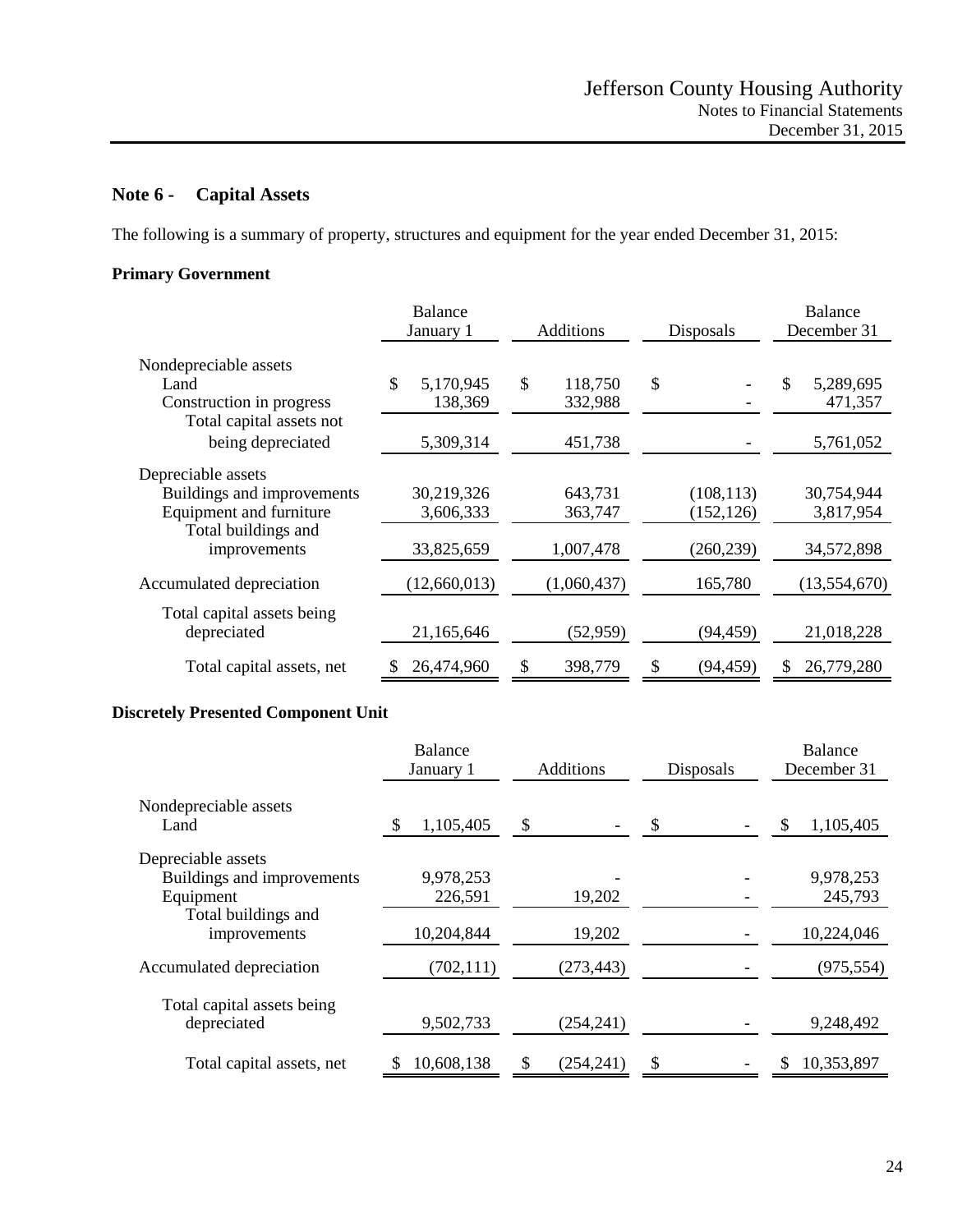## Note 6 - Capital Assets

The following is a summary of property, structures and equipment for the year ended December 31, 2015:

### Primary Government

| | Balance January 1 | Additions | Disposals | Balance December 31 |
|---|---|---|---|---|
| Nondepreciable assets | | | | |
| Land | $ 5,170,945 | $ 118,750 | $ - | $ 5,289,695 |
| Construction in progress | 138,369 | 332,988 | - | 471,357 |
| Total capital assets not being depreciated | 5,309,314 | 451,738 | - | 5,761,052 |
| Depreciable assets | | | | |
| Buildings and improvements | 30,219,326 | 643,731 | (108,113) | 30,754,944 |
| Equipment and furniture | 3,606,333 | 363,747 | (152,126) | 3,817,954 |
| Total buildings and improvements | 33,825,659 | 1,007,478 | (260,239) | 34,572,898 |
| Accumulated depreciation | (12,660,013) | (1,060,437) | 165,780 | (13,554,670) |
| Total capital assets being depreciated | 21,165,646 | (52,959) | (94,459) | 21,018,228 |
| Total capital assets, net | $ 26,474,960 | $ 398,779 | $ (94,459) | $ 26,779,280 |

### Discretely Presented Component Unit

| | Balance January 1 | Additions | Disposals | Balance December 31 |
|---|---|---|---|---|
| Nondepreciable assets | | | | |
| Land | $ 1,105,405 | $ - | $ - | $ 1,105,405 |
| Depreciable assets | | | | |
| Buildings and improvements | 9,978,253 | - | - | 9,978,253 |
| Equipment | 226,591 | 19,202 | - | 245,793 |
| Total buildings and improvements | 10,204,844 | 19,202 | - | 10,224,046 |
| Accumulated depreciation | (702,111) | (273,443) | - | (975,554) |
| Total capital assets being depreciated | 9,502,733 | (254,241) | - | 9,248,492 |
| Total capital assets, net | $ 10,608,138 | $ (254,241) | $ - | $ 10,353,897 |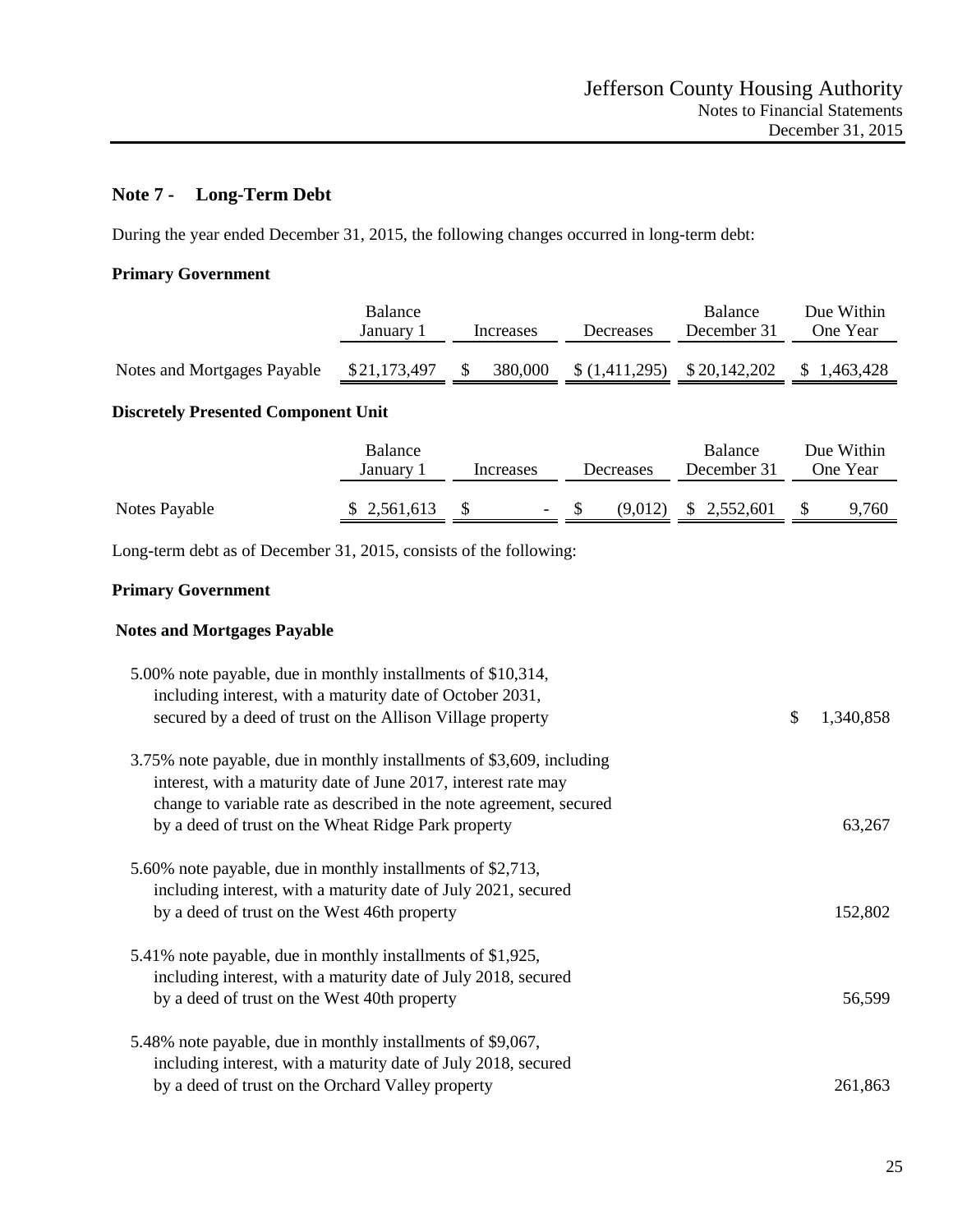## Note 7 - Long-Term Debt

During the year ended December 31, 2015, the following changes occurred in long-term debt:

**Primary Government**

| | Balance January 1 | Increases | Decreases | Balance December 31 | Due Within One Year |
|---|---|---|---|---|---|
| Notes and Mortgages Payable | $21,173,497 | $ 380,000 | $ (1,411,295) | $20,142,202 | $ 1,463,428 |

**Discretely Presented Component Unit**

| | Balance January 1 | Increases | Decreases | Balance December 31 | Due Within One Year |
|---|---|---|---|---|---|
| Notes Payable | $ 2,561,613 | $ - | $ (9,012) | $ 2,552,601 | $ 9,760 |

Long-term debt as of December 31, 2015, consists of the following:

**Primary Government**

**Notes and Mortgages Payable**

| | |
|---|---|
| 5.00% note payable, due in monthly installments of $10,314, including interest, with a maturity date of October 2031, secured by a deed of trust on the Allison Village property | $ 1,340,858 |
| 3.75% note payable, due in monthly installments of $3,609, including interest, with a maturity date of June 2017, interest rate may change to variable rate as described in the note agreement, secured by a deed of trust on the Wheat Ridge Park property | 63,267 |
| 5.60% note payable, due in monthly installments of $2,713, including interest, with a maturity date of July 2021, secured by a deed of trust on the West 46th property | 152,802 |
| 5.41% note payable, due in monthly installments of $1,925, including interest, with a maturity date of July 2018, secured by a deed of trust on the West 40th property | 56,599 |
| 5.48% note payable, due in monthly installments of $9,067, including interest, with a maturity date of July 2018, secured by a deed of trust on the Orchard Valley property | 261,863 |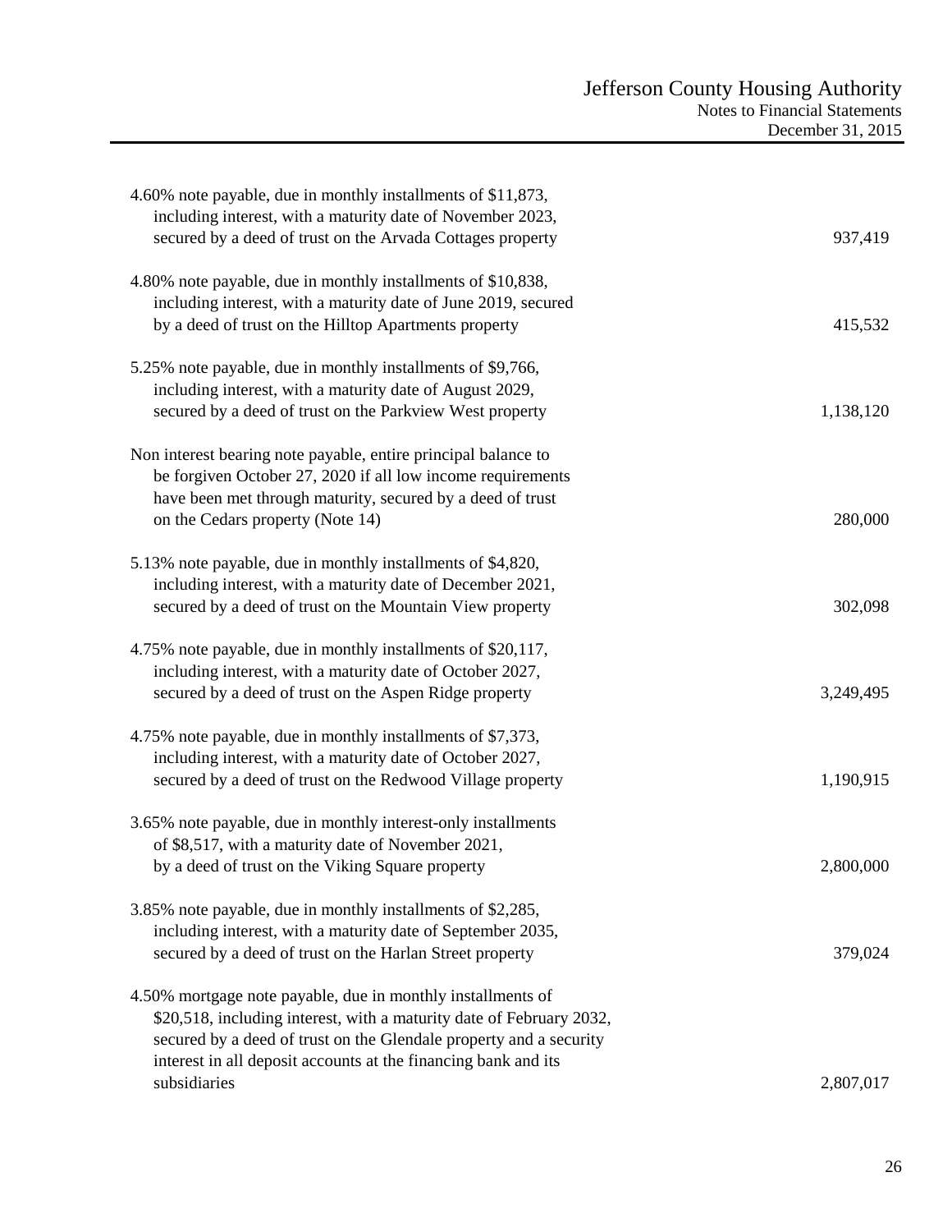| | |
|---|---:|
| 4.60% note payable, due in monthly installments of $11,873, including interest, with a maturity date of November 2023, secured by a deed of trust on the Arvada Cottages property | 937,419 |
| 4.80% note payable, due in monthly installments of $10,838, including interest, with a maturity date of June 2019, secured by a deed of trust on the Hilltop Apartments property | 415,532 |
| 5.25% note payable, due in monthly installments of $9,766, including interest, with a maturity date of August 2029, secured by a deed of trust on the Parkview West property | 1,138,120 |
| Non interest bearing note payable, entire principal balance to be forgiven October 27, 2020 if all low income requirements have been met through maturity, secured by a deed of trust on the Cedars property (Note 14) | 280,000 |
| 5.13% note payable, due in monthly installments of $4,820, including interest, with a maturity date of December 2021, secured by a deed of trust on the Mountain View property | 302,098 |
| 4.75% note payable, due in monthly installments of $20,117, including interest, with a maturity date of October 2027, secured by a deed of trust on the Aspen Ridge property | 3,249,495 |
| 4.75% note payable, due in monthly installments of $7,373, including interest, with a maturity date of October 2027, secured by a deed of trust on the Redwood Village property | 1,190,915 |
| 3.65% note payable, due in monthly interest-only installments of $8,517, with a maturity date of November 2021, by a deed of trust on the Viking Square property | 2,800,000 |
| 3.85% note payable, due in monthly installments of $2,285, including interest, with a maturity date of September 2035, secured by a deed of trust on the Harlan Street property | 379,024 |
| 4.50% mortgage note payable, due in monthly installments of $20,518, including interest, with a maturity date of February 2032, secured by a deed of trust on the Glendale property and a security interest in all deposit accounts at the financing bank and its subsidiaries | 2,807,017 |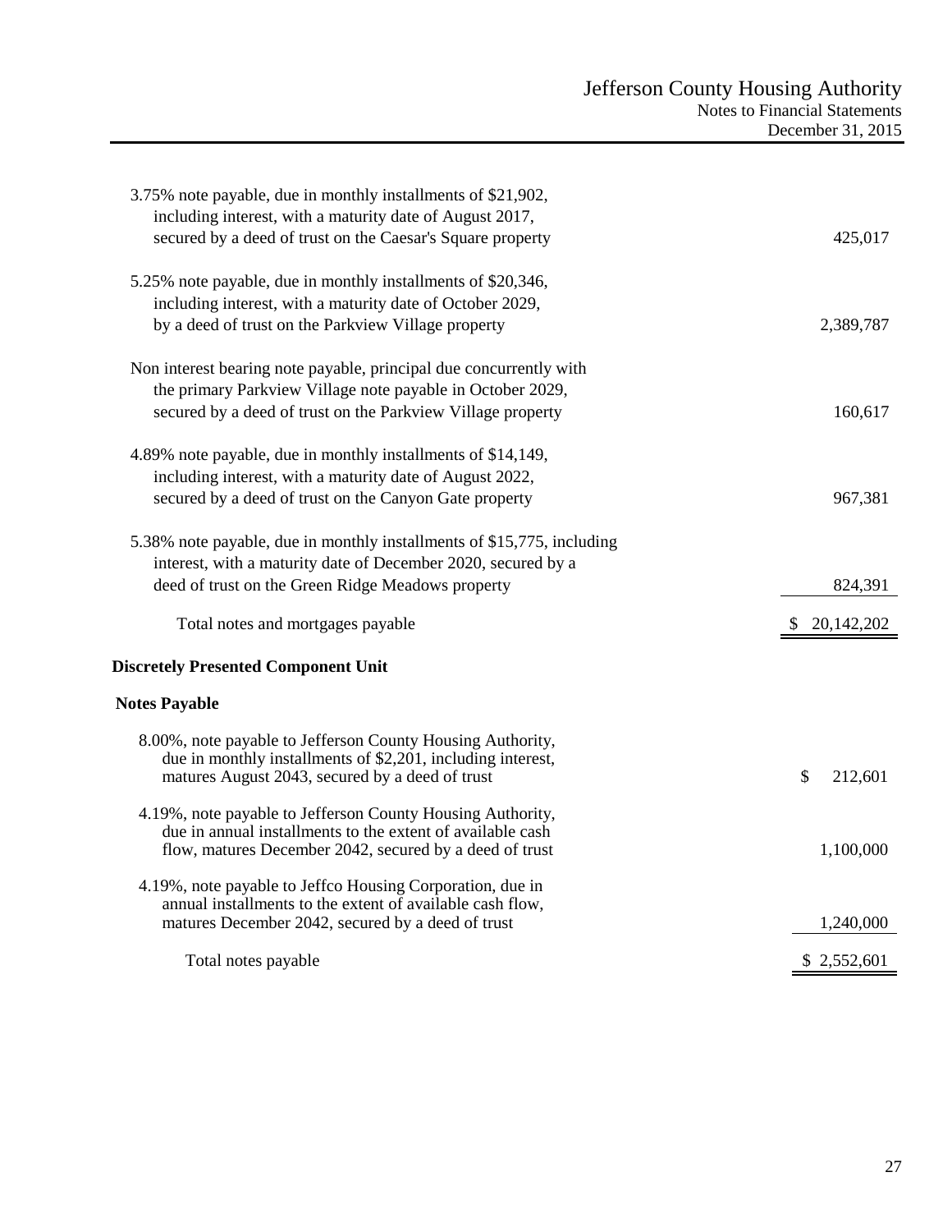| | |
|---|---|
| 3.75% note payable, due in monthly installments of $21,902, including interest, with a maturity date of August 2017, secured by a deed of trust on the Caesar's Square property | 425,017 |
| 5.25% note payable, due in monthly installments of $20,346, including interest, with a maturity date of October 2029, by a deed of trust on the Parkview Village property | 2,389,787 |
| Non interest bearing note payable, principal due concurrently with the primary Parkview Village note payable in October 2029, secured by a deed of trust on the Parkview Village property | 160,617 |
| 4.89% note payable, due in monthly installments of $14,149, including interest, with a maturity date of August 2022, secured by a deed of trust on the Canyon Gate property | 967,381 |
| 5.38% note payable, due in monthly installments of $15,775, including interest, with a maturity date of December 2020, secured by a deed of trust on the Green Ridge Meadows property | 824,391 |
| Total notes and mortgages payable | $ 20,142,202 |

**Discretely Presented Component Unit**

**Notes Payable**

| | |
|---|---|
| 8.00%, note payable to Jefferson County Housing Authority, due in monthly installments of $2,201, including interest, matures August 2043, secured by a deed of trust | $ 212,601 |
| 4.19%, note payable to Jefferson County Housing Authority, due in annual installments to the extent of available cash flow, matures December 2042, secured by a deed of trust | 1,100,000 |
| 4.19%, note payable to Jeffco Housing Corporation, due in annual installments to the extent of available cash flow, matures December 2042, secured by a deed of trust | 1,240,000 |
| Total notes payable | $ 2,552,601 |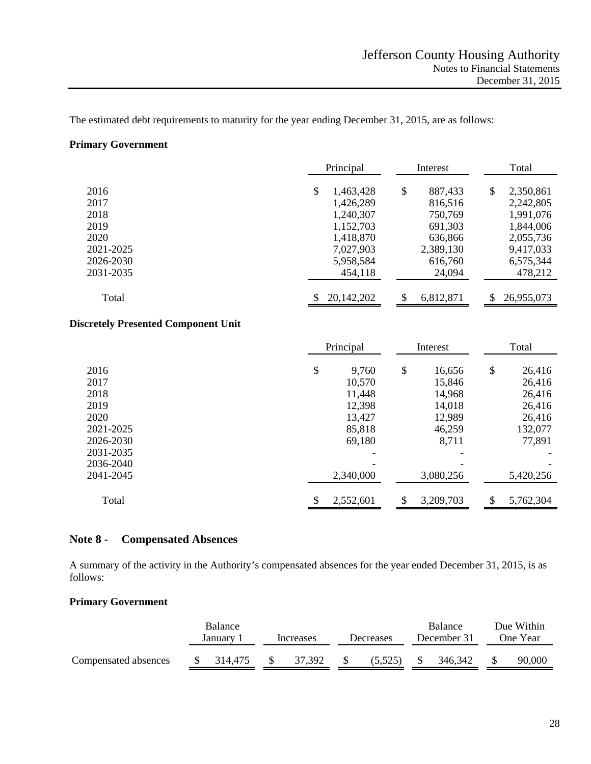The estimated debt requirements to maturity for the year ending December 31, 2015, are as follows:

**Primary Government**

| | Principal | Interest | Total |
|---|---|---|---|
| 2016 | $ 1,463,428 | $ 887,433 | $ 2,350,861 |
| 2017 | 1,426,289 | 816,516 | 2,242,805 |
| 2018 | 1,240,307 | 750,769 | 1,991,076 |
| 2019 | 1,152,703 | 691,303 | 1,844,006 |
| 2020 | 1,418,870 | 636,866 | 2,055,736 |
| 2021-2025 | 7,027,903 | 2,389,130 | 9,417,033 |
| 2026-2030 | 5,958,584 | 616,760 | 6,575,344 |
| 2031-2035 | 454,118 | 24,094 | 478,212 |
| Total | $ 20,142,202 | $ 6,812,871 | $ 26,955,073 |

**Discretely Presented Component Unit**

| | Principal | Interest | Total |
|---|---|---|---|
| 2016 | $ 9,760 | $ 16,656 | $ 26,416 |
| 2017 | 10,570 | 15,846 | 26,416 |
| 2018 | 11,448 | 14,968 | 26,416 |
| 2019 | 12,398 | 14,018 | 26,416 |
| 2020 | 13,427 | 12,989 | 26,416 |
| 2021-2025 | 85,818 | 46,259 | 132,077 |
| 2026-2030 | 69,180 | 8,711 | 77,891 |
| 2031-2035 | - | - | - |
| 2036-2040 | - | - | - |
| 2041-2045 | 2,340,000 | 3,080,256 | 5,420,256 |
| Total | $ 2,552,601 | $ 3,209,703 | $ 5,762,304 |

## Note 8 - Compensated Absences

A summary of the activity in the Authority's compensated absences for the year ended December 31, 2015, is as follows:

**Primary Government**

| | Balance January 1 | Increases | Decreases | Balance December 31 | Due Within One Year |
|---|---|---|---|---|---|
| Compensated absences | $ 314,475 | $ 37,392 | $ (5,525) | $ 346,342 | $ 90,000 |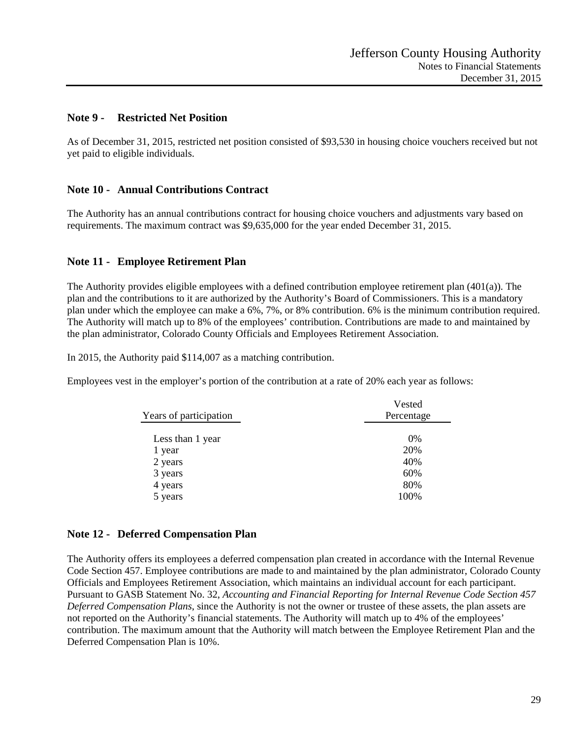## Note 9 - Restricted Net Position

As of December 31, 2015, restricted net position consisted of $93,530 in housing choice vouchers received but not yet paid to eligible individuals.

## Note 10 - Annual Contributions Contract

The Authority has an annual contributions contract for housing choice vouchers and adjustments vary based on requirements. The maximum contract was $9,635,000 for the year ended December 31, 2015.

## Note 11 - Employee Retirement Plan

The Authority provides eligible employees with a defined contribution employee retirement plan (401(a)). The plan and the contributions to it are authorized by the Authority's Board of Commissioners. This is a mandatory plan under which the employee can make a 6%, 7%, or 8% contribution. 6% is the minimum contribution required. The Authority will match up to 8% of the employees' contribution. Contributions are made to and maintained by the plan administrator, Colorado County Officials and Employees Retirement Association.

In 2015, the Authority paid $114,007 as a matching contribution.

Employees vest in the employer's portion of the contribution at a rate of 20% each year as follows:

| Years of participation | Vested Percentage |
|---|---|
| Less than 1 year | 0% |
| 1 year | 20% |
| 2 years | 40% |
| 3 years | 60% |
| 4 years | 80% |
| 5 years | 100% |

## Note 12 - Deferred Compensation Plan

The Authority offers its employees a deferred compensation plan created in accordance with the Internal Revenue Code Section 457. Employee contributions are made to and maintained by the plan administrator, Colorado County Officials and Employees Retirement Association, which maintains an individual account for each participant. Pursuant to GASB Statement No. 32, *Accounting and Financial Reporting for Internal Revenue Code Section 457 Deferred Compensation Plans*, since the Authority is not the owner or trustee of these assets, the plan assets are not reported on the Authority's financial statements. The Authority will match up to 4% of the employees' contribution. The maximum amount that the Authority will match between the Employee Retirement Plan and the Deferred Compensation Plan is 10%.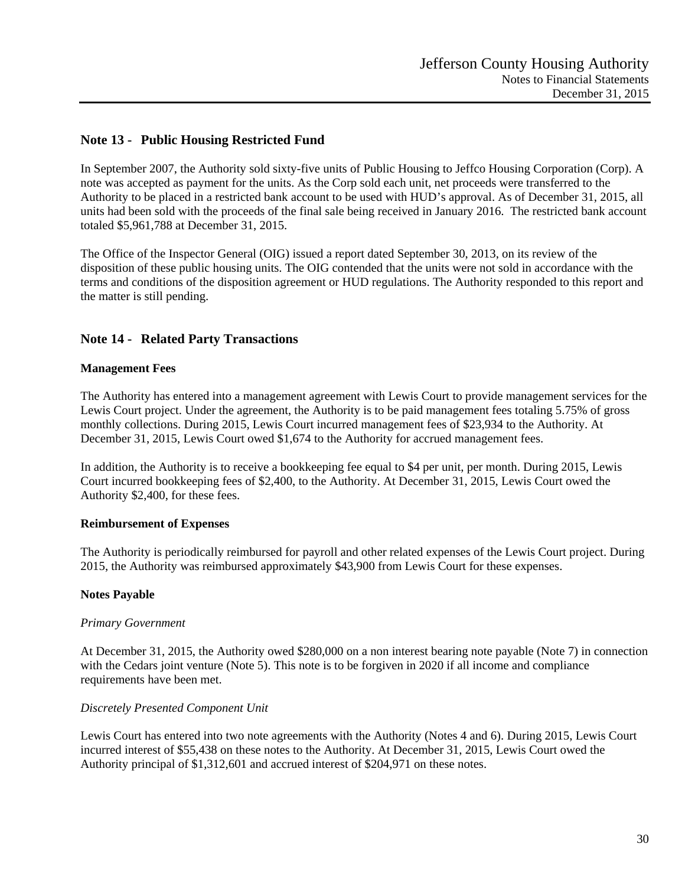## Note 13 - Public Housing Restricted Fund

In September 2007, the Authority sold sixty-five units of Public Housing to Jeffco Housing Corporation (Corp). A note was accepted as payment for the units. As the Corp sold each unit, net proceeds were transferred to the Authority to be placed in a restricted bank account to be used with HUD's approval. As of December 31, 2015, all units had been sold with the proceeds of the final sale being received in January 2016. The restricted bank account totaled $5,961,788 at December 31, 2015.

The Office of the Inspector General (OIG) issued a report dated September 30, 2013, on its review of the disposition of these public housing units. The OIG contended that the units were not sold in accordance with the terms and conditions of the disposition agreement or HUD regulations. The Authority responded to this report and the matter is still pending.

## Note 14 - Related Party Transactions

**Management Fees**

The Authority has entered into a management agreement with Lewis Court to provide management services for the Lewis Court project. Under the agreement, the Authority is to be paid management fees totaling 5.75% of gross monthly collections. During 2015, Lewis Court incurred management fees of $23,934 to the Authority. At December 31, 2015, Lewis Court owed $1,674 to the Authority for accrued management fees.

In addition, the Authority is to receive a bookkeeping fee equal to $4 per unit, per month. During 2015, Lewis Court incurred bookkeeping fees of $2,400, to the Authority. At December 31, 2015, Lewis Court owed the Authority $2,400, for these fees.

**Reimbursement of Expenses**

The Authority is periodically reimbursed for payroll and other related expenses of the Lewis Court project. During 2015, the Authority was reimbursed approximately $43,900 from Lewis Court for these expenses.

**Notes Payable**

*Primary Government*

At December 31, 2015, the Authority owed $280,000 on a non interest bearing note payable (Note 7) in connection with the Cedars joint venture (Note 5). This note is to be forgiven in 2020 if all income and compliance requirements have been met.

*Discretely Presented Component Unit*

Lewis Court has entered into two note agreements with the Authority (Notes 4 and 6). During 2015, Lewis Court incurred interest of $55,438 on these notes to the Authority. At December 31, 2015, Lewis Court owed the Authority principal of $1,312,601 and accrued interest of $204,971 on these notes.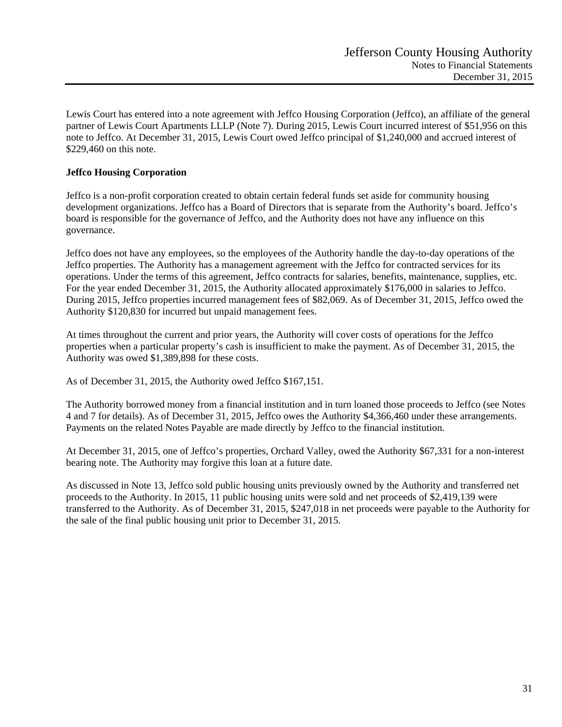Lewis Court has entered into a note agreement with Jeffco Housing Corporation (Jeffco), an affiliate of the general partner of Lewis Court Apartments LLLP (Note 7). During 2015, Lewis Court incurred interest of $51,956 on this note to Jeffco. At December 31, 2015, Lewis Court owed Jeffco principal of $1,240,000 and accrued interest of $229,460 on this note.

**Jeffco Housing Corporation**

Jeffco is a non-profit corporation created to obtain certain federal funds set aside for community housing development organizations. Jeffco has a Board of Directors that is separate from the Authority's board. Jeffco's board is responsible for the governance of Jeffco, and the Authority does not have any influence on this governance.

Jeffco does not have any employees, so the employees of the Authority handle the day-to-day operations of the Jeffco properties. The Authority has a management agreement with the Jeffco for contracted services for its operations. Under the terms of this agreement, Jeffco contracts for salaries, benefits, maintenance, supplies, etc. For the year ended December 31, 2015, the Authority allocated approximately $176,000 in salaries to Jeffco. During 2015, Jeffco properties incurred management fees of $82,069. As of December 31, 2015, Jeffco owed the Authority $120,830 for incurred but unpaid management fees.

At times throughout the current and prior years, the Authority will cover costs of operations for the Jeffco properties when a particular property's cash is insufficient to make the payment. As of December 31, 2015, the Authority was owed $1,389,898 for these costs.

As of December 31, 2015, the Authority owed Jeffco $167,151.

The Authority borrowed money from a financial institution and in turn loaned those proceeds to Jeffco (see Notes 4 and 7 for details). As of December 31, 2015, Jeffco owes the Authority $4,366,460 under these arrangements. Payments on the related Notes Payable are made directly by Jeffco to the financial institution.

At December 31, 2015, one of Jeffco's properties, Orchard Valley, owed the Authority $67,331 for a non-interest bearing note. The Authority may forgive this loan at a future date.

As discussed in Note 13, Jeffco sold public housing units previously owned by the Authority and transferred net proceeds to the Authority. In 2015, 11 public housing units were sold and net proceeds of $2,419,139 were transferred to the Authority. As of December 31, 2015, $247,018 in net proceeds were payable to the Authority for the sale of the final public housing unit prior to December 31, 2015.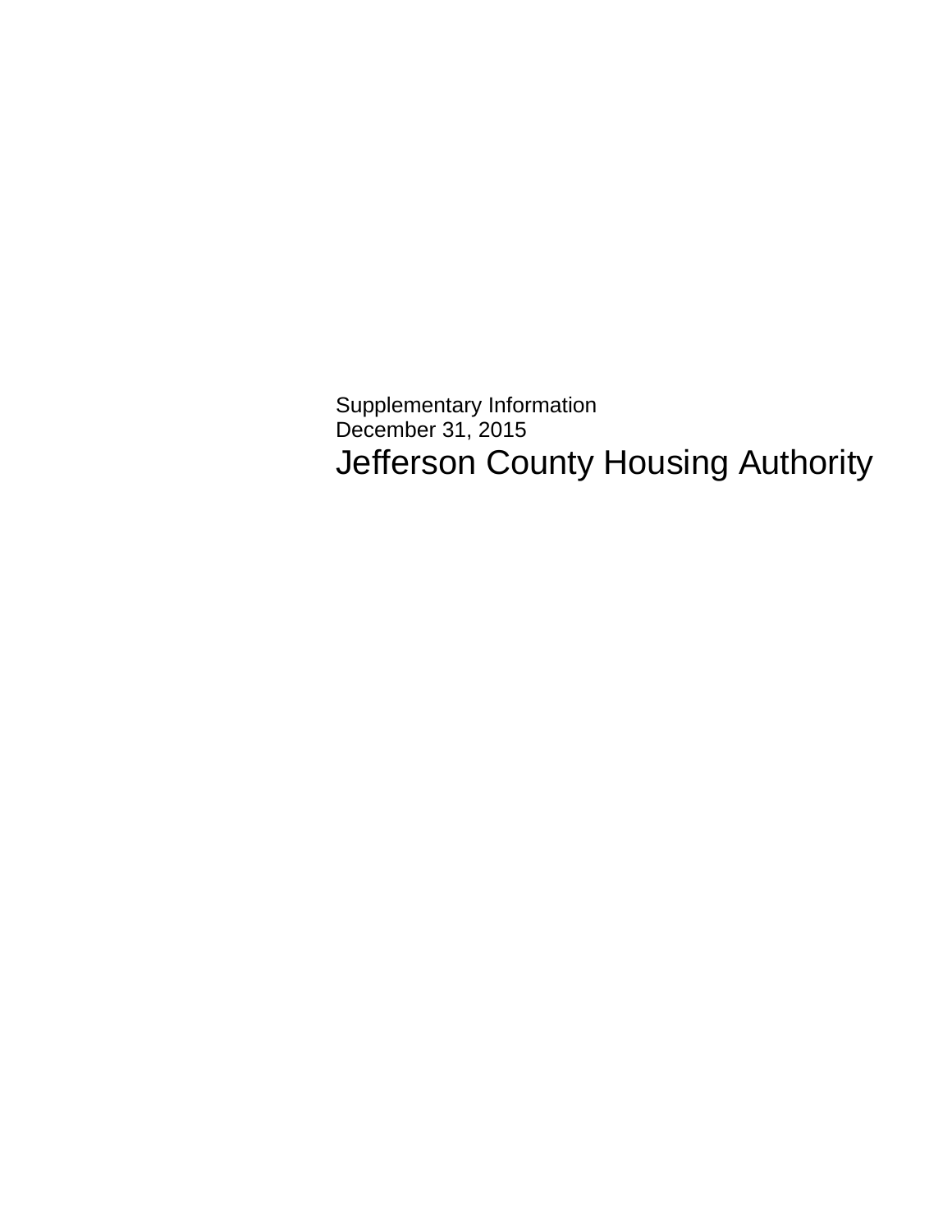Supplementary Information
December 31, 2015

# Jefferson County Housing Authority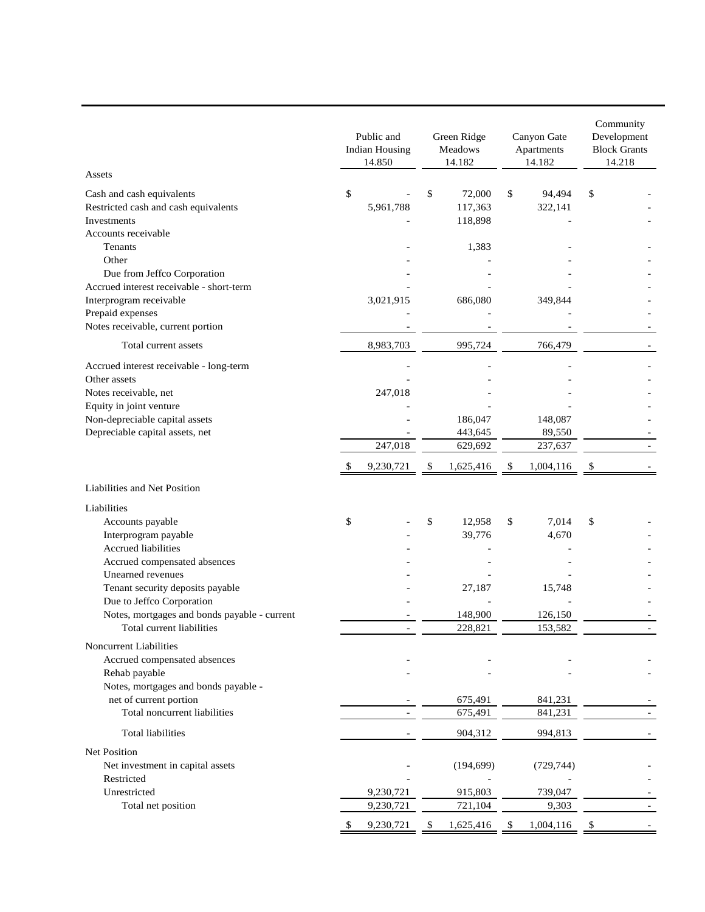| | Public and Indian Housing 14.850 | Green Ridge Meadows 14.182 | Canyon Gate Apartments 14.182 | Community Development Block Grants 14.218 |
|---|---|---|---|---|
| **Assets** | | | | |
| Cash and cash equivalents | $ - | $ 72,000 | $ 94,494 | $ - |
| Restricted cash and cash equivalents | 5,961,788 | 117,363 | 322,141 | - |
| Investments | - | 118,898 | - | - |
| Accounts receivable | | | | |
| Tenants | - | 1,383 | - | - |
| Other | - | - | - | - |
| Due from Jeffco Corporation | - | - | - | - |
| Accrued interest receivable - short-term | - | - | - | - |
| Interprogram receivable | 3,021,915 | 686,080 | 349,844 | - |
| Prepaid expenses | - | - | - | - |
| Notes receivable, current portion | - | - | - | - |
| Total current assets | 8,983,703 | 995,724 | 766,479 | - |
| Accrued interest receivable - long-term | - | - | - | - |
| Other assets | - | - | - | - |
| Notes receivable, net | 247,018 | - | - | - |
| Equity in joint venture | - | - | - | - |
| Non-depreciable capital assets | - | 186,047 | 148,087 | - |
| Depreciable capital assets, net | - | 443,645 | 89,550 | - |
| | 247,018 | 629,692 | 237,637 | - |
| | $ 9,230,721 | $ 1,625,416 | $ 1,004,116 | $ - |
| **Liabilities and Net Position** | | | | |
| Liabilities | | | | |
| Accounts payable | $ - | $ 12,958 | $ 7,014 | $ - |
| Interprogram payable | - | 39,776 | 4,670 | - |
| Accrued liabilities | - | - | - | - |
| Accrued compensated absences | - | - | - | - |
| Unearned revenues | - | - | - | - |
| Tenant security deposits payable | - | 27,187 | 15,748 | - |
| Due to Jeffco Corporation | - | - | - | - |
| Notes, mortgages and bonds payable - current | - | 148,900 | 126,150 | - |
| Total current liabilities | - | 228,821 | 153,582 | - |
| Noncurrent Liabilities | | | | |
| Accrued compensated absences | - | - | - | - |
| Rehab payable | - | - | - | - |
| Notes, mortgages and bonds payable - net of current portion | - | 675,491 | 841,231 | - |
| Total noncurrent liabilities | - | 675,491 | 841,231 | - |
| Total liabilities | - | 904,312 | 994,813 | - |
| Net Position | | | | |
| Net investment in capital assets | - | (194,699) | (729,744) | - |
| Restricted | - | - | - | - |
| Unrestricted | 9,230,721 | 915,803 | 739,047 | - |
| Total net position | 9,230,721 | 721,104 | 9,303 | - |
| | $ 9,230,721 | $ 1,625,416 | $ 1,004,116 | $ - |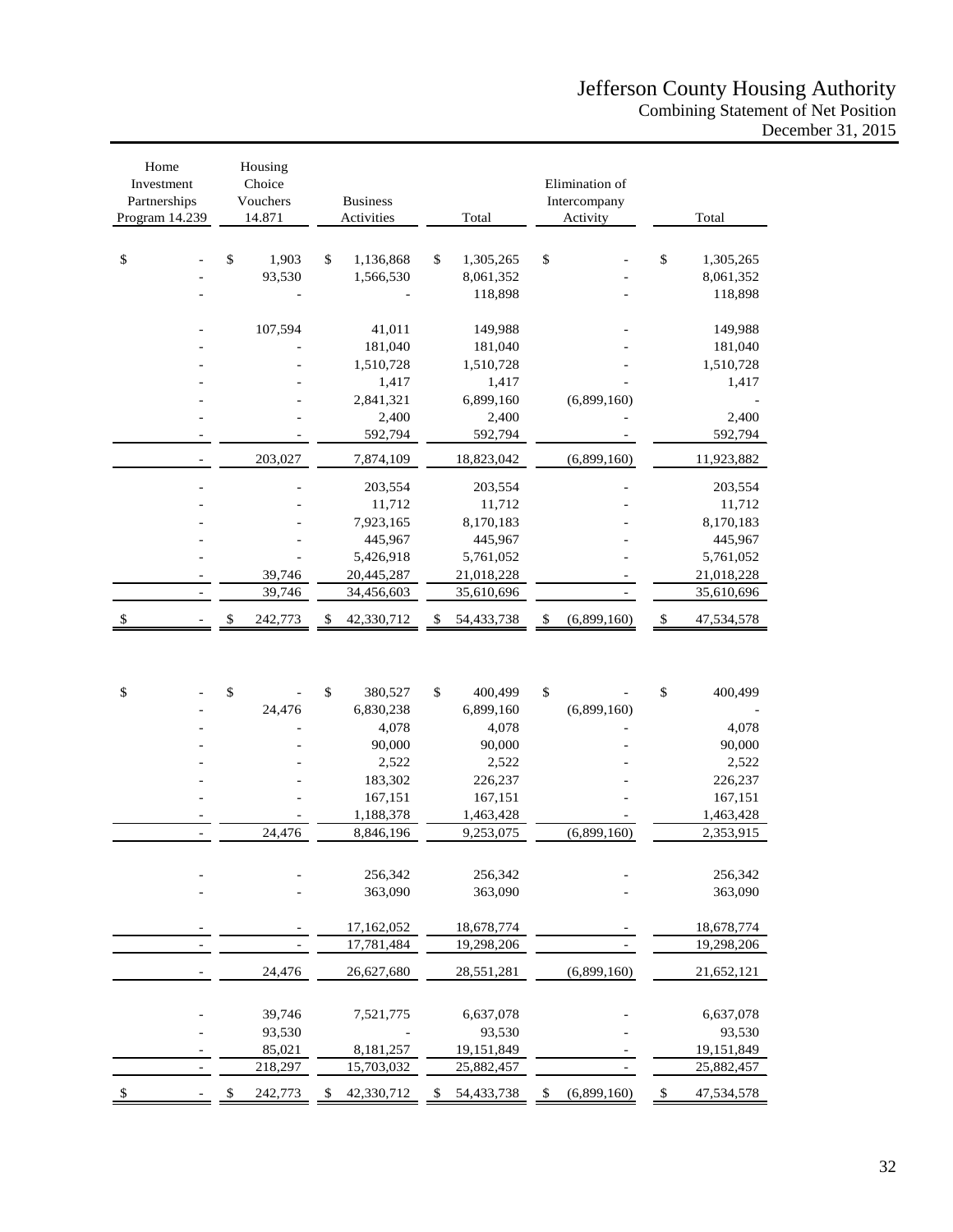# Jefferson County Housing Authority

## Combining Statement of Net Position

### December 31, 2015

| Home Investment Partnerships Program 14.239 | Housing Choice Vouchers 14.871 | Business Activities | Total | Elimination of Intercompany Activity | Total |
|---|---|---|---|---|---|
| $ - | $ 1,903 | $ 1,136,868 | $ 1,305,265 | $ - | $ 1,305,265 |
| - | 93,530 | 1,566,530 | 8,061,352 | - | 8,061,352 |
| - | - | - | 118,898 | - | 118,898 |
| - | 107,594 | 41,011 | 149,988 | - | 149,988 |
| - | - | 181,040 | 181,040 | - | 181,040 |
| - | - | 1,510,728 | 1,510,728 | - | 1,510,728 |
| - | - | 1,417 | 1,417 | - | 1,417 |
| - | - | 2,841,321 | 6,899,160 | (6,899,160) | - |
| - | - | 2,400 | 2,400 | - | 2,400 |
| - | - | 592,794 | 592,794 | - | 592,794 |
| - | 203,027 | 7,874,109 | 18,823,042 | (6,899,160) | 11,923,882 |
| - | - | 203,554 | 203,554 | - | 203,554 |
| - | - | 11,712 | 11,712 | - | 11,712 |
| - | - | 7,923,165 | 8,170,183 | - | 8,170,183 |
| - | - | 445,967 | 445,967 | - | 445,967 |
| - | - | 5,426,918 | 5,761,052 | - | 5,761,052 |
| - | 39,746 | 20,445,287 | 21,018,228 | - | 21,018,228 |
| - | 39,746 | 34,456,603 | 35,610,696 | - | 35,610,696 |
| $ - | $ 242,773 | $ 42,330,712 | $ 54,433,738 | $ (6,899,160) | $ 47,534,578 |
| | | | | | |
| $ - | $ - | $ 380,527 | $ 400,499 | $ - | $ 400,499 |
| - | 24,476 | 6,830,238 | 6,899,160 | (6,899,160) | - |
| - | - | 4,078 | 4,078 | - | 4,078 |
| - | - | 90,000 | 90,000 | - | 90,000 |
| - | - | 2,522 | 2,522 | - | 2,522 |
| - | - | 183,302 | 226,237 | - | 226,237 |
| - | - | 167,151 | 167,151 | - | 167,151 |
| - | - | 1,188,378 | 1,463,428 | - | 1,463,428 |
| - | 24,476 | 8,846,196 | 9,253,075 | (6,899,160) | 2,353,915 |
| - | - | 256,342 | 256,342 | - | 256,342 |
| - | - | 363,090 | 363,090 | - | 363,090 |
| - | - | 17,162,052 | 18,678,774 | - | 18,678,774 |
| - | - | 17,781,484 | 19,298,206 | - | 19,298,206 |
| - | 24,476 | 26,627,680 | 28,551,281 | (6,899,160) | 21,652,121 |
| - | 39,746 | 7,521,775 | 6,637,078 | - | 6,637,078 |
| - | 93,530 | - | 93,530 | - | 93,530 |
| - | 85,021 | 8,181,257 | 19,151,849 | - | 19,151,849 |
| - | 218,297 | 15,703,032 | 25,882,457 | - | 25,882,457 |
| $ - | $ 242,773 | $ 42,330,712 | $ 54,433,738 | $ (6,899,160) | $ 47,534,578 |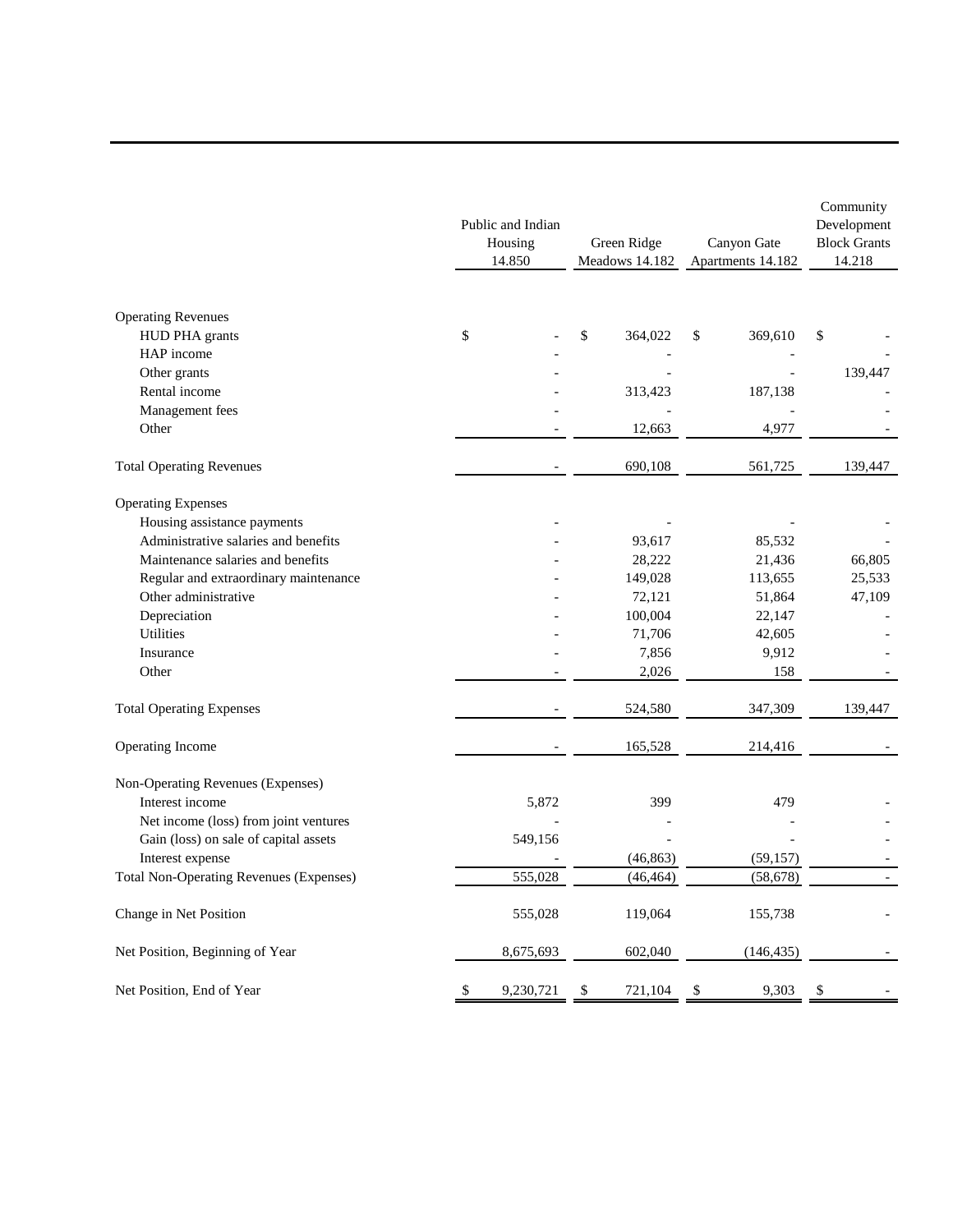| | Public and Indian Housing 14.850 | Green Ridge Meadows 14.182 | Canyon Gate Apartments 14.182 | Community Development Block Grants 14.218 |
|---|---|---|---|---|
| **Operating Revenues** | | | | |
| HUD PHA grants | $ - | $ 364,022 | $ 369,610 | $ - |
| HAP income | - | - | - | - |
| Other grants | - | - | - | 139,447 |
| Rental income | - | 313,423 | 187,138 | - |
| Management fees | - | - | - | - |
| Other | - | 12,663 | 4,977 | - |
| Total Operating Revenues | - | 690,108 | 561,725 | 139,447 |
| **Operating Expenses** | | | | |
| Housing assistance payments | - | - | - | - |
| Administrative salaries and benefits | - | 93,617 | 85,532 | - |
| Maintenance salaries and benefits | - | 28,222 | 21,436 | 66,805 |
| Regular and extraordinary maintenance | - | 149,028 | 113,655 | 25,533 |
| Other administrative | - | 72,121 | 51,864 | 47,109 |
| Depreciation | - | 100,004 | 22,147 | - |
| Utilities | - | 71,706 | 42,605 | - |
| Insurance | - | 7,856 | 9,912 | - |
| Other | - | 2,026 | 158 | - |
| Total Operating Expenses | - | 524,580 | 347,309 | 139,447 |
| Operating Income | - | 165,528 | 214,416 | - |
| **Non-Operating Revenues (Expenses)** | | | | |
| Interest income | 5,872 | 399 | 479 | - |
| Net income (loss) from joint ventures | - | - | - | - |
| Gain (loss) on sale of capital assets | 549,156 | - | - | - |
| Interest expense | - | (46,863) | (59,157) | - |
| Total Non-Operating Revenues (Expenses) | 555,028 | (46,464) | (58,678) | - |
| Change in Net Position | 555,028 | 119,064 | 155,738 | - |
| Net Position, Beginning of Year | 8,675,693 | 602,040 | (146,435) | - |
| Net Position, End of Year | $ 9,230,721 | $ 721,104 | $ 9,303 | $ - |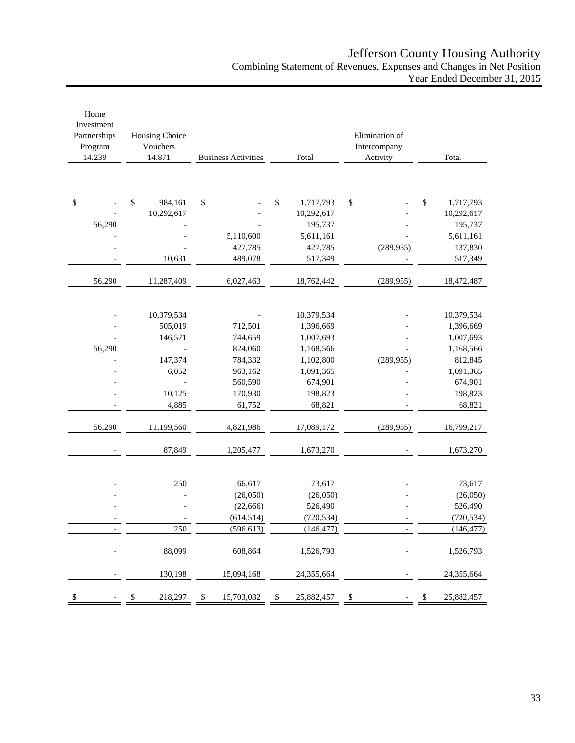# Jefferson County Housing Authority

## Combining Statement of Revenues, Expenses and Changes in Net Position

### Year Ended December 31, 2015

| Home Investment Partnerships Program 14.239 | Housing Choice Vouchers 14.871 | Business Activities | Total | Elimination of Intercompany Activity | Total |
|---|---|---|---|---|---|
| $ - | $ 984,161 | $ - | $ 1,717,793 | $ - | $ 1,717,793 |
| - | 10,292,617 | - | 10,292,617 | - | 10,292,617 |
| 56,290 | - | - | 195,737 | - | 195,737 |
| - | - | 5,110,600 | 5,611,161 | - | 5,611,161 |
| - | - | 427,785 | 427,785 | (289,955) | 137,830 |
| - | 10,631 | 489,078 | 517,349 | - | 517,349 |
| 56,290 | 11,287,409 | 6,027,463 | 18,762,442 | (289,955) | 18,472,487 |
| | | | | | |
| - | 10,379,534 | - | 10,379,534 | - | 10,379,534 |
| - | 505,019 | 712,501 | 1,396,669 | - | 1,396,669 |
| - | 146,571 | 744,659 | 1,007,693 | - | 1,007,693 |
| 56,290 | - | 824,060 | 1,168,566 | - | 1,168,566 |
| - | 147,374 | 784,332 | 1,102,800 | (289,955) | 812,845 |
| - | 6,052 | 963,162 | 1,091,365 | - | 1,091,365 |
| - | - | 560,590 | 674,901 | - | 674,901 |
| - | 10,125 | 170,930 | 198,823 | - | 198,823 |
| - | 4,885 | 61,752 | 68,821 | - | 68,821 |
| 56,290 | 11,199,560 | 4,821,986 | 17,089,172 | (289,955) | 16,799,217 |
| - | 87,849 | 1,205,477 | 1,673,270 | - | 1,673,270 |
| | | | | | |
| - | 250 | 66,617 | 73,617 | - | 73,617 |
| - | - | (26,050) | (26,050) | - | (26,050) |
| - | - | (22,666) | 526,490 | - | 526,490 |
| - | - | (614,514) | (720,534) | - | (720,534) |
| - | 250 | (596,613) | (146,477) | - | (146,477) |
| - | 88,099 | 608,864 | 1,526,793 | - | 1,526,793 |
| - | 130,198 | 15,094,168 | 24,355,664 | - | 24,355,664 |
| $ - | $ 218,297 | $ 15,703,032 | $ 25,882,457 | $ - | $ 25,882,457 |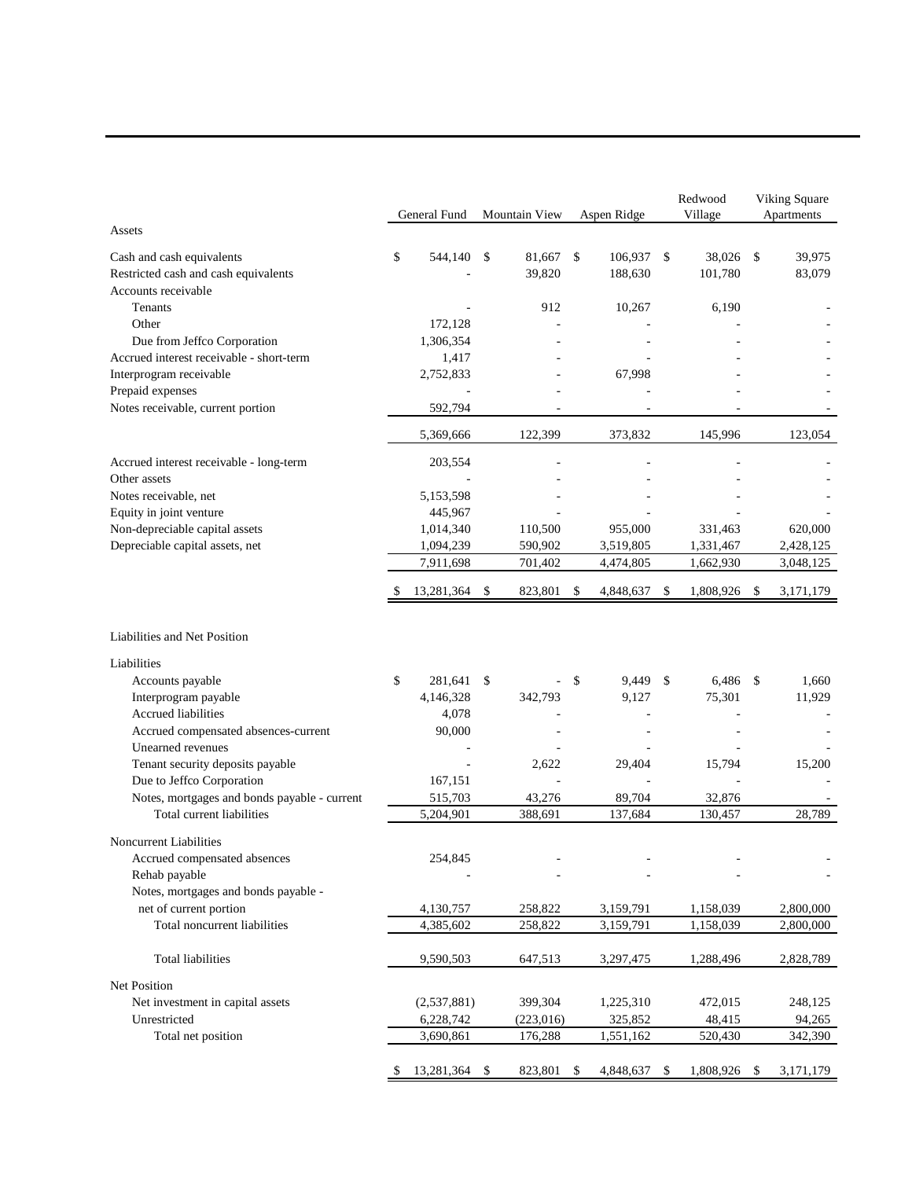| | General Fund | Mountain View | Aspen Ridge | Redwood Village | Viking Square Apartments |
|---|---|---|---|---|---|
| **Assets** | | | | | |
| Cash and cash equivalents | $ 544,140 | $ 81,667 | $ 106,937 | $ 38,026 | $ 39,975 |
| Restricted cash and cash equivalents | - | 39,820 | 188,630 | 101,780 | 83,079 |
| Accounts receivable | | | | | |
| Tenants | - | 912 | 10,267 | 6,190 | - |
| Other | 172,128 | - | - | - | - |
| Due from Jeffco Corporation | 1,306,354 | - | - | - | - |
| Accrued interest receivable - short-term | 1,417 | - | - | - | - |
| Interprogram receivable | 2,752,833 | - | 67,998 | - | - |
| Prepaid expenses | - | - | - | - | - |
| Notes receivable, current portion | 592,794 | - | - | - | - |
| | 5,369,666 | 122,399 | 373,832 | 145,996 | 123,054 |
| Accrued interest receivable - long-term | 203,554 | - | - | - | - |
| Other assets | - | - | - | - | - |
| Notes receivable, net | 5,153,598 | - | - | - | - |
| Equity in joint venture | 445,967 | - | - | - | - |
| Non-depreciable capital assets | 1,014,340 | 110,500 | 955,000 | 331,463 | 620,000 |
| Depreciable capital assets, net | 1,094,239 | 590,902 | 3,519,805 | 1,331,467 | 2,428,125 |
| | 7,911,698 | 701,402 | 4,474,805 | 1,662,930 | 3,048,125 |
| | $ 13,281,364 | $ 823,801 | $ 4,848,637 | $ 1,808,926 | $ 3,171,179 |
| **Liabilities and Net Position** | | | | | |
| Liabilities | | | | | |
| Accounts payable | $ 281,641 | $ - | $ 9,449 | $ 6,486 | $ 1,660 |
| Interprogram payable | 4,146,328 | 342,793 | 9,127 | 75,301 | 11,929 |
| Accrued liabilities | 4,078 | - | - | - | - |
| Accrued compensated absences-current | 90,000 | - | - | - | - |
| Unearned revenues | - | - | - | - | - |
| Tenant security deposits payable | - | 2,622 | 29,404 | 15,794 | 15,200 |
| Due to Jeffco Corporation | 167,151 | - | - | - | - |
| Notes, mortgages and bonds payable - current | 515,703 | 43,276 | 89,704 | 32,876 | - |
| Total current liabilities | 5,204,901 | 388,691 | 137,684 | 130,457 | 28,789 |
| Noncurrent Liabilities | | | | | |
| Accrued compensated absences | 254,845 | - | - | - | - |
| Rehab payable | - | - | - | - | - |
| Notes, mortgages and bonds payable - net of current portion | 4,130,757 | 258,822 | 3,159,791 | 1,158,039 | 2,800,000 |
| Total noncurrent liabilities | 4,385,602 | 258,822 | 3,159,791 | 1,158,039 | 2,800,000 |
| Total liabilities | 9,590,503 | 647,513 | 3,297,475 | 1,288,496 | 2,828,789 |
| Net Position | | | | | |
| Net investment in capital assets | (2,537,881) | 399,304 | 1,225,310 | 472,015 | 248,125 |
| Unrestricted | 6,228,742 | (223,016) | 325,852 | 48,415 | 94,265 |
| Total net position | 3,690,861 | 176,288 | 1,551,162 | 520,430 | 342,390 |
| | $ 13,281,364 | $ 823,801 | $ 4,848,637 | $ 1,808,926 | $ 3,171,179 |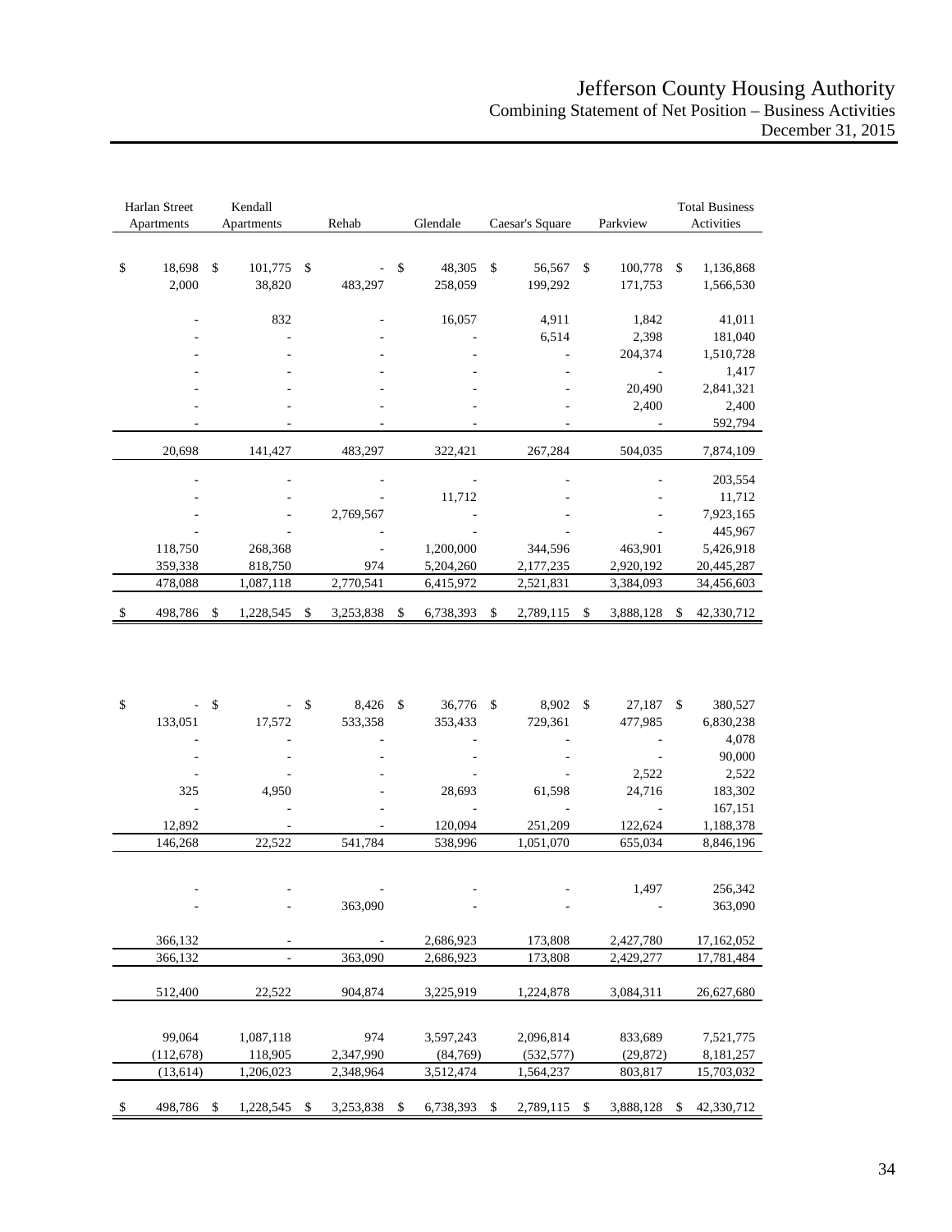# Jefferson County Housing Authority

## Combining Statement of Net Position – Business Activities

### December 31, 2015

| Harlan Street Apartments | Kendall Apartments | Rehab | Glendale | Caesar's Square | Parkview | Total Business Activities |
|---|---|---|---|---|---|---|
| $ 18,698 | $ 101,775 | $ - | $ 48,305 | $ 56,567 | $ 100,778 | $ 1,136,868 |
| 2,000 | 38,820 | 483,297 | 258,059 | 199,292 | 171,753 | 1,566,530 |
| - | 832 | - | 16,057 | 4,911 | 1,842 | 41,011 |
| - | - | - | - | 6,514 | 2,398 | 181,040 |
| - | - | - | - | - | 204,374 | 1,510,728 |
| - | - | - | - | - | - | 1,417 |
| - | - | - | - | - | 20,490 | 2,841,321 |
| - | - | - | - | - | 2,400 | 2,400 |
| - | - | - | - | - | - | 592,794 |
| 20,698 | 141,427 | 483,297 | 322,421 | 267,284 | 504,035 | 7,874,109 |
| - | - | - | - | - | - | 203,554 |
| - | - | - | 11,712 | - | - | 11,712 |
| - | - | 2,769,567 | - | - | - | 7,923,165 |
| - | - | - | - | - | - | 445,967 |
| 118,750 | 268,368 | - | 1,200,000 | 344,596 | 463,901 | 5,426,918 |
| 359,338 | 818,750 | 974 | 5,204,260 | 2,177,235 | 2,920,192 | 20,445,287 |
| 478,088 | 1,087,118 | 2,770,541 | 6,415,972 | 2,521,831 | 3,384,093 | 34,456,603 |
| $ 498,786 | $ 1,228,545 | $ 3,253,838 | $ 6,738,393 | $ 2,789,115 | $ 3,888,128 | $ 42,330,712 |
| | | | | | | |
| $ - | $ - | $ 8,426 | $ 36,776 | $ 8,902 | $ 27,187 | $ 380,527 |
| 133,051 | 17,572 | 533,358 | 353,433 | 729,361 | 477,985 | 6,830,238 |
| - | - | - | - | - | - | 4,078 |
| - | - | - | - | - | - | 90,000 |
| - | - | - | - | - | 2,522 | 2,522 |
| 325 | 4,950 | - | 28,693 | 61,598 | 24,716 | 183,302 |
| - | - | - | - | - | - | 167,151 |
| 12,892 | - | - | 120,094 | 251,209 | 122,624 | 1,188,378 |
| 146,268 | 22,522 | 541,784 | 538,996 | 1,051,070 | 655,034 | 8,846,196 |
| - | - | - | - | - | 1,497 | 256,342 |
| - | - | 363,090 | - | - | - | 363,090 |
| 366,132 | - | - | 2,686,923 | 173,808 | 2,427,780 | 17,162,052 |
| 366,132 | - | 363,090 | 2,686,923 | 173,808 | 2,429,277 | 17,781,484 |
| 512,400 | 22,522 | 904,874 | 3,225,919 | 1,224,878 | 3,084,311 | 26,627,680 |
| 99,064 | 1,087,118 | 974 | 3,597,243 | 2,096,814 | 833,689 | 7,521,775 |
| (112,678) | 118,905 | 2,347,990 | (84,769) | (532,577) | (29,872) | 8,181,257 |
| (13,614) | 1,206,023 | 2,348,964 | 3,512,474 | 1,564,237 | 803,817 | 15,703,032 |
| $ 498,786 | $ 1,228,545 | $ 3,253,838 | $ 6,738,393 | $ 2,789,115 | $ 3,888,128 | $ 42,330,712 |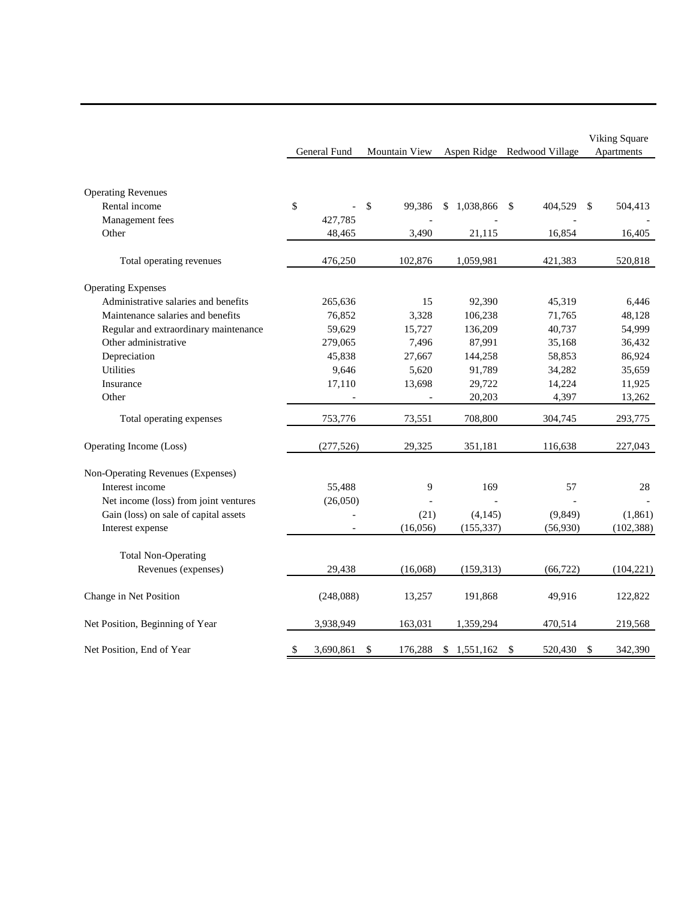| | General Fund | Mountain View | Aspen Ridge | Redwood Village | Viking Square Apartments |
|---|---|---|---|---|---|
| **Operating Revenues** | | | | | |
| Rental income | $ - | $ 99,386 | $ 1,038,866 | $ 404,529 | $ 504,413 |
| Management fees | 427,785 | - | - | - | - |
| Other | 48,465 | 3,490 | 21,115 | 16,854 | 16,405 |
| Total operating revenues | 476,250 | 102,876 | 1,059,981 | 421,383 | 520,818 |
| **Operating Expenses** | | | | | |
| Administrative salaries and benefits | 265,636 | 15 | 92,390 | 45,319 | 6,446 |
| Maintenance salaries and benefits | 76,852 | 3,328 | 106,238 | 71,765 | 48,128 |
| Regular and extraordinary maintenance | 59,629 | 15,727 | 136,209 | 40,737 | 54,999 |
| Other administrative | 279,065 | 7,496 | 87,991 | 35,168 | 36,432 |
| Depreciation | 45,838 | 27,667 | 144,258 | 58,853 | 86,924 |
| Utilities | 9,646 | 5,620 | 91,789 | 34,282 | 35,659 |
| Insurance | 17,110 | 13,698 | 29,722 | 14,224 | 11,925 |
| Other | - | - | 20,203 | 4,397 | 13,262 |
| Total operating expenses | 753,776 | 73,551 | 708,800 | 304,745 | 293,775 |
| **Operating Income (Loss)** | (277,526) | 29,325 | 351,181 | 116,638 | 227,043 |
| **Non-Operating Revenues (Expenses)** | | | | | |
| Interest income | 55,488 | 9 | 169 | 57 | 28 |
| Net income (loss) from joint ventures | (26,050) | - | - | - | - |
| Gain (loss) on sale of capital assets | - | (21) | (4,145) | (9,849) | (1,861) |
| Interest expense | - | (16,056) | (155,337) | (56,930) | (102,388) |
| Total Non-Operating Revenues (expenses) | 29,438 | (16,068) | (159,313) | (66,722) | (104,221) |
| **Change in Net Position** | (248,088) | 13,257 | 191,868 | 49,916 | 122,822 |
| **Net Position, Beginning of Year** | 3,938,949 | 163,031 | 1,359,294 | 470,514 | 219,568 |
| **Net Position, End of Year** | $ 3,690,861 | $ 176,288 | $ 1,551,162 | $ 520,430 | $ 342,390 |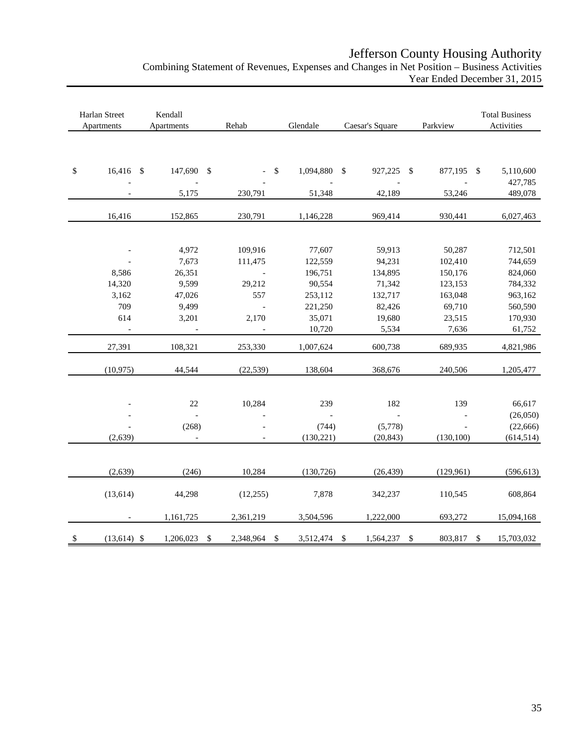# Jefferson County Housing Authority

Combining Statement of Revenues, Expenses and Changes in Net Position – Business Activities
Year Ended December 31, 2015

| Harlan Street Apartments | Kendall Apartments | Rehab | Glendale | Caesar's Square | Parkview | Total Business Activities |
|---|---|---|---|---|---|---|
| $ 16,416 | $ 147,690 | $ - | $ 1,094,880 | $ 927,225 | $ 877,195 | $ 5,110,600 |
| - | - | - | - | - | - | 427,785 |
| - | 5,175 | 230,791 | 51,348 | 42,189 | 53,246 | 489,078 |
| 16,416 | 152,865 | 230,791 | 1,146,228 | 969,414 | 930,441 | 6,027,463 |
| | | | | | | |
| - | 4,972 | 109,916 | 77,607 | 59,913 | 50,287 | 712,501 |
| - | 7,673 | 111,475 | 122,559 | 94,231 | 102,410 | 744,659 |
| 8,586 | 26,351 | - | 196,751 | 134,895 | 150,176 | 824,060 |
| 14,320 | 9,599 | 29,212 | 90,554 | 71,342 | 123,153 | 784,332 |
| 3,162 | 47,026 | 557 | 253,112 | 132,717 | 163,048 | 963,162 |
| 709 | 9,499 | - | 221,250 | 82,426 | 69,710 | 560,590 |
| 614 | 3,201 | 2,170 | 35,071 | 19,680 | 23,515 | 170,930 |
| - | - | - | 10,720 | 5,534 | 7,636 | 61,752 |
| 27,391 | 108,321 | 253,330 | 1,007,624 | 600,738 | 689,935 | 4,821,986 |
| (10,975) | 44,544 | (22,539) | 138,604 | 368,676 | 240,506 | 1,205,477 |
| | | | | | | |
| - | 22 | 10,284 | 239 | 182 | 139 | 66,617 |
| - | - | - | - | - | - | (26,050) |
| - | (268) | - | (744) | (5,778) | - | (22,666) |
| (2,639) | - | - | (130,221) | (20,843) | (130,100) | (614,514) |
| (2,639) | (246) | 10,284 | (130,726) | (26,439) | (129,961) | (596,613) |
| (13,614) | 44,298 | (12,255) | 7,878 | 342,237 | 110,545 | 608,864 |
| - | 1,161,725 | 2,361,219 | 3,504,596 | 1,222,000 | 693,272 | 15,094,168 |
| $ (13,614) | $ 1,206,023 | $ 2,348,964 | $ 3,512,474 | $ 1,564,237 | $ 803,817 | $ 15,703,032 |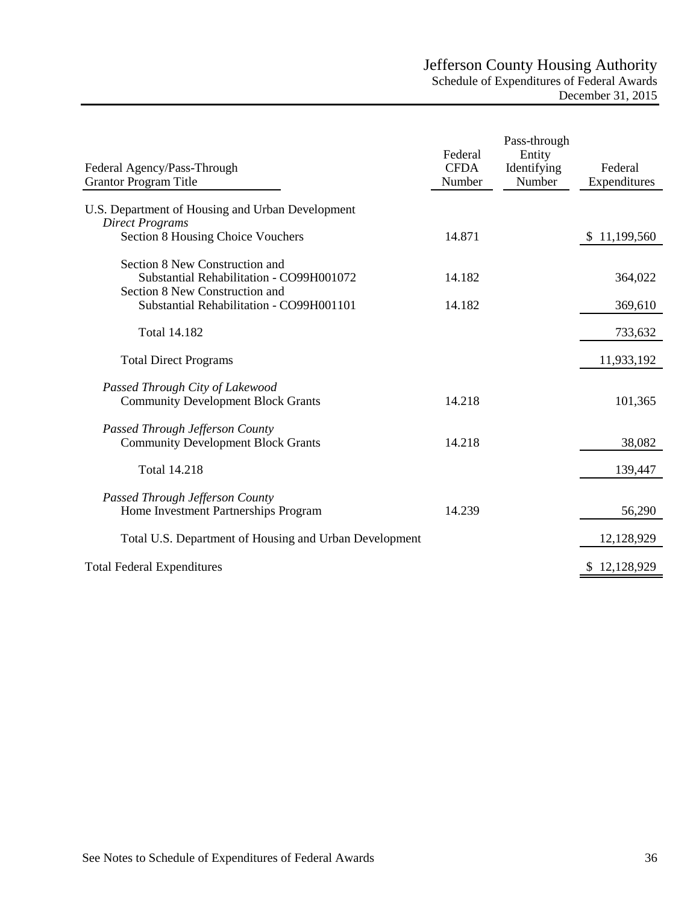# Jefferson County Housing Authority

## Schedule of Expenditures of Federal Awards

December 31, 2015

| Federal Agency/Pass-Through Grantor Program Title | Federal CFDA Number | Pass-through Entity Identifying Number | Federal Expenditures |
|---|---|---|---|
| U.S. Department of Housing and Urban Development | | | |
| *Direct Programs* | | | |
| Section 8 Housing Choice Vouchers | 14.871 | | $ 11,199,560 |
| Section 8 New Construction and Substantial Rehabilitation - CO99H001072 | 14.182 | | 364,022 |
| Section 8 New Construction and Substantial Rehabilitation - CO99H001101 | 14.182 | | 369,610 |
| Total 14.182 | | | 733,632 |
| Total Direct Programs | | | 11,933,192 |
| *Passed Through City of Lakewood* | | | |
| Community Development Block Grants | 14.218 | | 101,365 |
| *Passed Through Jefferson County* | | | |
| Community Development Block Grants | 14.218 | | 38,082 |
| Total 14.218 | | | 139,447 |
| *Passed Through Jefferson County* | | | |
| Home Investment Partnerships Program | 14.239 | | 56,290 |
| Total U.S. Department of Housing and Urban Development | | | 12,128,929 |
| Total Federal Expenditures | | | $ 12,128,929 |

See Notes to Schedule of Expenditures of Federal Awards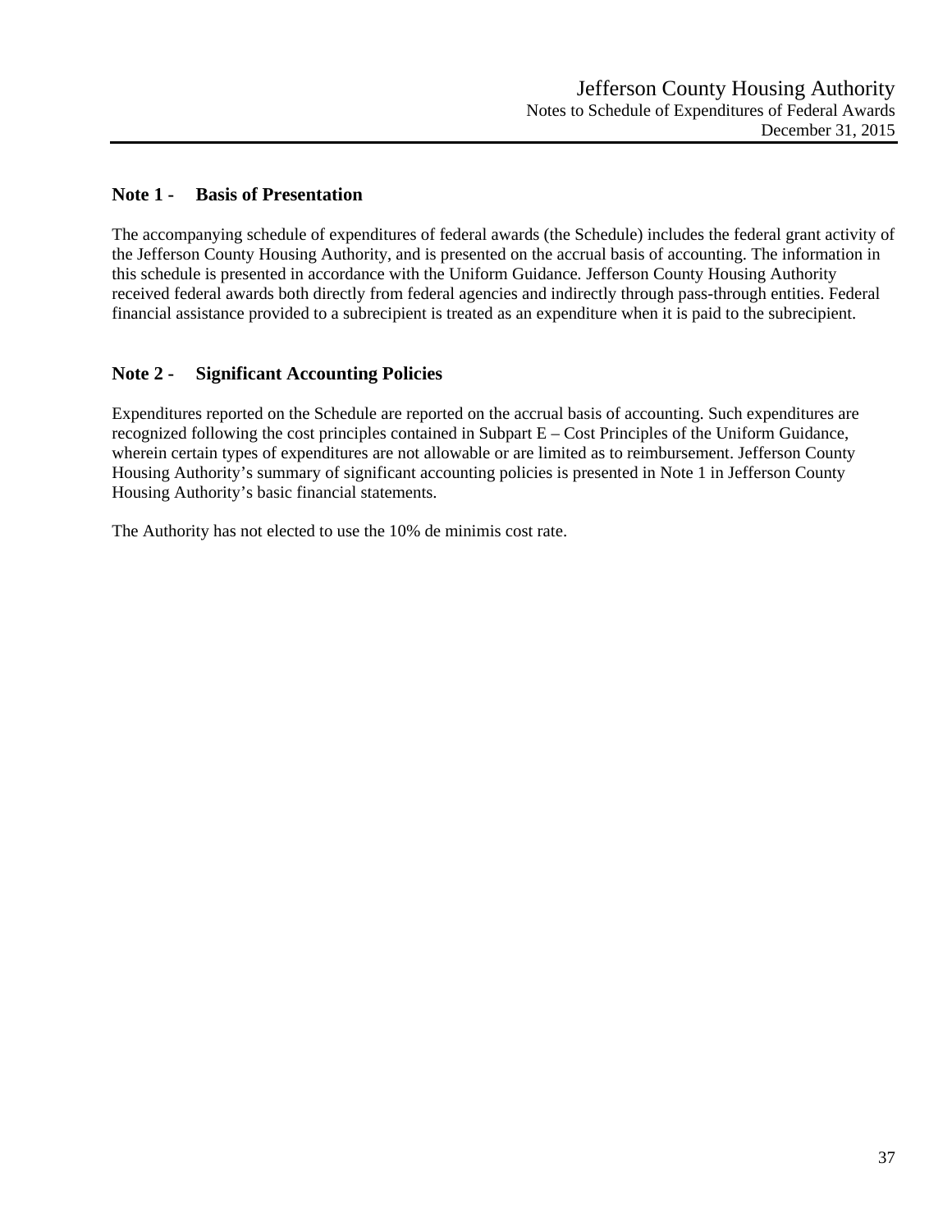## Note 1 - Basis of Presentation

The accompanying schedule of expenditures of federal awards (the Schedule) includes the federal grant activity of the Jefferson County Housing Authority, and is presented on the accrual basis of accounting. The information in this schedule is presented in accordance with the Uniform Guidance. Jefferson County Housing Authority received federal awards both directly from federal agencies and indirectly through pass-through entities. Federal financial assistance provided to a subrecipient is treated as an expenditure when it is paid to the subrecipient.

## Note 2 - Significant Accounting Policies

Expenditures reported on the Schedule are reported on the accrual basis of accounting. Such expenditures are recognized following the cost principles contained in Subpart E – Cost Principles of the Uniform Guidance, wherein certain types of expenditures are not allowable or are limited as to reimbursement. Jefferson County Housing Authority's summary of significant accounting policies is presented in Note 1 in Jefferson County Housing Authority's basic financial statements.

The Authority has not elected to use the 10% de minimis cost rate.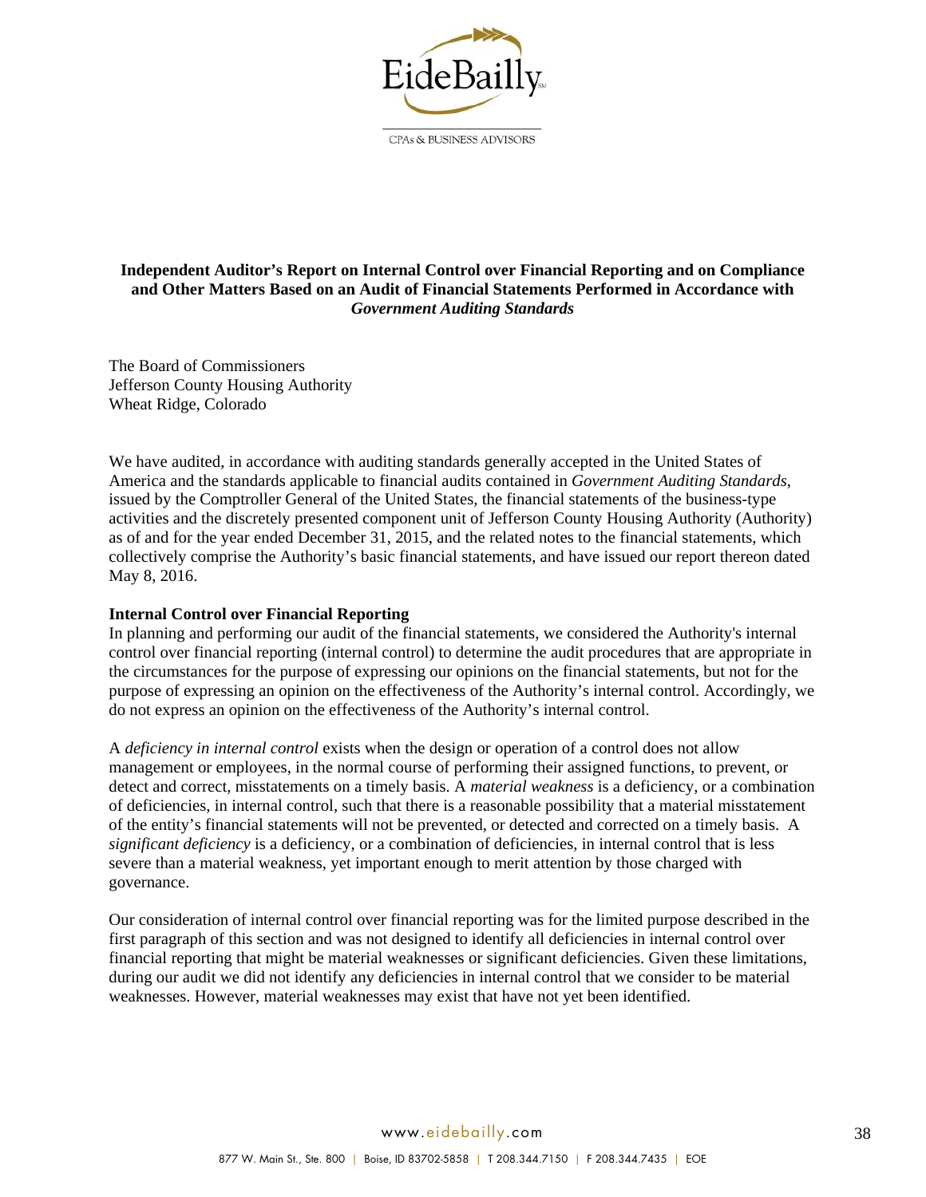EideBailly

CPAs & BUSINESS ADVISORS

**Independent Auditor's Report on Internal Control over Financial Reporting and on Compliance and Other Matters Based on an Audit of Financial Statements Performed in Accordance with *Government Auditing Standards***

The Board of Commissioners
Jefferson County Housing Authority
Wheat Ridge, Colorado

We have audited, in accordance with auditing standards generally accepted in the United States of America and the standards applicable to financial audits contained in *Government Auditing Standards*, issued by the Comptroller General of the United States, the financial statements of the business-type activities and the discretely presented component unit of Jefferson County Housing Authority (Authority) as of and for the year ended December 31, 2015, and the related notes to the financial statements, which collectively comprise the Authority's basic financial statements, and have issued our report thereon dated May 8, 2016.

**Internal Control over Financial Reporting**

In planning and performing our audit of the financial statements, we considered the Authority's internal control over financial reporting (internal control) to determine the audit procedures that are appropriate in the circumstances for the purpose of expressing our opinions on the financial statements, but not for the purpose of expressing an opinion on the effectiveness of the Authority's internal control. Accordingly, we do not express an opinion on the effectiveness of the Authority's internal control.

A *deficiency in internal control* exists when the design or operation of a control does not allow management or employees, in the normal course of performing their assigned functions, to prevent, or detect and correct, misstatements on a timely basis. A *material weakness* is a deficiency, or a combination of deficiencies, in internal control, such that there is a reasonable possibility that a material misstatement of the entity's financial statements will not be prevented, or detected and corrected on a timely basis. A *significant deficiency* is a deficiency, or a combination of deficiencies, in internal control that is less severe than a material weakness, yet important enough to merit attention by those charged with governance.

Our consideration of internal control over financial reporting was for the limited purpose described in the first paragraph of this section and was not designed to identify all deficiencies in internal control over financial reporting that might be material weaknesses or significant deficiencies. Given these limitations, during our audit we did not identify any deficiencies in internal control that we consider to be material weaknesses. However, material weaknesses may exist that have not yet been identified.

www.eidebailly.com

877 W. Main St., Ste. 800 | Boise, ID 83702-5858 | T 208.344.7150 | F 208.344.7435 | EOE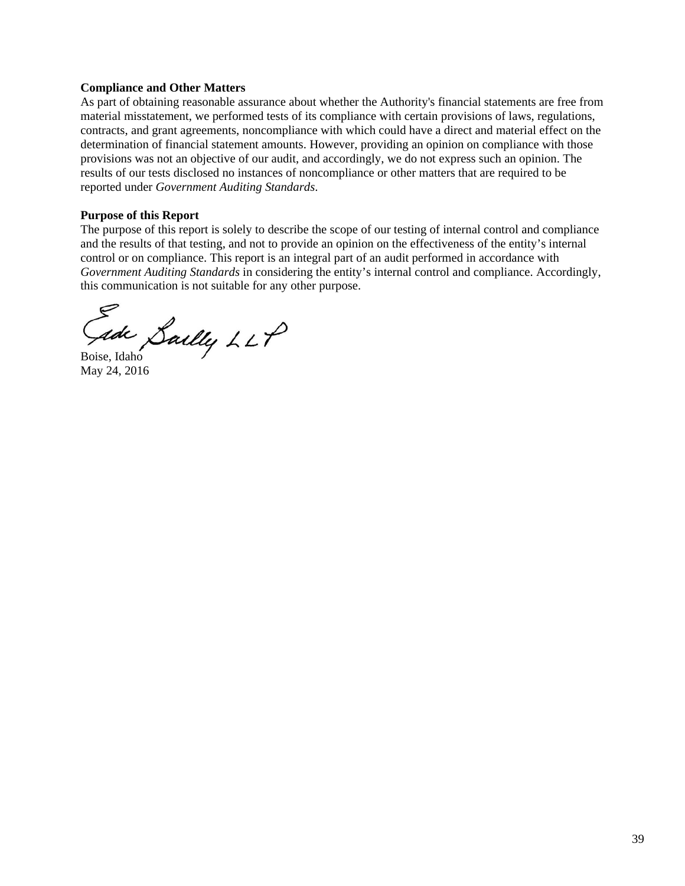**Compliance and Other Matters**

As part of obtaining reasonable assurance about whether the Authority's financial statements are free from material misstatement, we performed tests of its compliance with certain provisions of laws, regulations, contracts, and grant agreements, noncompliance with which could have a direct and material effect on the determination of financial statement amounts. However, providing an opinion on compliance with those provisions was not an objective of our audit, and accordingly, we do not express such an opinion. The results of our tests disclosed no instances of noncompliance or other matters that are required to be reported under *Government Auditing Standards*.

**Purpose of this Report**

The purpose of this report is solely to describe the scope of our testing of internal control and compliance and the results of that testing, and not to provide an opinion on the effectiveness of the entity's internal control or on compliance. This report is an integral part of an audit performed in accordance with *Government Auditing Standards* in considering the entity's internal control and compliance. Accordingly, this communication is not suitable for any other purpose.

Eide Bailly LLP

Boise, Idaho
May 24, 2016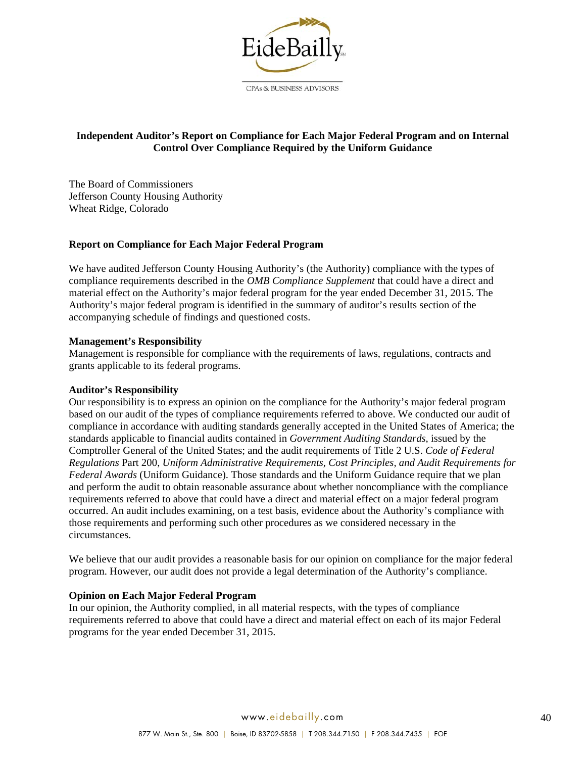**Independent Auditor's Report on Compliance for Each Major Federal Program and on Internal Control Over Compliance Required by the Uniform Guidance**

The Board of Commissioners
Jefferson County Housing Authority
Wheat Ridge, Colorado

## Report on Compliance for Each Major Federal Program

We have audited Jefferson County Housing Authority's (the Authority) compliance with the types of compliance requirements described in the *OMB Compliance Supplement* that could have a direct and material effect on the Authority's major federal program for the year ended December 31, 2015. The Authority's major federal program is identified in the summary of auditor's results section of the accompanying schedule of findings and questioned costs.

**Management's Responsibility**
Management is responsible for compliance with the requirements of laws, regulations, contracts and grants applicable to its federal programs.

**Auditor's Responsibility**
Our responsibility is to express an opinion on the compliance for the Authority's major federal program based on our audit of the types of compliance requirements referred to above. We conducted our audit of compliance in accordance with auditing standards generally accepted in the United States of America; the standards applicable to financial audits contained in *Government Auditing Standards*, issued by the Comptroller General of the United States; and the audit requirements of Title 2 U.S. *Code of Federal Regulations* Part 200, *Uniform Administrative Requirements, Cost Principles, and Audit Requirements for Federal Awards* (Uniform Guidance). Those standards and the Uniform Guidance require that we plan and perform the audit to obtain reasonable assurance about whether noncompliance with the compliance requirements referred to above that could have a direct and material effect on a major federal program occurred. An audit includes examining, on a test basis, evidence about the Authority's compliance with those requirements and performing such other procedures as we considered necessary in the circumstances.

We believe that our audit provides a reasonable basis for our opinion on compliance for the major federal program. However, our audit does not provide a legal determination of the Authority's compliance.

**Opinion on Each Major Federal Program**
In our opinion, the Authority complied, in all material respects, with the types of compliance requirements referred to above that could have a direct and material effect on each of its major Federal programs for the year ended December 31, 2015.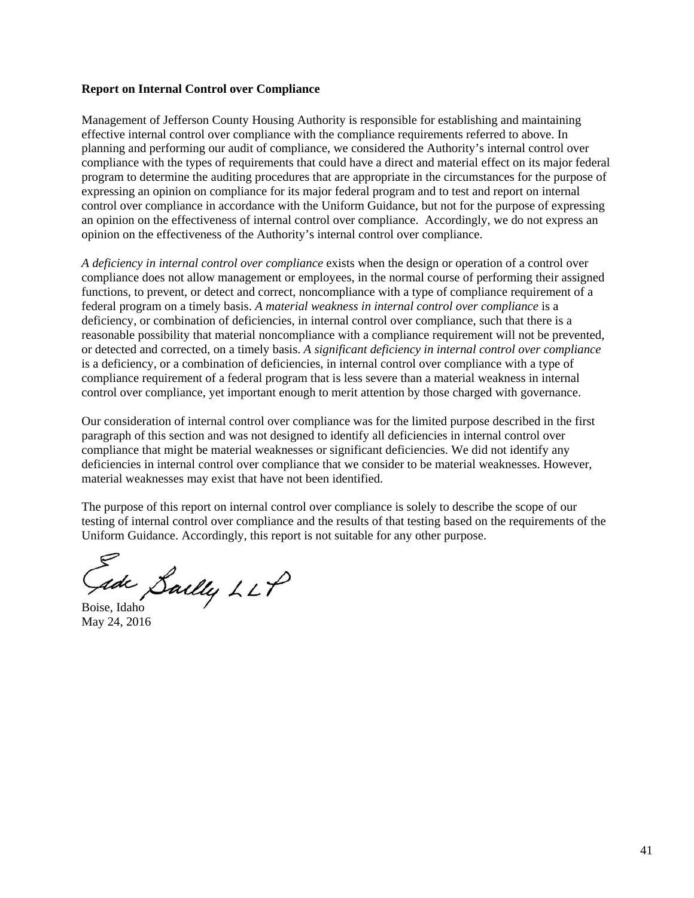**Report on Internal Control over Compliance**

Management of Jefferson County Housing Authority is responsible for establishing and maintaining effective internal control over compliance with the compliance requirements referred to above. In planning and performing our audit of compliance, we considered the Authority's internal control over compliance with the types of requirements that could have a direct and material effect on its major federal program to determine the auditing procedures that are appropriate in the circumstances for the purpose of expressing an opinion on compliance for its major federal program and to test and report on internal control over compliance in accordance with the Uniform Guidance, but not for the purpose of expressing an opinion on the effectiveness of internal control over compliance. Accordingly, we do not express an opinion on the effectiveness of the Authority's internal control over compliance.

*A deficiency in internal control over compliance* exists when the design or operation of a control over compliance does not allow management or employees, in the normal course of performing their assigned functions, to prevent, or detect and correct, noncompliance with a type of compliance requirement of a federal program on a timely basis. *A material weakness in internal control over compliance* is a deficiency, or combination of deficiencies, in internal control over compliance, such that there is a reasonable possibility that material noncompliance with a compliance requirement will not be prevented, or detected and corrected, on a timely basis. *A significant deficiency in internal control over compliance* is a deficiency, or a combination of deficiencies, in internal control over compliance with a type of compliance requirement of a federal program that is less severe than a material weakness in internal control over compliance, yet important enough to merit attention by those charged with governance.

Our consideration of internal control over compliance was for the limited purpose described in the first paragraph of this section and was not designed to identify all deficiencies in internal control over compliance that might be material weaknesses or significant deficiencies. We did not identify any deficiencies in internal control over compliance that we consider to be material weaknesses. However, material weaknesses may exist that have not been identified.

The purpose of this report on internal control over compliance is solely to describe the scope of our testing of internal control over compliance and the results of that testing based on the requirements of the Uniform Guidance. Accordingly, this report is not suitable for any other purpose.

Eide Bailly LLP

Boise, Idaho
May 24, 2016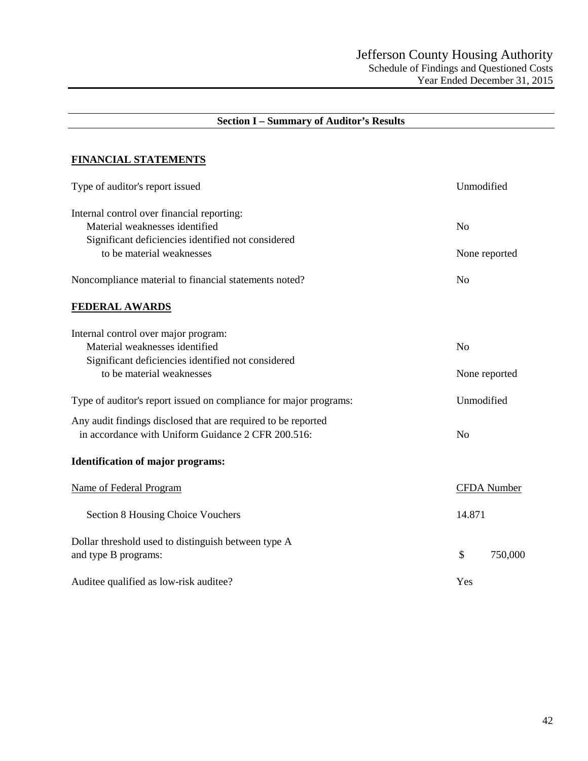Jefferson County Housing Authority
Schedule of Findings and Questioned Costs
Year Ended December 31, 2015

## Section I – Summary of Auditor's Results

### FINANCIAL STATEMENTS

| | |
|---|---|
| Type of auditor's report issued | Unmodified |
| Internal control over financial reporting: | |
| Material weaknesses identified | No |
| Significant deficiencies identified not considered to be material weaknesses | None reported |
| Noncompliance material to financial statements noted? | No |

### FEDERAL AWARDS

| | |
|---|---|
| Internal control over major program: | |
| Material weaknesses identified | No |
| Significant deficiencies identified not considered to be material weaknesses | None reported |
| Type of auditor's report issued on compliance for major programs: | Unmodified |
| Any audit findings disclosed that are required to be reported in accordance with Uniform Guidance 2 CFR 200.516: | No |

**Identification of major programs:**

| Name of Federal Program | CFDA Number |
|---|---|
| Section 8 Housing Choice Vouchers | 14.871 |

| | |
|---|---|
| Dollar threshold used to distinguish between type A and type B programs: | $ 750,000 |
| Auditee qualified as low-risk auditee? | Yes |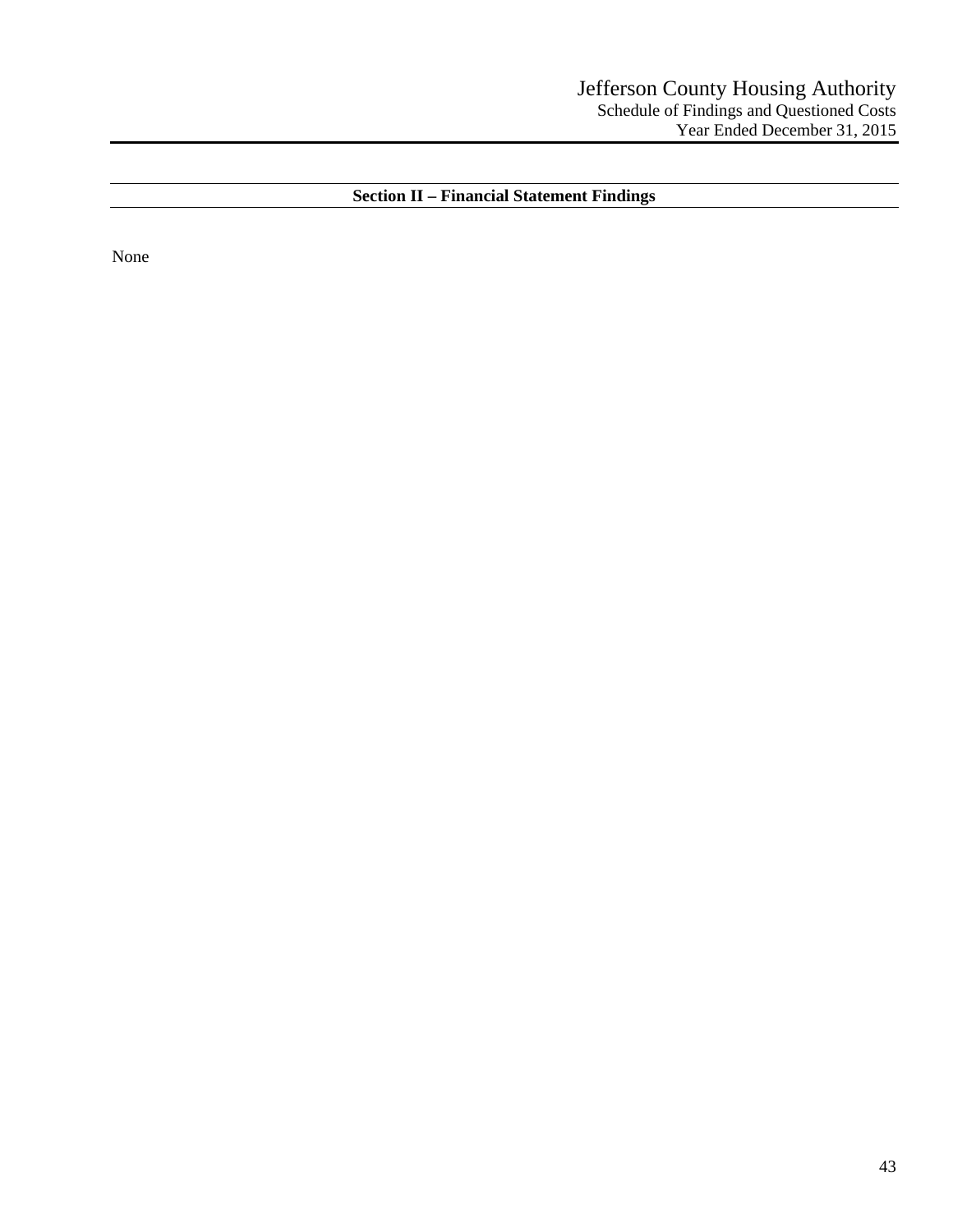## Section II – Financial Statement Findings

None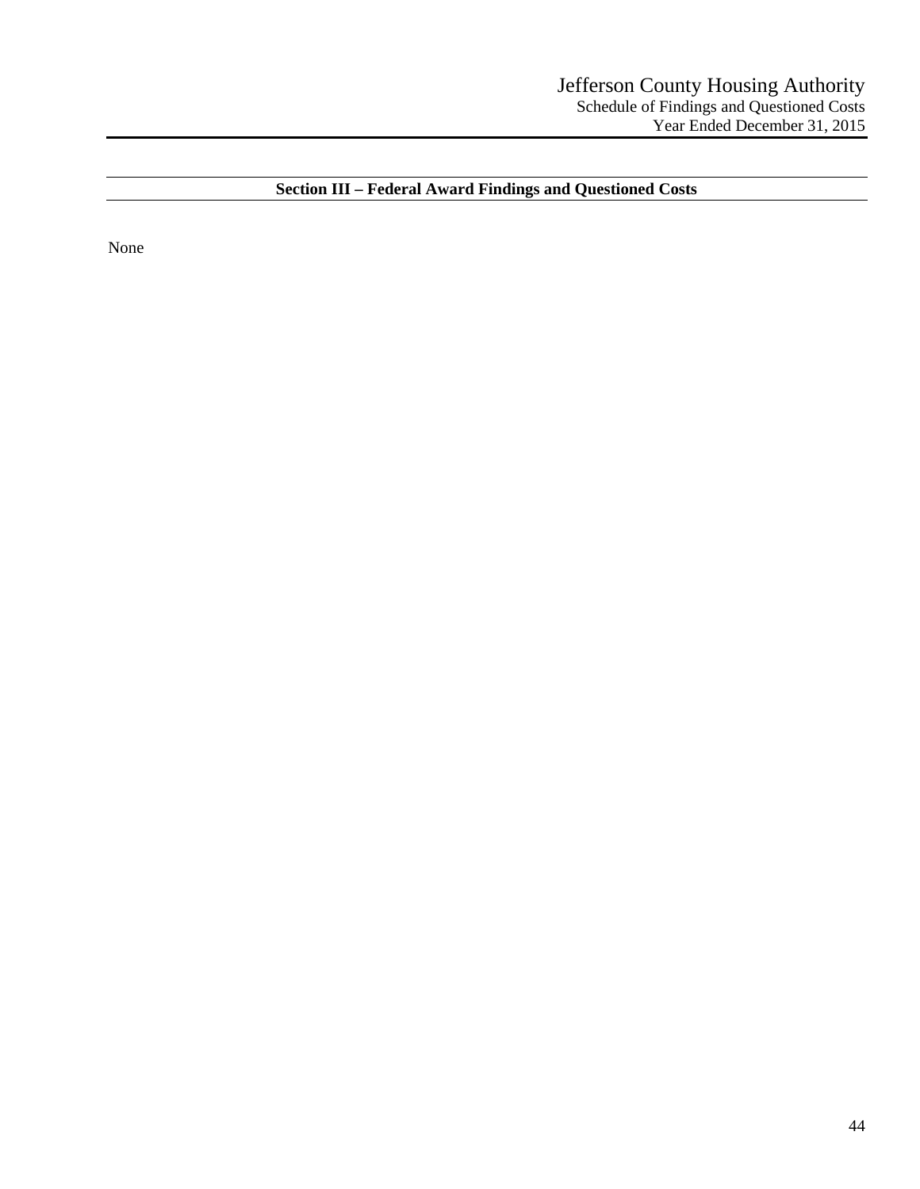## Section III – Federal Award Findings and Questioned Costs

None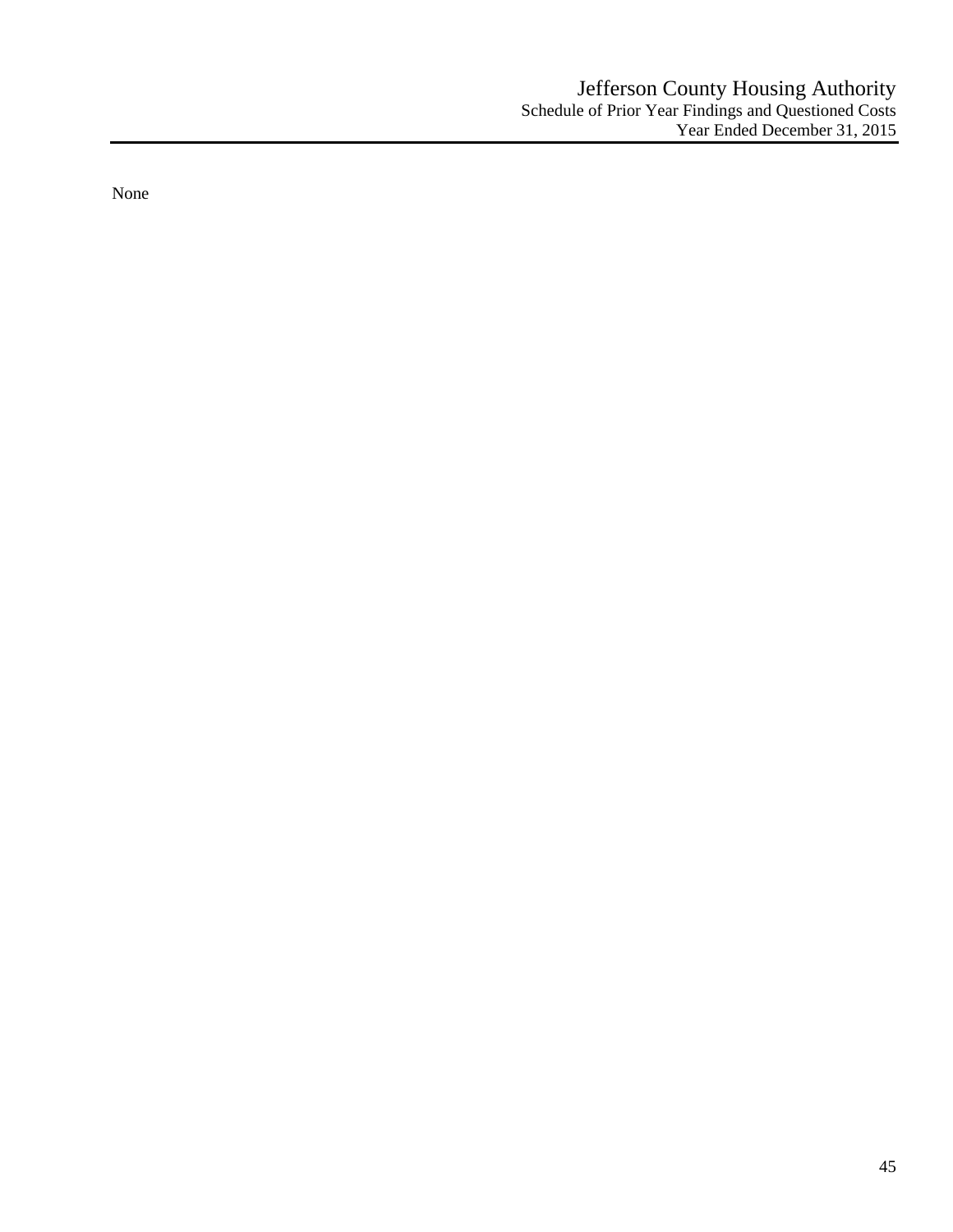# Jefferson County Housing Authority
## Schedule of Prior Year Findings and Questioned Costs
### Year Ended December 31, 2015

None